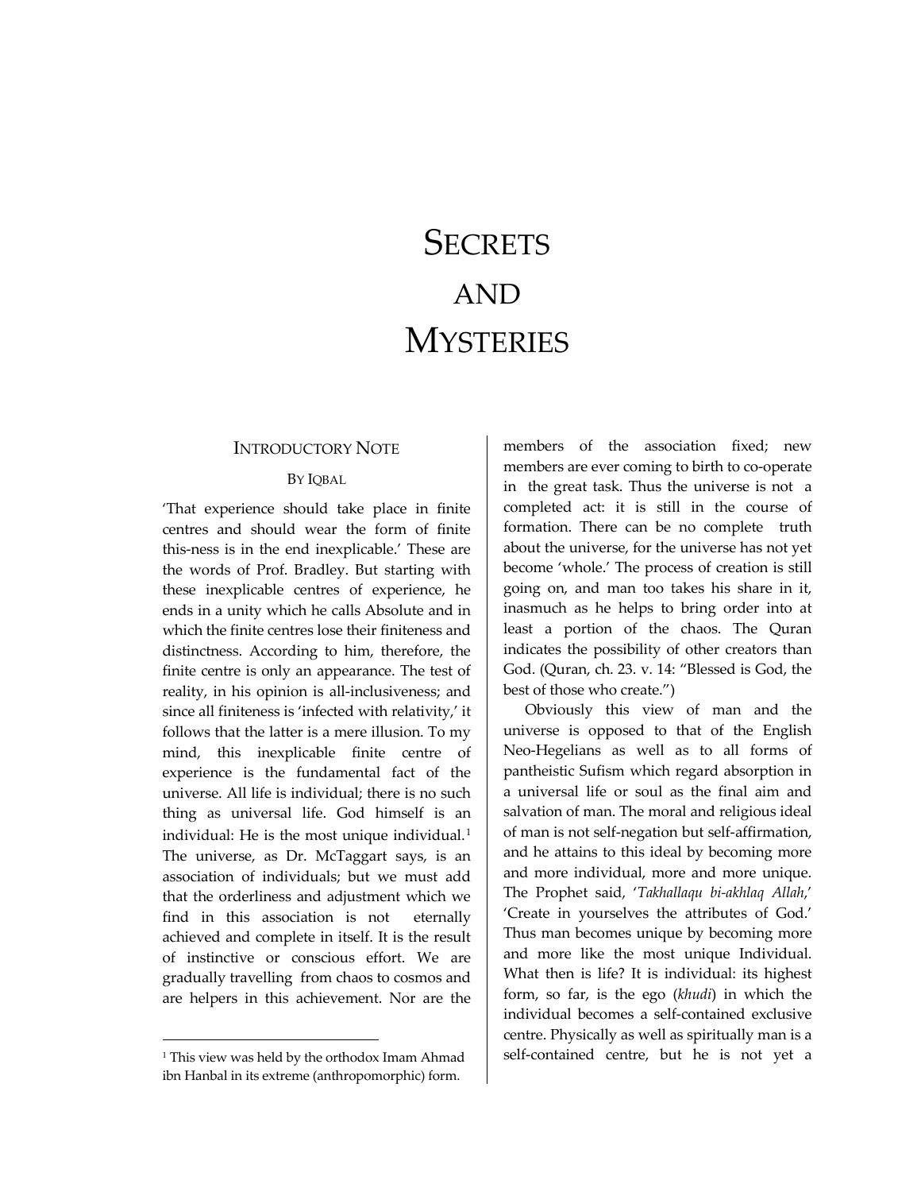# Secrets and Mysteries

## Introductory Note

By Iqbal

'That experience should take place in finite centres and should wear the form of finite this-ness is in the end inexplicable.' These are the words of Prof. Bradley. But starting with these inexplicable centres of experience, he ends in a unity which he calls Absolute and in which the finite centres lose their finiteness and distinctness. According to him, therefore, the finite centre is only an appearance. The test of reality, in his opinion is all-inclusiveness; and since all finiteness is 'infected with relativity,' it follows that the latter is a mere illusion. To my mind, this inexplicable finite centre of experience is the fundamental fact of the universe. All life is individual; there is no such thing as universal life. God himself is an individual: He is the most unique individual.[1] The universe, as Dr. McTaggart says, is an association of individuals; but we must add that the orderliness and adjustment which we find in this association is not eternally achieved and complete in itself. It is the result of instinctive or conscious effort. We are gradually travelling from chaos to cosmos and are helpers in this achievement. Nor are the members of the association fixed; new members are ever coming to birth to co-operate in the great task. Thus the universe is not a completed act: it is still in the course of formation. There can be no complete truth about the universe, for the universe has not yet become 'whole.' The process of creation is still going on, and man too takes his share in it, inasmuch as he helps to bring order into at least a portion of the chaos. The Quran indicates the possibility of other creators than God. (Quran, ch. 23. v. 14: "Blessed is God, the best of those who create.")

Obviously this view of man and the universe is opposed to that of the English Neo-Hegelians as well as to all forms of pantheistic Sufism which regard absorption in a universal life or soul as the final aim and salvation of man. The moral and religious ideal of man is not self-negation but self-affirmation, and he attains to this ideal by becoming more and more individual, more and more unique. The Prophet said, '*Takhallaqu bi-akhlaq Allah*,' 'Create in yourselves the attributes of God.' Thus man becomes unique by becoming more and more like the most unique Individual. What then is life? It is individual: its highest form, so far, is the ego (*khudi*) in which the individual becomes a self-contained exclusive centre. Physically as well as spiritually man is a self-contained centre, but he is not yet a

---

[1] This view was held by the orthodox Imam Ahmad ibn Hanbal in its extreme (anthropomorphic) form.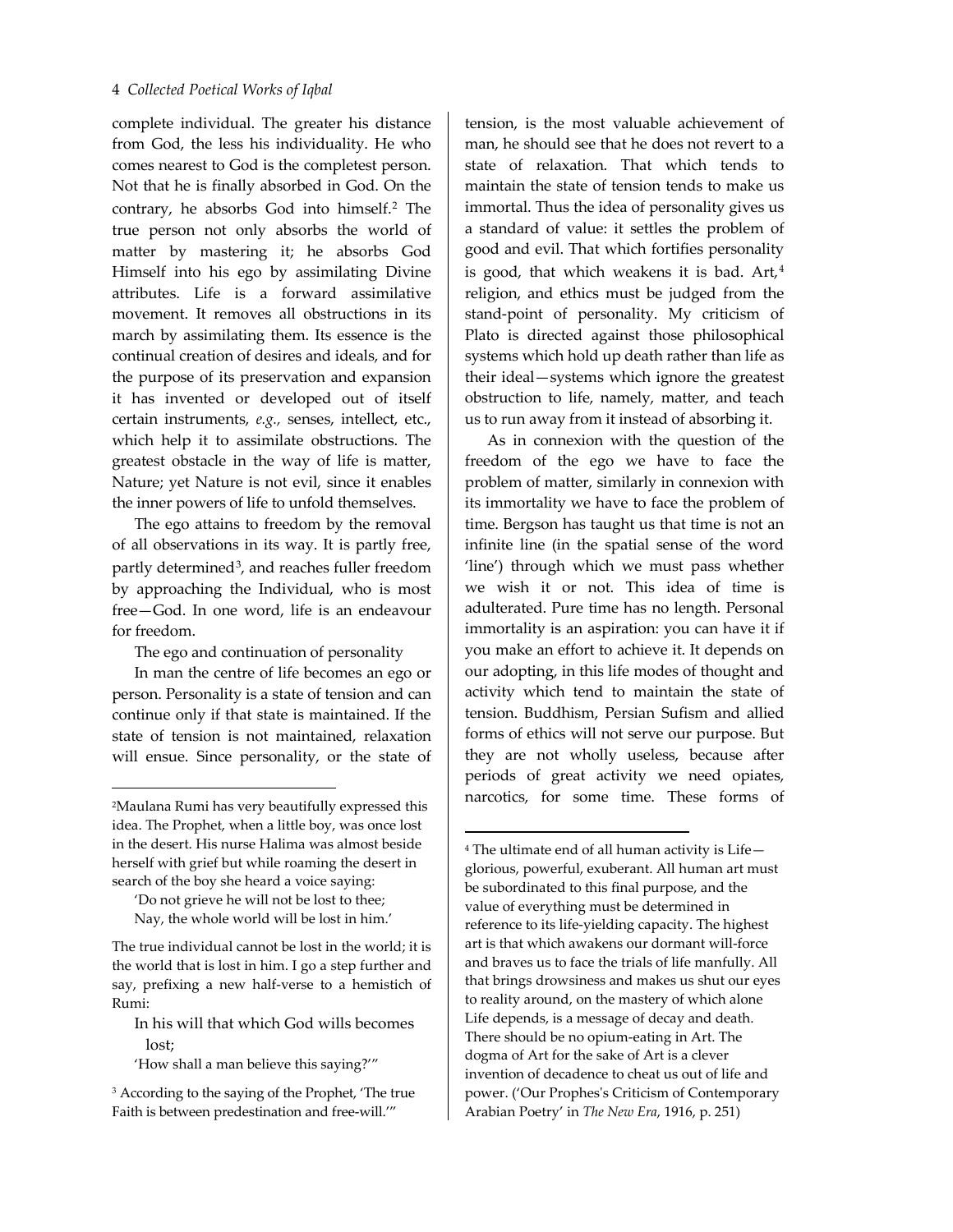complete individual. The greater his distance from God, the less his individuality. He who comes nearest to God is the completest person. Not that he is finally absorbed in God. On the contrary, he absorbs God into himself.[2] The true person not only absorbs the world of matter by mastering it; he absorbs God Himself into his ego by assimilating Divine attributes. Life is a forward assimilative movement. It removes all obstructions in its march by assimilating them. Its essence is the continual creation of desires and ideals, and for the purpose of its preservation and expansion it has invented or developed out of itself certain instruments, *e.g.,* senses, intellect, etc., which help it to assimilate obstructions. The greatest obstacle in the way of life is matter, Nature; yet Nature is not evil, since it enables the inner powers of life to unfold themselves.

The ego attains to freedom by the removal of all observations in its way. It is partly free, partly determined[3], and reaches fuller freedom by approaching the Individual, who is most free—God. In one word, life is an endeavour for freedom.

The ego and continuation of personality

In man the centre of life becomes an ego or person. Personality is a state of tension and can continue only if that state is maintained. If the state of tension is not maintained, relaxation will ensue. Since personality, or the state of tension, is the most valuable achievement of man, he should see that he does not revert to a state of relaxation. That which tends to maintain the state of tension tends to make us immortal. Thus the idea of personality gives us a standard of value: it settles the problem of good and evil. That which fortifies personality is good, that which weakens it is bad. Art,[4] religion, and ethics must be judged from the stand-point of personality. My criticism of Plato is directed against those philosophical systems which hold up death rather than life as their ideal—systems which ignore the greatest obstruction to life, namely, matter, and teach us to run away from it instead of absorbing it.

As in connexion with the question of the freedom of the ego we have to face the problem of matter, similarly in connexion with its immortality we have to face the problem of time. Bergson has taught us that time is not an infinite line (in the spatial sense of the word 'line') through which we must pass whether we wish it or not. This idea of time is adulterated. Pure time has no length. Personal immortality is an aspiration: you can have it if you make an effort to achieve it. It depends on our adopting, in this life modes of thought and activity which tend to maintain the state of tension. Buddhism, Persian Sufism and allied forms of ethics will not serve our purpose. But they are not wholly useless, because after periods of great activity we need opiates, narcotics, for some time. These forms of

---

[2]Maulana Rumi has very beautifully expressed this idea. The Prophet, when a little boy, was once lost in the desert. His nurse Halima was almost beside herself with grief but while roaming the desert in search of the boy she heard a voice saying:

> 'Do not grieve he will not be lost to thee;
> Nay, the whole world will be lost in him.'

The true individual cannot be lost in the world; it is the world that is lost in him. I go a step further and say, prefixing a new half-verse to a hemistich of Rumi:

> In his will that which God wills becomes lost;
> 'How shall a man believe this saying?'"

[3] According to the saying of the Prophet, 'The true Faith is between predestination and free-will.'"

[4] The ultimate end of all human activity is Life—glorious, powerful, exuberant. All human art must be subordinated to this final purpose, and the value of everything must be determined in reference to its life-yielding capacity. The highest art is that which awakens our dormant will-force and braves us to face the trials of life manfully. All that brings drowsiness and makes us shut our eyes to reality around, on the mastery of which alone Life depends, is a message of decay and death. There should be no opium-eating in Art. The dogma of Art for the sake of Art is a clever invention of decadence to cheat us out of life and power. ('Our Prophes's Criticism of Contemporary Arabian Poetry' in *The New Era*, 1916, p. 251)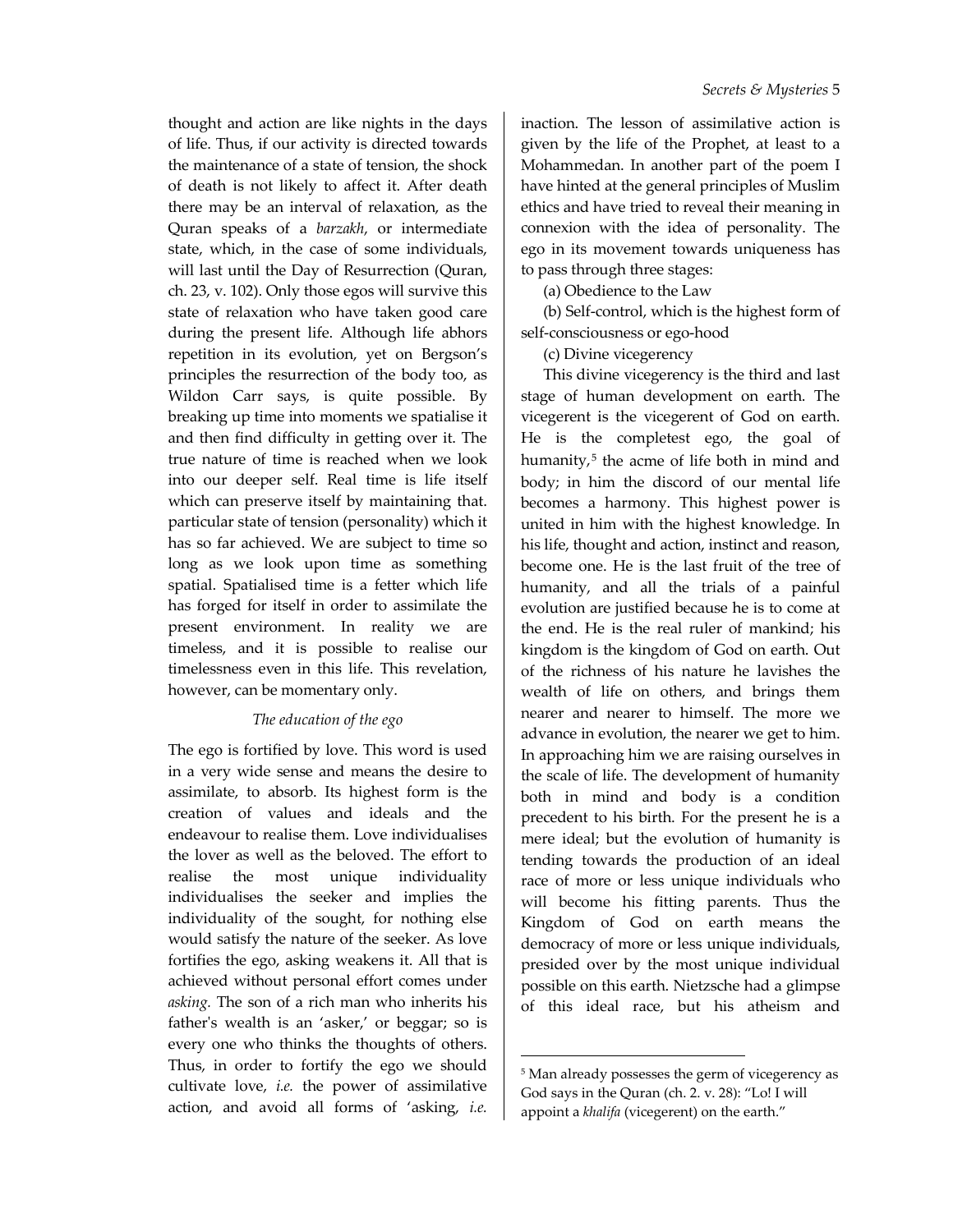thought and action are like nights in the days of life. Thus, if our activity is directed towards the maintenance of a state of tension, the shock of death is not likely to affect it. After death there may be an interval of relaxation, as the Quran speaks of a *barzakh*, or intermediate state, which, in the case of some individuals, will last until the Day of Resurrection (Quran, ch. 23, v. 102). Only those egos will survive this state of relaxation who have taken good care during the present life. Although life abhors repetition in its evolution, yet on Bergson's principles the resurrection of the body too, as Wildon Carr says, is quite possible. By breaking up time into moments we spatialise it and then find difficulty in getting over it. The true nature of time is reached when we look into our deeper self. Real time is life itself which can preserve itself by maintaining that. particular state of tension (personality) which it has so far achieved. We are subject to time so long as we look upon time as something spatial. Spatialised time is a fetter which life has forged for itself in order to assimilate the present environment. In reality we are timeless, and it is possible to realise our timelessness even in this life. This revelation, however, can be momentary only.

*The education of the ego*

The ego is fortified by love. This word is used in a very wide sense and means the desire to assimilate, to absorb. Its highest form is the creation of values and ideals and the endeavour to realise them. Love individualises the lover as well as the beloved. The effort to realise the most unique individuality individualises the seeker and implies the individuality of the sought, for nothing else would satisfy the nature of the seeker. As love fortifies the ego, asking weakens it. All that is achieved without personal effort comes under *asking.* The son of a rich man who inherits his father's wealth is an 'asker,' or beggar; so is every one who thinks the thoughts of others. Thus, in order to fortify the ego we should cultivate love, *i.e.* the power of assimilative action, and avoid all forms of 'asking, *i.e.* inaction. The lesson of assimilative action is given by the life of the Prophet, at least to a Mohammedan. In another part of the poem I have hinted at the general principles of Muslim ethics and have tried to reveal their meaning in connexion with the idea of personality. The ego in its movement towards uniqueness has to pass through three stages:

(a) Obedience to the Law

(b) Self-control, which is the highest form of self-consciousness or ego-hood

(c) Divine vicegerency

This divine vicegerency is the third and last stage of human development on earth. The vicegerent is the vicegerent of God on earth. He is the completest ego, the goal of humanity,[5] the acme of life both in mind and body; in him the discord of our mental life becomes a harmony. This highest power is united in him with the highest knowledge. In his life, thought and action, instinct and reason, become one. He is the last fruit of the tree of humanity, and all the trials of a painful evolution are justified because he is to come at the end. He is the real ruler of mankind; his kingdom is the kingdom of God on earth. Out of the richness of his nature he lavishes the wealth of life on others, and brings them nearer and nearer to himself. The more we advance in evolution, the nearer we get to him. In approaching him we are raising ourselves in the scale of life. The development of humanity both in mind and body is a condition precedent to his birth. For the present he is a mere ideal; but the evolution of humanity is tending towards the production of an ideal race of more or less unique individuals who will become his fitting parents. Thus the Kingdom of God on earth means the democracy of more or less unique individuals, presided over by the most unique individual possible on this earth. Nietzsche had a glimpse of this ideal race, but his atheism and

[5] Man already possesses the germ of vicegerency as God says in the Quran (ch. 2. v. 28): "Lo! I will appoint a *khalifa* (vicegerent) on the earth."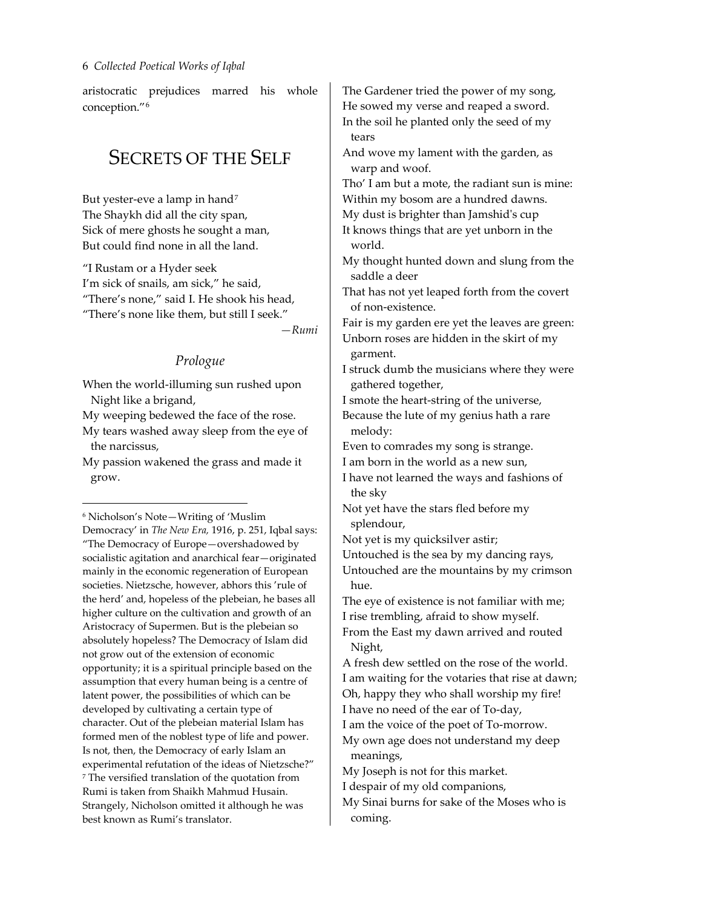aristocratic prejudices marred his whole conception."[6]

## SECRETS OF THE SELF

But yester-eve a lamp in hand[7]
The Shaykh did all the city span,
Sick of mere ghosts he sought a man,
But could find none in all the land.

"I Rustam or a Hyder seek
I'm sick of snails, am sick," he said,
"There's none," said I. He shook his head,
"There's none like them, but still I seek."

—*Rumi*

### *Prologue*

When the world-illuming sun rushed upon Night like a brigand,
My weeping bedewed the face of the rose.
My tears washed away sleep from the eye of the narcissus,
My passion wakened the grass and made it grow.
The Gardener tried the power of my song,
He sowed my verse and reaped a sword.
In the soil he planted only the seed of my tears
And wove my lament with the garden, as warp and woof.
Tho' I am but a mote, the radiant sun is mine:
Within my bosom are a hundred dawns.
My dust is brighter than Jamshid's cup
It knows things that are yet unborn in the world.
My thought hunted down and slung from the saddle a deer
That has not yet leaped forth from the covert of non-existence.
Fair is my garden ere yet the leaves are green:
Unborn roses are hidden in the skirt of my garment.
I struck dumb the musicians where they were gathered together,
I smote the heart-string of the universe,
Because the lute of my genius hath a rare melody:
Even to comrades my song is strange.
I am born in the world as a new sun,
I have not learned the ways and fashions of the sky
Not yet have the stars fled before my splendour,
Not yet is my quicksilver astir;
Untouched is the sea by my dancing rays,
Untouched are the mountains by my crimson hue.
The eye of existence is not familiar with me;
I rise trembling, afraid to show myself.
From the East my dawn arrived and routed Night,
A fresh dew settled on the rose of the world.
I am waiting for the votaries that rise at dawn;
Oh, happy they who shall worship my fire!
I have no need of the ear of To-day,
I am the voice of the poet of To-morrow.
My own age does not understand my deep meanings,
My Joseph is not for this market.
I despair of my old companions,
My Sinai burns for sake of the Moses who is coming.

---

[6] Nicholson's Note—Writing of 'Muslim Democracy' in *The New Era,* 1916, p. 251, Iqbal says: "The Democracy of Europe—overshadowed by socialistic agitation and anarchical fear—originated mainly in the economic regeneration of European societies. Nietzsche, however, abhors this 'rule of the herd' and, hopeless of the plebeian, he bases all higher culture on the cultivation and growth of an Aristocracy of Supermen. But is the plebeian so absolutely hopeless? The Democracy of Islam did not grow out of the extension of economic opportunity; it is a spiritual principle based on the assumption that every human being is a centre of latent power, the possibilities of which can be developed by cultivating a certain type of character. Out of the plebeian material Islam has formed men of the noblest type of life and power. Is not, then, the Democracy of early Islam an experimental refutation of the ideas of Nietzsche?"

[7] The versified translation of the quotation from Rumi is taken from Shaikh Mahmud Husain. Strangely, Nicholson omitted it although he was best known as Rumi's translator.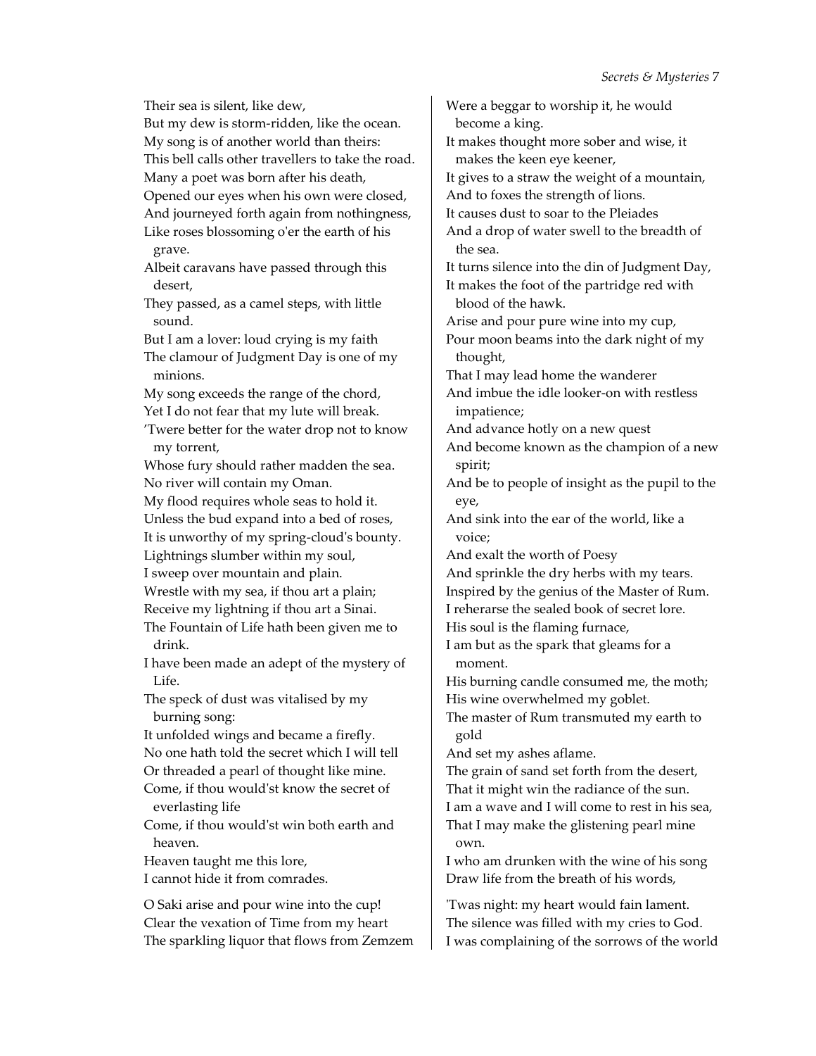Their sea is silent, like dew,
But my dew is storm-ridden, like the ocean.
My song is of another world than theirs:
This bell calls other travellers to take the road.
Many a poet was born after his death,
Opened our eyes when his own were closed,
And journeyed forth again from nothingness,
Like roses blossoming o'er the earth of his grave.
Albeit caravans have passed through this desert,
They passed, as a camel steps, with little sound.
But I am a lover: loud crying is my faith
The clamour of Judgment Day is one of my minions.
My song exceeds the range of the chord,
Yet I do not fear that my lute will break.
'Twere better for the water drop not to know my torrent,
Whose fury should rather madden the sea.
No river will contain my Oman.
My flood requires whole seas to hold it.
Unless the bud expand into a bed of roses,
It is unworthy of my spring-cloud's bounty.
Lightnings slumber within my soul,
I sweep over mountain and plain.
Wrestle with my sea, if thou art a plain;
Receive my lightning if thou art a Sinai.
The Fountain of Life hath been given me to drink.
I have been made an adept of the mystery of Life.
The speck of dust was vitalised by my burning song:
It unfolded wings and became a firefly.
No one hath told the secret which I will tell
Or threaded a pearl of thought like mine.
Come, if thou would'st know the secret of everlasting life
Come, if thou would'st win both earth and heaven.
Heaven taught me this lore,
I cannot hide it from comrades.

O Saki arise and pour wine into the cup!
Clear the vexation of Time from my heart
The sparkling liquor that flows from Zemzem
Were a beggar to worship it, he would become a king.
It makes thought more sober and wise, it makes the keen eye keener,
It gives to a straw the weight of a mountain,
And to foxes the strength of lions.
It causes dust to soar to the Pleiades
And a drop of water swell to the breadth of the sea.
It turns silence into the din of Judgment Day,
It makes the foot of the partridge red with blood of the hawk.
Arise and pour pure wine into my cup,
Pour moon beams into the dark night of my thought,
That I may lead home the wanderer
And imbue the idle looker-on with restless impatience;
And advance hotly on a new quest
And become known as the champion of a new spirit;
And be to people of insight as the pupil to the eye,
And sink into the ear of the world, like a voice;
And exalt the worth of Poesy
And sprinkle the dry herbs with my tears.
Inspired by the genius of the Master of Rum.
I reherarse the sealed book of secret lore.
His soul is the flaming furnace,
I am but as the spark that gleams for a moment.
His burning candle consumed me, the moth;
His wine overwhelmed my goblet.
The master of Rum transmuted my earth to gold
And set my ashes aflame.
The grain of sand set forth from the desert,
That it might win the radiance of the sun.
I am a wave and I will come to rest in his sea,
That I may make the glistening pearl mine own.
I who am drunken with the wine of his song
Draw life from the breath of his words,

'Twas night: my heart would fain lament.
The silence was filled with my cries to God.
I was complaining of the sorrows of the world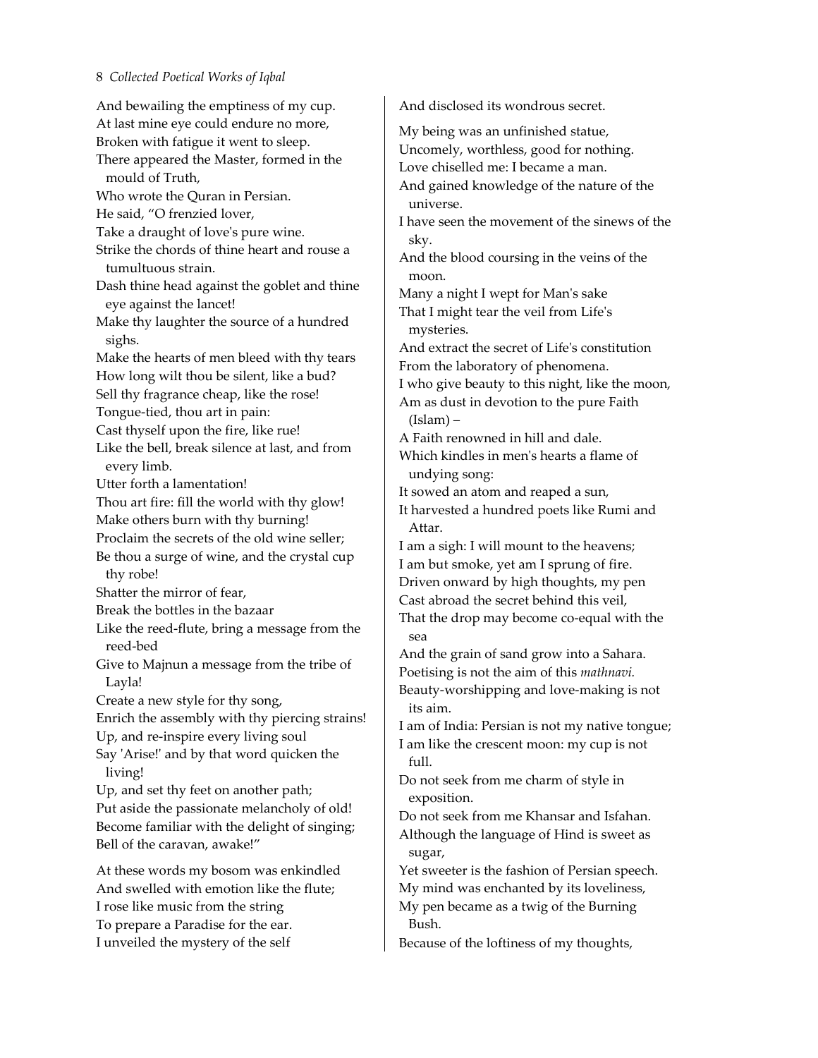And bewailing the emptiness of my cup.
At last mine eye could endure no more,
Broken with fatigue it went to sleep.
There appeared the Master, formed in the mould of Truth,
Who wrote the Quran in Persian.
He said, "O frenzied lover,
Take a draught of love's pure wine.
Strike the chords of thine heart and rouse a tumultuous strain.
Dash thine head against the goblet and thine eye against the lancet!
Make thy laughter the source of a hundred sighs.
Make the hearts of men bleed with thy tears
How long wilt thou be silent, like a bud?
Sell thy fragrance cheap, like the rose!
Tongue-tied, thou art in pain:
Cast thyself upon the fire, like rue!
Like the bell, break silence at last, and from every limb.
Utter forth a lamentation!
Thou art fire: fill the world with thy glow!
Make others burn with thy burning!
Proclaim the secrets of the old wine seller;
Be thou a surge of wine, and the crystal cup thy robe!
Shatter the mirror of fear,
Break the bottles in the bazaar
Like the reed-flute, bring a message from the reed-bed
Give to Majnun a message from the tribe of Layla!
Create a new style for thy song,
Enrich the assembly with thy piercing strains!
Up, and re-inspire every living soul
Say 'Arise!' and by that word quicken the living!
Up, and set thy feet on another path;
Put aside the passionate melancholy of old!
Become familiar with the delight of singing;
Bell of the caravan, awake!"

At these words my bosom was enkindled
And swelled with emotion like the flute;
I rose like music from the string
To prepare a Paradise for the ear.
I unveiled the mystery of the self
And disclosed its wondrous secret.

My being was an unfinished statue,
Uncomely, worthless, good for nothing.
Love chiselled me: I became a man.
And gained knowledge of the nature of the universe.
I have seen the movement of the sinews of the sky.
And the blood coursing in the veins of the moon.
Many a night I wept for Man's sake
That I might tear the veil from Life's mysteries.
And extract the secret of Life's constitution
From the laboratory of phenomena.
I who give beauty to this night, like the moon,
Am as dust in devotion to the pure Faith (Islam) –
A Faith renowned in hill and dale.
Which kindles in men's hearts a flame of undying song:
It sowed an atom and reaped a sun,
It harvested a hundred poets like Rumi and Attar.
I am a sigh: I will mount to the heavens;
I am but smoke, yet am I sprung of fire.
Driven onward by high thoughts, my pen
Cast abroad the secret behind this veil,
That the drop may become co-equal with the sea
And the grain of sand grow into a Sahara.
Poetising is not the aim of this *mathnavi.*
Beauty-worshipping and love-making is not its aim.
I am of India: Persian is not my native tongue;
I am like the crescent moon: my cup is not full.
Do not seek from me charm of style in exposition.
Do not seek from me Khansar and Isfahan.
Although the language of Hind is sweet as sugar,
Yet sweeter is the fashion of Persian speech.
My mind was enchanted by its loveliness,
My pen became as a twig of the Burning Bush.
Because of the loftiness of my thoughts,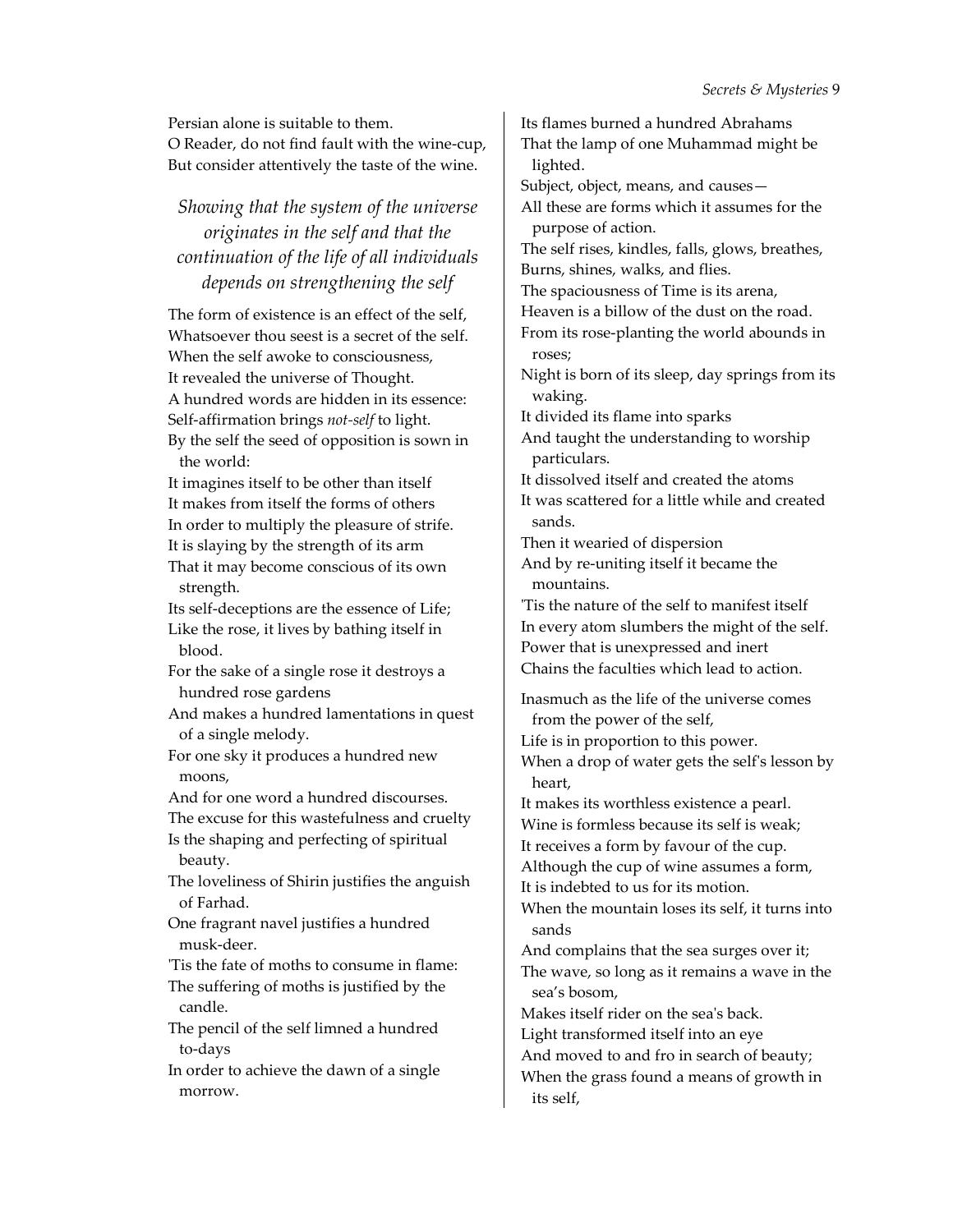Persian alone is suitable to them.
O Reader, do not find fault with the wine-cup,
But consider attentively the taste of the wine.

### *Showing that the system of the universe originates in the self and that the continuation of the life of all individuals depends on strengthening the self*

The form of existence is an effect of the self,
Whatsoever thou seest is a secret of the self.
When the self awoke to consciousness,
It revealed the universe of Thought.
A hundred words are hidden in its essence:
Self-affirmation brings *not-self* to light.
By the self the seed of opposition is sown in the world:
It imagines itself to be other than itself
It makes from itself the forms of others
In order to multiply the pleasure of strife.
It is slaying by the strength of its arm
That it may become conscious of its own strength.
Its self-deceptions are the essence of Life;
Like the rose, it lives by bathing itself in blood.
For the sake of a single rose it destroys a hundred rose gardens
And makes a hundred lamentations in quest of a single melody.
For one sky it produces a hundred new moons,
And for one word a hundred discourses.
The excuse for this wastefulness and cruelty
Is the shaping and perfecting of spiritual beauty.
The loveliness of Shirin justifies the anguish of Farhad.
One fragrant navel justifies a hundred musk-deer.
'Tis the fate of moths to consume in flame:
The suffering of moths is justified by the candle.
The pencil of the self limned a hundred to-days
In order to achieve the dawn of a single morrow.
Its flames burned a hundred Abrahams
That the lamp of one Muhammad might be lighted.
Subject, object, means, and causes—
All these are forms which it assumes for the purpose of action.
The self rises, kindles, falls, glows, breathes,
Burns, shines, walks, and flies.
The spaciousness of Time is its arena,
Heaven is a billow of the dust on the road.
From its rose-planting the world abounds in roses;
Night is born of its sleep, day springs from its waking.
It divided its flame into sparks
And taught the understanding to worship particulars.
It dissolved itself and created the atoms
It was scattered for a little while and created sands.
Then it wearied of dispersion
And by re-uniting itself it became the mountains.
'Tis the nature of the self to manifest itself
In every atom slumbers the might of the self.
Power that is unexpressed and inert
Chains the faculties which lead to action.

Inasmuch as the life of the universe comes from the power of the self,
Life is in proportion to this power.
When a drop of water gets the self's lesson by heart,
It makes its worthless existence a pearl.
Wine is formless because its self is weak;
It receives a form by favour of the cup.
Although the cup of wine assumes a form,
It is indebted to us for its motion.
When the mountain loses its self, it turns into sands
And complains that the sea surges over it;
The wave, so long as it remains a wave in the sea's bosom,
Makes itself rider on the sea's back.
Light transformed itself into an eye
And moved to and fro in search of beauty;
When the grass found a means of growth in its self,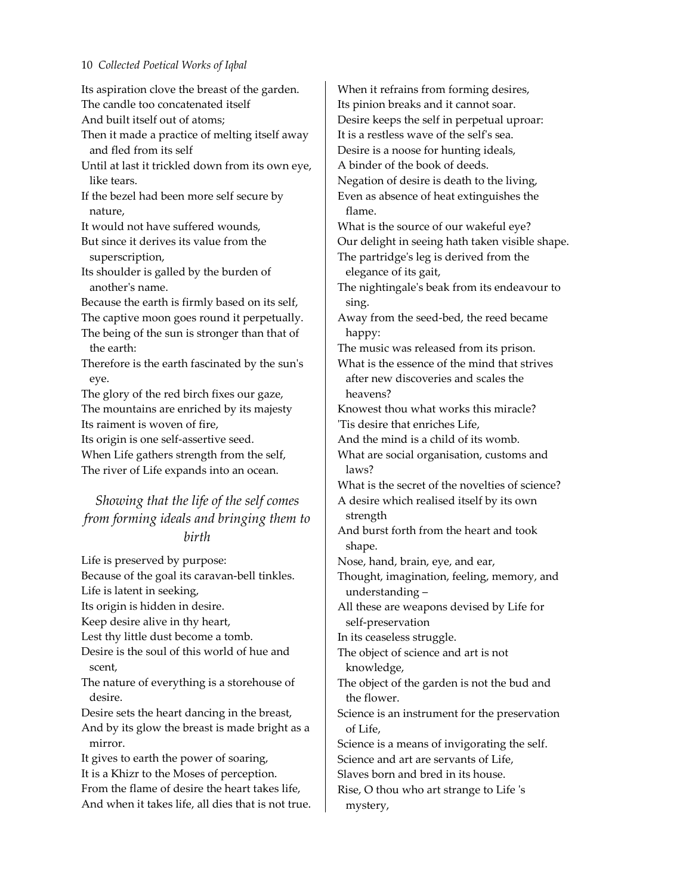Its aspiration clove the breast of the garden.
The candle too concatenated itself
And built itself out of atoms;
Then it made a practice of melting itself away and fled from its self
Until at last it trickled down from its own eye, like tears.
If the bezel had been more self secure by nature,
It would not have suffered wounds,
But since it derives its value from the superscription,
Its shoulder is galled by the burden of another's name.
Because the earth is firmly based on its self,
The captive moon goes round it perpetually.
The being of the sun is stronger than that of the earth:
Therefore is the earth fascinated by the sun's eye.
The glory of the red birch fixes our gaze,
The mountains are enriched by its majesty
Its raiment is woven of fire,
Its origin is one self-assertive seed.
When Life gathers strength from the self,
The river of Life expands into an ocean.

### *Showing that the life of the self comes from forming ideals and bringing them to birth*

Life is preserved by purpose:
Because of the goal its caravan-bell tinkles.
Life is latent in seeking,
Its origin is hidden in desire.
Keep desire alive in thy heart,
Lest thy little dust become a tomb.
Desire is the soul of this world of hue and scent,
The nature of everything is a storehouse of desire.
Desire sets the heart dancing in the breast,
And by its glow the breast is made bright as a mirror.
It gives to earth the power of soaring,
It is a Khizr to the Moses of perception.
From the flame of desire the heart takes life,
And when it takes life, all dies that is not true.
When it refrains from forming desires,
Its pinion breaks and it cannot soar.
Desire keeps the self in perpetual uproar:
It is a restless wave of the self's sea.
Desire is a noose for hunting ideals,
A binder of the book of deeds.
Negation of desire is death to the living,
Even as absence of heat extinguishes the flame.
What is the source of our wakeful eye?
Our delight in seeing hath taken visible shape.
The partridge's leg is derived from the elegance of its gait,
The nightingale's beak from its endeavour to sing.
Away from the seed-bed, the reed became happy:
The music was released from its prison.
What is the essence of the mind that strives after new discoveries and scales the heavens?
Knowest thou what works this miracle?
'Tis desire that enriches Life,
And the mind is a child of its womb.
What are social organisation, customs and laws?
What is the secret of the novelties of science?
A desire which realised itself by its own strength
And burst forth from the heart and took shape.
Nose, hand, brain, eye, and ear,
Thought, imagination, feeling, memory, and understanding –
All these are weapons devised by Life for self-preservation
In its ceaseless struggle.
The object of science and art is not knowledge,
The object of the garden is not the bud and the flower.
Science is an instrument for the preservation of Life,
Science is a means of invigorating the self.
Science and art are servants of Life,
Slaves born and bred in its house.
Rise, O thou who art strange to Life 's mystery,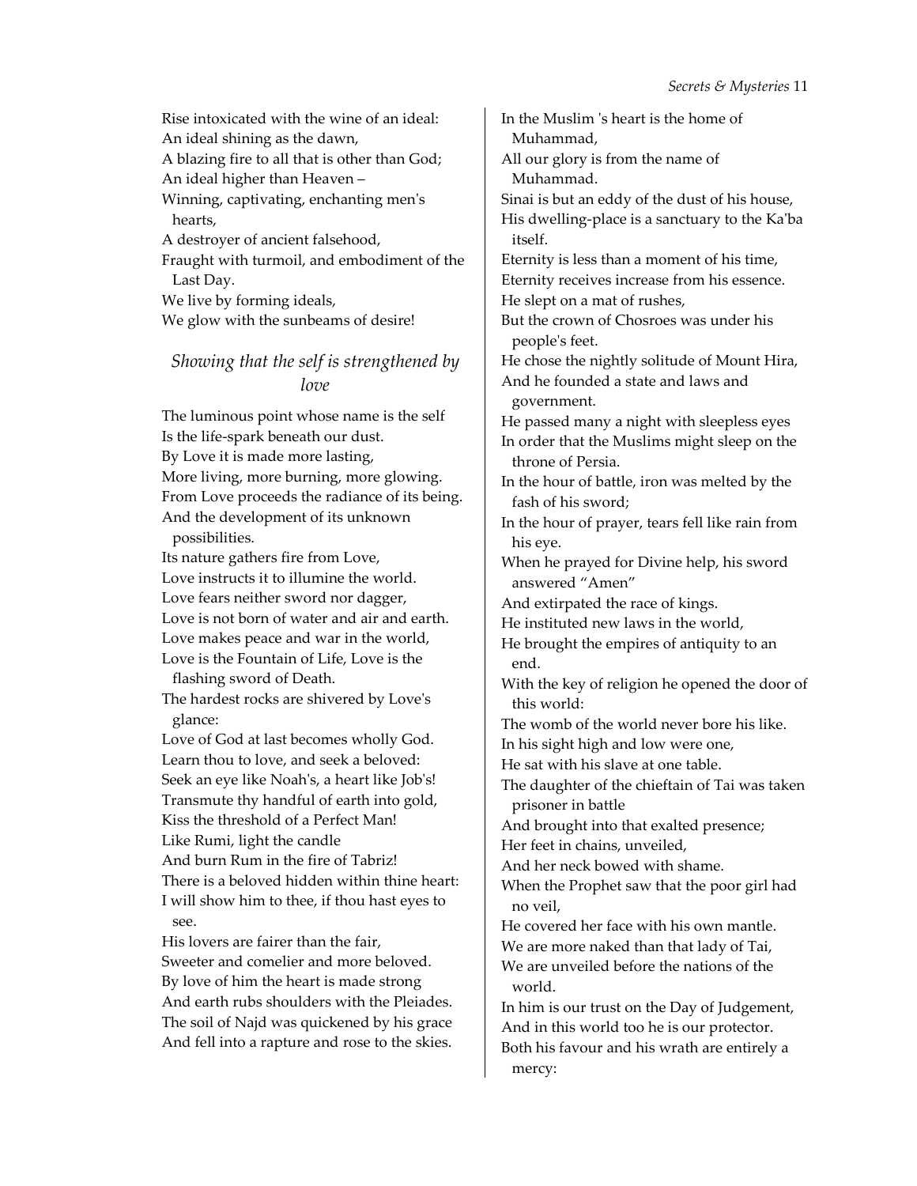Rise intoxicated with the wine of an ideal:
An ideal shining as the dawn,
A blazing fire to all that is other than God;
An ideal higher than Heaven –
Winning, captivating, enchanting men's hearts,
A destroyer of ancient falsehood,
Fraught with turmoil, and embodiment of the Last Day.
We live by forming ideals,
We glow with the sunbeams of desire!

### *Showing that the self is strengthened by love*

The luminous point whose name is the self
Is the life-spark beneath our dust.
By Love it is made more lasting,
More living, more burning, more glowing.
From Love proceeds the radiance of its being.
And the development of its unknown possibilities.
Its nature gathers fire from Love,
Love instructs it to illumine the world.
Love fears neither sword nor dagger,
Love is not born of water and air and earth.
Love makes peace and war in the world,
Love is the Fountain of Life, Love is the flashing sword of Death.
The hardest rocks are shivered by Love's glance:
Love of God at last becomes wholly God.
Learn thou to love, and seek a beloved:
Seek an eye like Noah's, a heart like Job's!
Transmute thy handful of earth into gold,
Kiss the threshold of a Perfect Man!
Like Rumi, light the candle
And burn Rum in the fire of Tabriz!
There is a beloved hidden within thine heart:
I will show him to thee, if thou hast eyes to see.
His lovers are fairer than the fair,
Sweeter and comelier and more beloved.
By love of him the heart is made strong
And earth rubs shoulders with the Pleiades.
The soil of Najd was quickened by his grace
And fell into a rapture and rose to the skies.
In the Muslim 's heart is the home of Muhammad,
All our glory is from the name of Muhammad.
Sinai is but an eddy of the dust of his house,
His dwelling-place is a sanctuary to the Ka'ba itself.
Eternity is less than a moment of his time,
Eternity receives increase from his essence.
He slept on a mat of rushes,
But the crown of Chosroes was under his people's feet.
He chose the nightly solitude of Mount Hira,
And he founded a state and laws and government.
He passed many a night with sleepless eyes
In order that the Muslims might sleep on the throne of Persia.
In the hour of battle, iron was melted by the fash of his sword;
In the hour of prayer, tears fell like rain from his eye.
When he prayed for Divine help, his sword answered "Amen"
And extirpated the race of kings.
He instituted new laws in the world,
He brought the empires of antiquity to an end.
With the key of religion he opened the door of this world:
The womb of the world never bore his like.
In his sight high and low were one,
He sat with his slave at one table.
The daughter of the chieftain of Tai was taken prisoner in battle
And brought into that exalted presence;
Her feet in chains, unveiled,
And her neck bowed with shame.
When the Prophet saw that the poor girl had no veil,
He covered her face with his own mantle.
We are more naked than that lady of Tai,
We are unveiled before the nations of the world.
In him is our trust on the Day of Judgement,
And in this world too he is our protector.
Both his favour and his wrath are entirely a mercy: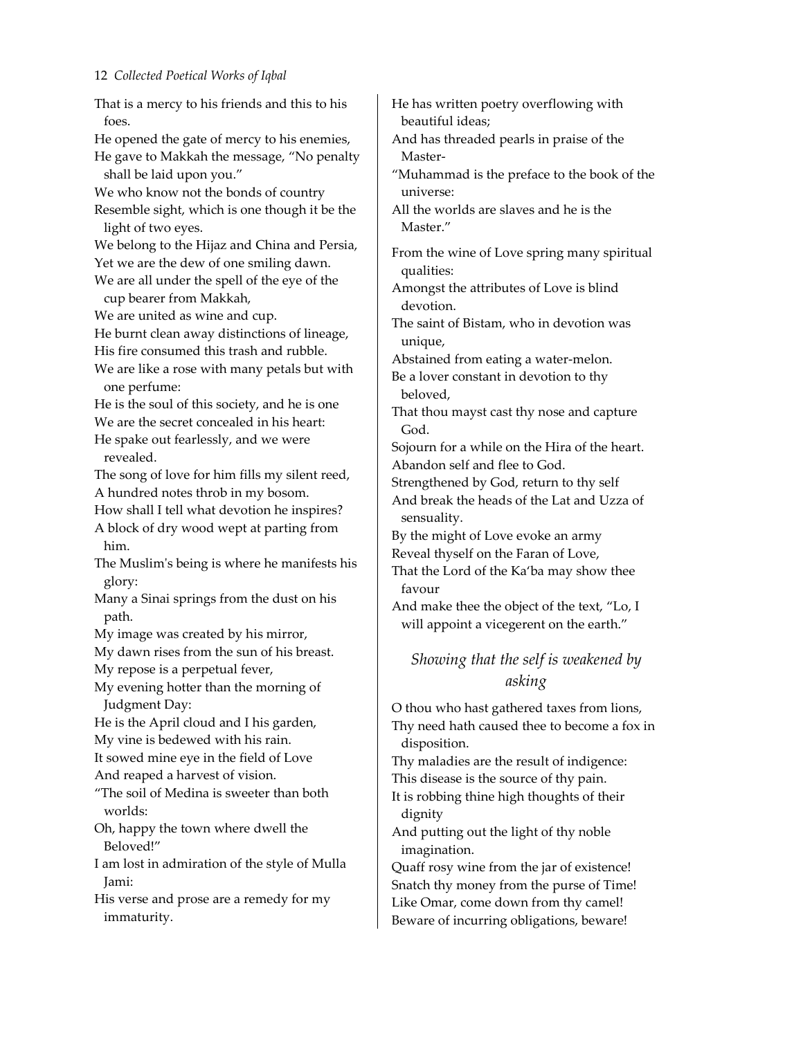That is a mercy to his friends and this to his foes.
He opened the gate of mercy to his enemies,
He gave to Makkah the message, "No penalty shall be laid upon you."
We who know not the bonds of country
Resemble sight, which is one though it be the light of two eyes.
We belong to the Hijaz and China and Persia,
Yet we are the dew of one smiling dawn.
We are all under the spell of the eye of the cup bearer from Makkah,
We are united as wine and cup.
He burnt clean away distinctions of lineage,
His fire consumed this trash and rubble.
We are like a rose with many petals but with one perfume:
He is the soul of this society, and he is one
We are the secret concealed in his heart:
He spake out fearlessly, and we were revealed.
The song of love for him fills my silent reed,
A hundred notes throb in my bosom.
How shall I tell what devotion he inspires?
A block of dry wood wept at parting from him.
The Muslim's being is where he manifests his glory:
Many a Sinai springs from the dust on his path.
My image was created by his mirror,
My dawn rises from the sun of his breast.
My repose is a perpetual fever,
My evening hotter than the morning of Judgment Day:
He is the April cloud and I his garden,
My vine is bedewed with his rain.
It sowed mine eye in the field of Love
And reaped a harvest of vision.
"The soil of Medina is sweeter than both worlds:
Oh, happy the town where dwell the Beloved!"
I am lost in admiration of the style of Mulla Jami:
His verse and prose are a remedy for my immaturity.
He has written poetry overflowing with beautiful ideas;
And has threaded pearls in praise of the Master-
"Muhammad is the preface to the book of the universe:
All the worlds are slaves and he is the Master."

From the wine of Love spring many spiritual qualities:
Amongst the attributes of Love is blind devotion.
The saint of Bistam, who in devotion was unique,
Abstained from eating a water-melon.
Be a lover constant in devotion to thy beloved,
That thou mayst cast thy nose and capture God.
Sojourn for a while on the Hira of the heart.
Abandon self and flee to God.
Strengthened by God, return to thy self
And break the heads of the Lat and Uzza of sensuality.
By the might of Love evoke an army
Reveal thyself on the Faran of Love,
That the Lord of the Ka'ba may show thee favour
And make thee the object of the text, "Lo, I will appoint a vicegerent on the earth."

## *Showing that the self is weakened by asking*

O thou who hast gathered taxes from lions,
Thy need hath caused thee to become a fox in disposition.
Thy maladies are the result of indigence:
This disease is the source of thy pain.
It is robbing thine high thoughts of their dignity
And putting out the light of thy noble imagination.
Quaff rosy wine from the jar of existence!
Snatch thy money from the purse of Time!
Like Omar, come down from thy camel!
Beware of incurring obligations, beware!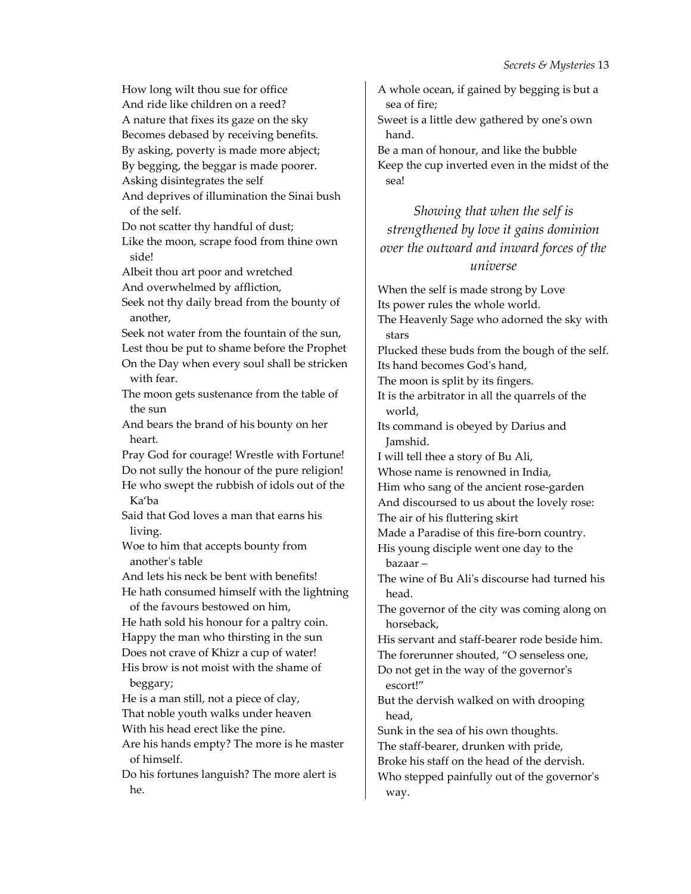How long wilt thou sue for office
And ride like children on a reed?
A nature that fixes its gaze on the sky
Becomes debased by receiving benefits.
By asking, poverty is made more abject;
By begging, the beggar is made poorer.
Asking disintegrates the self
And deprives of illumination the Sinai bush of the self.
Do not scatter thy handful of dust;
Like the moon, scrape food from thine own side!
Albeit thou art poor and wretched
And overwhelmed by affliction,
Seek not thy daily bread from the bounty of another,
Seek not water from the fountain of the sun,
Lest thou be put to shame before the Prophet
On the Day when every soul shall be stricken with fear.
The moon gets sustenance from the table of the sun
And bears the brand of his bounty on her heart.
Pray God for courage! Wrestle with Fortune!
Do not sully the honour of the pure religion!
He who swept the rubbish of idols out of the Ka'ba
Said that God loves a man that earns his living.
Woe to him that accepts bounty from another's table
And lets his neck be bent with benefits!
He hath consumed himself with the lightning of the favours bestowed on him,
He hath sold his honour for a paltry coin.
Happy the man who thirsting in the sun
Does not crave of Khizr a cup of water!
His brow is not moist with the shame of beggary;
He is a man still, not a piece of clay,
That noble youth walks under heaven
With his head erect like the pine.
Are his hands empty? The more is he master of himself.
Do his fortunes languish? The more alert is he.
A whole ocean, if gained by begging is but a sea of fire;
Sweet is a little dew gathered by one's own hand.
Be a man of honour, and like the bubble
Keep the cup inverted even in the midst of the sea!

### *Showing that when the self is strengthened by love it gains dominion over the outward and inward forces of the universe*

When the self is made strong by Love
Its power rules the whole world.
The Heavenly Sage who adorned the sky with stars
Plucked these buds from the bough of the self.
Its hand becomes God's hand,
The moon is split by its fingers.
It is the arbitrator in all the quarrels of the world,
Its command is obeyed by Darius and Jamshid.
I will tell thee a story of Bu Ali,
Whose name is renowned in India,
Him who sang of the ancient rose-garden
And discoursed to us about the lovely rose:
The air of his fluttering skirt
Made a Paradise of this fire-born country.
His young disciple went one day to the bazaar –
The wine of Bu Ali's discourse had turned his head.
The governor of the city was coming along on horseback,
His servant and staff-bearer rode beside him.
The forerunner shouted, "O senseless one,
Do not get in the way of the governor's escort!"
But the dervish walked on with drooping head,
Sunk in the sea of his own thoughts.
The staff-bearer, drunken with pride,
Broke his staff on the head of the dervish.
Who stepped painfully out of the governor's way.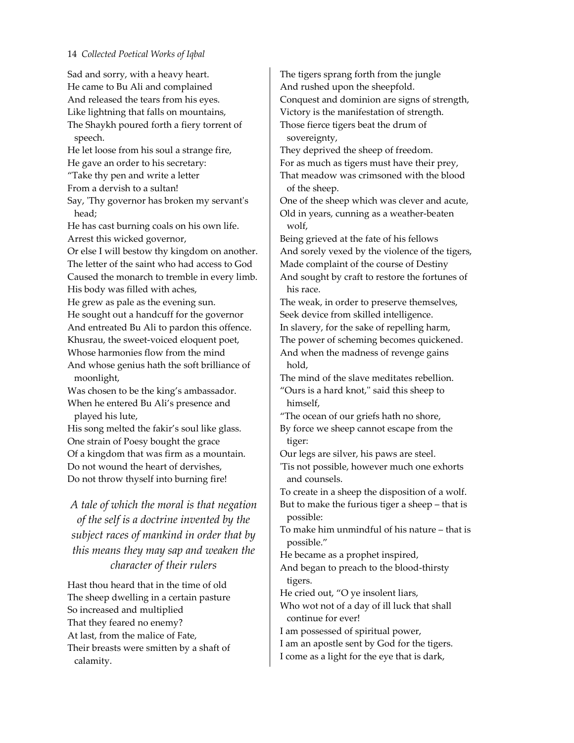Sad and sorry, with a heavy heart.
He came to Bu Ali and complained
And released the tears from his eyes.
Like lightning that falls on mountains,
The Shaykh poured forth a fiery torrent of speech.
He let loose from his soul a strange fire,
He gave an order to his secretary:
"Take thy pen and write a letter
From a dervish to a sultan!
Say, 'Thy governor has broken my servant's head;
He has cast burning coals on his own life.
Arrest this wicked governor,
Or else I will bestow thy kingdom on another.
The letter of the saint who had access to God
Caused the monarch to tremble in every limb.
His body was filled with aches,
He grew as pale as the evening sun.
He sought out a handcuff for the governor
And entreated Bu Ali to pardon this offence.
Khusrau, the sweet-voiced eloquent poet,
Whose harmonies flow from the mind
And whose genius hath the soft brilliance of moonlight,
Was chosen to be the king's ambassador.
When he entered Bu Ali's presence and played his lute,
His song melted the fakir's soul like glass.
One strain of Poesy bought the grace
Of a kingdom that was firm as a mountain.
Do not wound the heart of dervishes,
Do not throw thyself into burning fire!

### *A tale of which the moral is that negation of the self is a doctrine invented by the subject races of mankind in order that by this means they may sap and weaken the character of their rulers*

Hast thou heard that in the time of old
The sheep dwelling in a certain pasture
So increased and multiplied
That they feared no enemy?
At last, from the malice of Fate,
Their breasts were smitten by a shaft of calamity.
The tigers sprang forth from the jungle
And rushed upon the sheepfold.
Conquest and dominion are signs of strength,
Victory is the manifestation of strength.
Those fierce tigers beat the drum of sovereignty,
They deprived the sheep of freedom.
For as much as tigers must have their prey,
That meadow was crimsoned with the blood of the sheep.
One of the sheep which was clever and acute,
Old in years, cunning as a weather-beaten wolf,
Being grieved at the fate of his fellows
And sorely vexed by the violence of the tigers,
Made complaint of the course of Destiny
And sought by craft to restore the fortunes of his race.
The weak, in order to preserve themselves,
Seek device from skilled intelligence.
In slavery, for the sake of repelling harm,
The power of scheming becomes quickened.
And when the madness of revenge gains hold,
The mind of the slave meditates rebellion.
"Ours is a hard knot," said this sheep to himself,
"The ocean of our griefs hath no shore,
By force we sheep cannot escape from the tiger:
Our legs are silver, his paws are steel.
'Tis not possible, however much one exhorts and counsels.
To create in a sheep the disposition of a wolf.
But to make the furious tiger a sheep – that is possible:
To make him unmindful of his nature – that is possible."
He became as a prophet inspired,
And began to preach to the blood-thirsty tigers.
He cried out, "O ye insolent liars,
Who wot not of a day of ill luck that shall continue for ever!
I am possessed of spiritual power,
I am an apostle sent by God for the tigers.
I come as a light for the eye that is dark,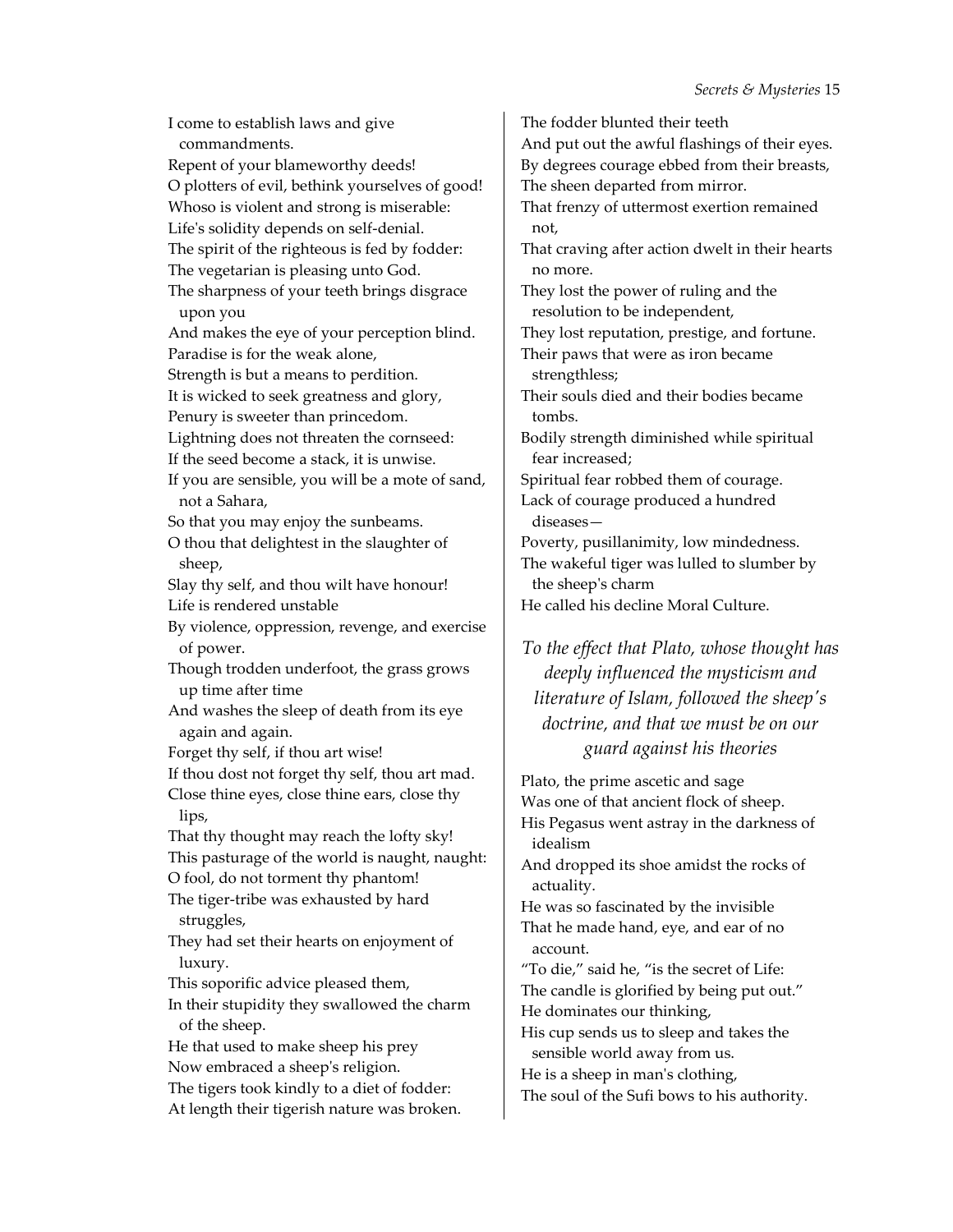I come to establish laws and give commandments.
Repent of your blameworthy deeds!
O plotters of evil, bethink yourselves of good!
Whoso is violent and strong is miserable:
Life's solidity depends on self-denial.
The spirit of the righteous is fed by fodder:
The vegetarian is pleasing unto God.
The sharpness of your teeth brings disgrace upon you
And makes the eye of your perception blind.
Paradise is for the weak alone,
Strength is but a means to perdition.
It is wicked to seek greatness and glory,
Penury is sweeter than princedom.
Lightning does not threaten the cornseed:
If the seed become a stack, it is unwise.
If you are sensible, you will be a mote of sand, not a Sahara,
So that you may enjoy the sunbeams.
O thou that delightest in the slaughter of sheep,
Slay thy self, and thou wilt have honour!
Life is rendered unstable
By violence, oppression, revenge, and exercise of power.
Though trodden underfoot, the grass grows up time after time
And washes the sleep of death from its eye again and again.
Forget thy self, if thou art wise!
If thou dost not forget thy self, thou art mad.
Close thine eyes, close thine ears, close thy lips,
That thy thought may reach the lofty sky!
This pasturage of the world is naught, naught:
O fool, do not torment thy phantom!
The tiger-tribe was exhausted by hard struggles,
They had set their hearts on enjoyment of luxury.
This soporific advice pleased them,
In their stupidity they swallowed the charm of the sheep.
He that used to make sheep his prey
Now embraced a sheep's religion.
The tigers took kindly to a diet of fodder:
At length their tigerish nature was broken.
The fodder blunted their teeth
And put out the awful flashings of their eyes.
By degrees courage ebbed from their breasts,
The sheen departed from mirror.
That frenzy of uttermost exertion remained not,
That craving after action dwelt in their hearts no more.
They lost the power of ruling and the resolution to be independent,
They lost reputation, prestige, and fortune.
Their paws that were as iron became strengthless;
Their souls died and their bodies became tombs.
Bodily strength diminished while spiritual fear increased;
Spiritual fear robbed them of courage.
Lack of courage produced a hundred diseases—
Poverty, pusillanimity, low mindedness.
The wakeful tiger was lulled to slumber by the sheep's charm
He called his decline Moral Culture.

*To the effect that Plato, whose thought has deeply influenced the mysticism and literature of Islam, followed the sheep's doctrine, and that we must be on our guard against his theories*

Plato, the prime ascetic and sage
Was one of that ancient flock of sheep.
His Pegasus went astray in the darkness of idealism
And dropped its shoe amidst the rocks of actuality.
He was so fascinated by the invisible
That he made hand, eye, and ear of no account.
"To die," said he, "is the secret of Life:
The candle is glorified by being put out."
He dominates our thinking,
His cup sends us to sleep and takes the sensible world away from us.
He is a sheep in man's clothing,
The soul of the Sufi bows to his authority.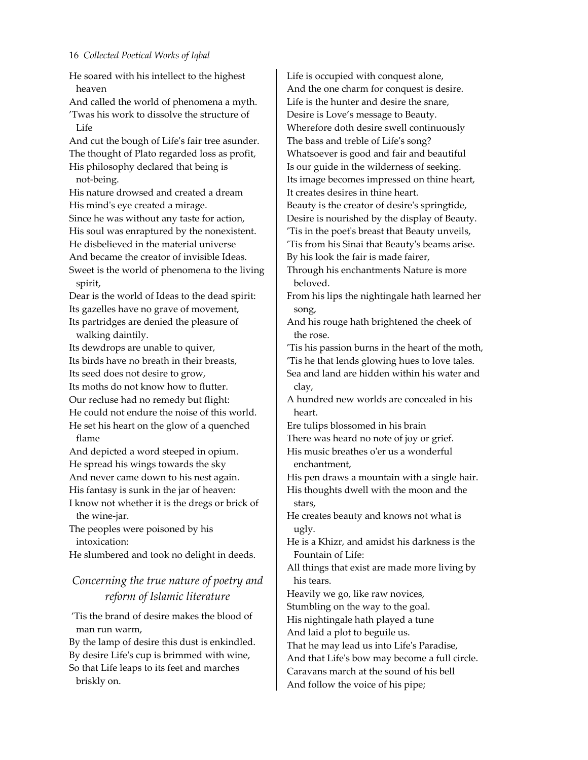He soared with his intellect to the highest heaven  
And called the world of phenomena a myth.  
'Twas his work to dissolve the structure of Life  
And cut the bough of Life's fair tree asunder.  
The thought of Plato regarded loss as profit,  
His philosophy declared that being is not-being.  
His nature drowsed and created a dream  
His mind's eye created a mirage.  
Since he was without any taste for action,  
His soul was enraptured by the nonexistent.  
He disbelieved in the material universe  
And became the creator of invisible Ideas.  
Sweet is the world of phenomena to the living spirit,  
Dear is the world of Ideas to the dead spirit:  
Its gazelles have no grave of movement,  
Its partridges are denied the pleasure of walking daintily.  
Its dewdrops are unable to quiver,  
Its birds have no breath in their breasts,  
Its seed does not desire to grow,  
Its moths do not know how to flutter.  
Our recluse had no remedy but flight:  
He could not endure the noise of this world.  
He set his heart on the glow of a quenched flame  
And depicted a word steeped in opium.  
He spread his wings towards the sky  
And never came down to his nest again.  
His fantasy is sunk in the jar of heaven:  
I know not whether it is the dregs or brick of the wine-jar.  
The peoples were poisoned by his intoxication:  
He slumbered and took no delight in deeds.

### *Concerning the true nature of poetry and reform of Islamic literature*

'Tis the brand of desire makes the blood of man run warm,  
By the lamp of desire this dust is enkindled.  
By desire Life's cup is brimmed with wine,  
So that Life leaps to its feet and marches briskly on.  
Life is occupied with conquest alone,  
And the one charm for conquest is desire.  
Life is the hunter and desire the snare,  
Desire is Love's message to Beauty.  
Wherefore doth desire swell continuously  
The bass and treble of Life's song?  
Whatsoever is good and fair and beautiful  
Is our guide in the wilderness of seeking.  
Its image becomes impressed on thine heart,  
It creates desires in thine heart.  
Beauty is the creator of desire's springtide,  
Desire is nourished by the display of Beauty.  
'Tis in the poet's breast that Beauty unveils,  
'Tis from his Sinai that Beauty's beams arise.  
By his look the fair is made fairer,  
Through his enchantments Nature is more beloved.  
From his lips the nightingale hath learned her song,  
And his rouge hath brightened the cheek of the rose.  
'Tis his passion burns in the heart of the moth,  
'Tis he that lends glowing hues to love tales.  
Sea and land are hidden within his water and clay,  
A hundred new worlds are concealed in his heart.  
Ere tulips blossomed in his brain  
There was heard no note of joy or grief.  
His music breathes o'er us a wonderful enchantment,  
His pen draws a mountain with a single hair.  
His thoughts dwell with the moon and the stars,  
He creates beauty and knows not what is ugly.  
He is a Khizr, and amidst his darkness is the Fountain of Life:  
All things that exist are made more living by his tears.  
Heavily we go, like raw novices,  
Stumbling on the way to the goal.  
His nightingale hath played a tune  
And laid a plot to beguile us.  
That he may lead us into Life's Paradise,  
And that Life's bow may become a full circle.  
Caravans march at the sound of his bell  
And follow the voice of his pipe;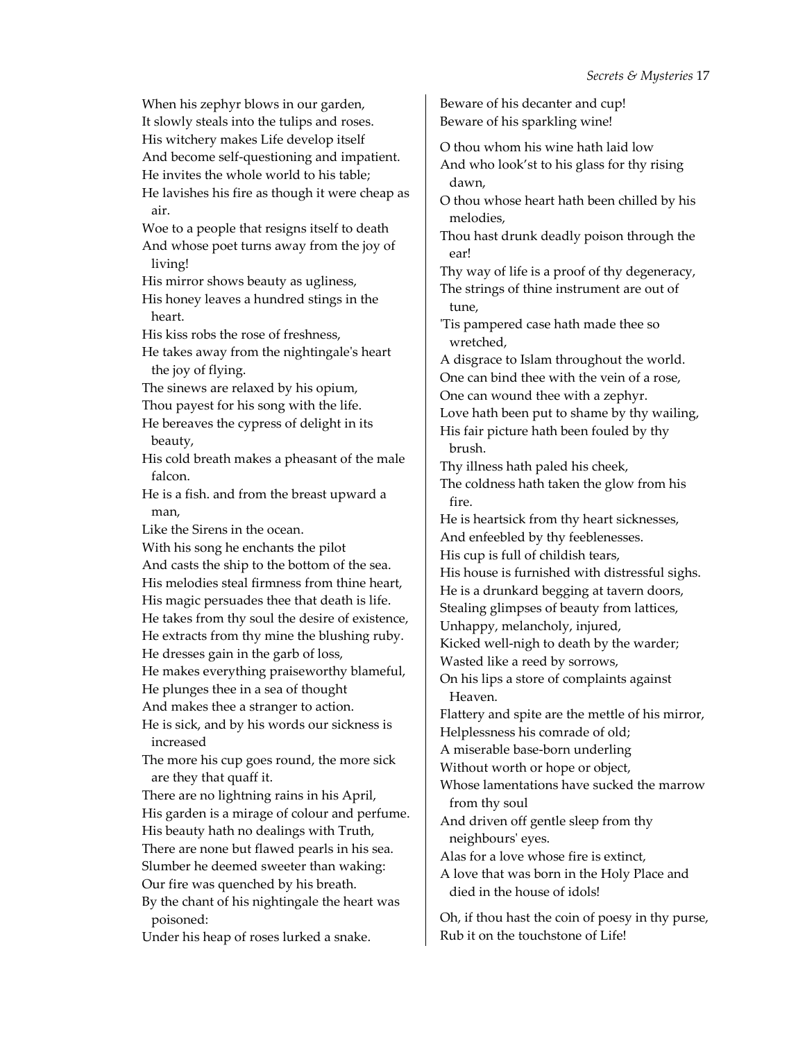When his zephyr blows in our garden,
It slowly steals into the tulips and roses.
His witchery makes Life develop itself
And become self-questioning and impatient.
He invites the whole world to his table;
He lavishes his fire as though it were cheap as air.
Woe to a people that resigns itself to death
And whose poet turns away from the joy of living!
His mirror shows beauty as ugliness,
His honey leaves a hundred stings in the heart.
His kiss robs the rose of freshness,
He takes away from the nightingale's heart the joy of flying.
The sinews are relaxed by his opium,
Thou payest for his song with the life.
He bereaves the cypress of delight in its beauty,
His cold breath makes a pheasant of the male falcon.
He is a fish. and from the breast upward a man,
Like the Sirens in the ocean.
With his song he enchants the pilot
And casts the ship to the bottom of the sea.
His melodies steal firmness from thine heart,
His magic persuades thee that death is life.
He takes from thy soul the desire of existence,
He extracts from thy mine the blushing ruby.
He dresses gain in the garb of loss,
He makes everything praiseworthy blameful,
He plunges thee in a sea of thought
And makes thee a stranger to action.
He is sick, and by his words our sickness is increased
The more his cup goes round, the more sick are they that quaff it.
There are no lightning rains in his April,
His garden is a mirage of colour and perfume.
His beauty hath no dealings with Truth,
There are none but flawed pearls in his sea.
Slumber he deemed sweeter than waking:
Our fire was quenched by his breath.
By the chant of his nightingale the heart was poisoned:
Under his heap of roses lurked a snake.
Beware of his decanter and cup!
Beware of his sparkling wine!

O thou whom his wine hath laid low
And who look'st to his glass for thy rising dawn,
O thou whose heart hath been chilled by his melodies,
Thou hast drunk deadly poison through the ear!
Thy way of life is a proof of thy degeneracy,
The strings of thine instrument are out of tune,
'Tis pampered case hath made thee so wretched,
A disgrace to Islam throughout the world.
One can bind thee with the vein of a rose,
One can wound thee with a zephyr.
Love hath been put to shame by thy wailing,
His fair picture hath been fouled by thy brush.
Thy illness hath paled his cheek,
The coldness hath taken the glow from his fire.
He is heartsick from thy heart sicknesses,
And enfeebled by thy feeblenesses.
His cup is full of childish tears,
His house is furnished with distressful sighs.
He is a drunkard begging at tavern doors,
Stealing glimpses of beauty from lattices,
Unhappy, melancholy, injured,
Kicked well-nigh to death by the warder;
Wasted like a reed by sorrows,
On his lips a store of complaints against Heaven.
Flattery and spite are the mettle of his mirror,
Helplessness his comrade of old;
A miserable base-born underling
Without worth or hope or object,
Whose lamentations have sucked the marrow from thy soul
And driven off gentle sleep from thy neighbours' eyes.
Alas for a love whose fire is extinct,
A love that was born in the Holy Place and died in the house of idols!

Oh, if thou hast the coin of poesy in thy purse,
Rub it on the touchstone of Life!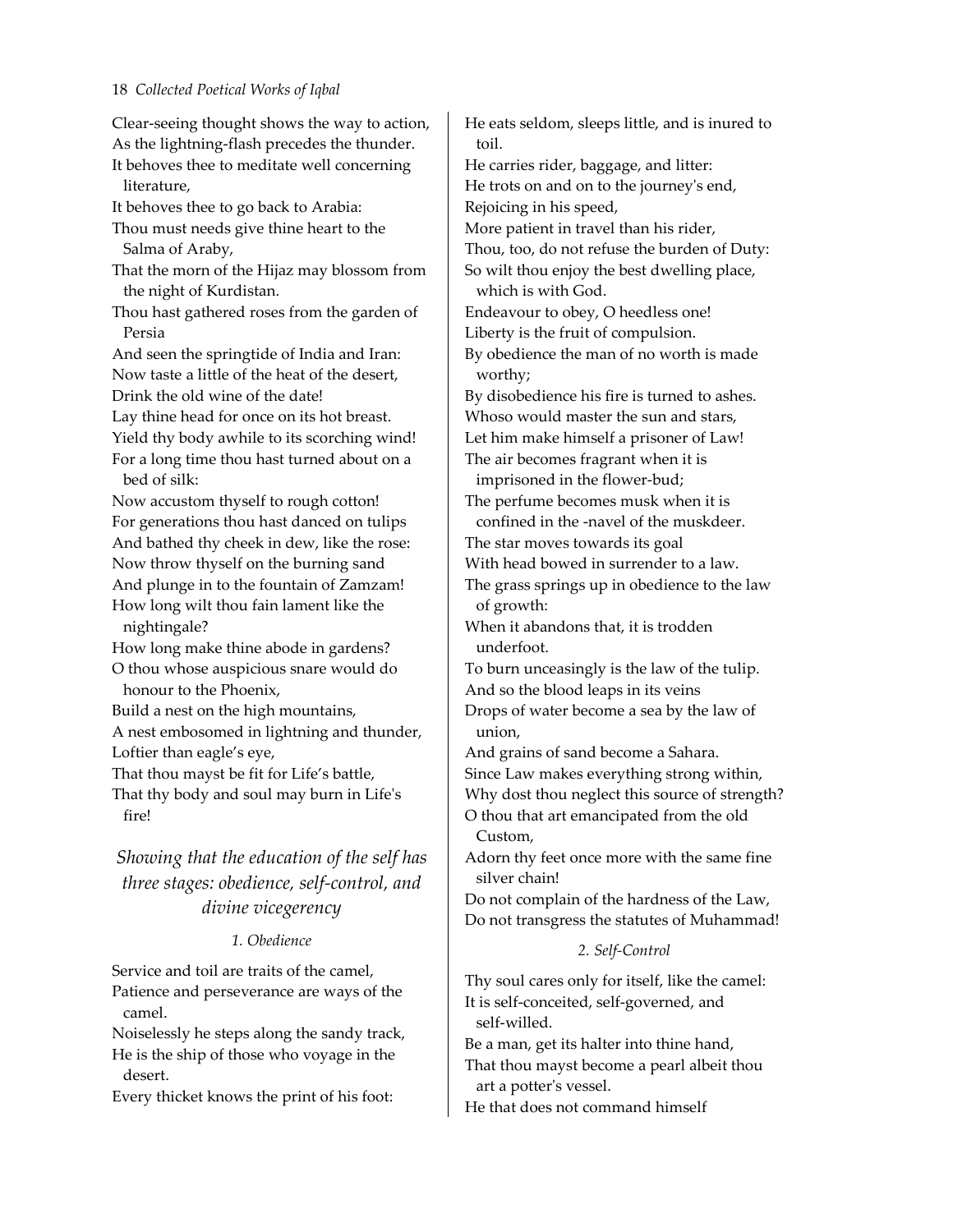Clear-seeing thought shows the way to action,
As the lightning-flash precedes the thunder.
It behoves thee to meditate well concerning literature,
It behoves thee to go back to Arabia:
Thou must needs give thine heart to the Salma of Araby,
That the morn of the Hijaz may blossom from the night of Kurdistan.
Thou hast gathered roses from the garden of Persia
And seen the springtide of India and Iran:
Now taste a little of the heat of the desert,
Drink the old wine of the date!
Lay thine head for once on its hot breast.
Yield thy body awhile to its scorching wind!
For a long time thou hast turned about on a bed of silk:
Now accustom thyself to rough cotton!
For generations thou hast danced on tulips
And bathed thy cheek in dew, like the rose:
Now throw thyself on the burning sand
And plunge in to the fountain of Zamzam!
How long wilt thou fain lament like the nightingale?
How long make thine abode in gardens?
O thou whose auspicious snare would do honour to the Phoenix,
Build a nest on the high mountains,
A nest embosomed in lightning and thunder,
Loftier than eagle's eye,
That thou mayst be fit for Life's battle,
That thy body and soul may burn in Life's fire!

### *Showing that the education of the self has three stages: obedience, self-control, and divine vicegerency*

#### *1. Obedience*

Service and toil are traits of the camel,
Patience and perseverance are ways of the camel.
Noiselessly he steps along the sandy track,
He is the ship of those who voyage in the desert.
Every thicket knows the print of his foot:
He eats seldom, sleeps little, and is inured to toil.
He carries rider, baggage, and litter:
He trots on and on to the journey's end,
Rejoicing in his speed,
More patient in travel than his rider,
Thou, too, do not refuse the burden of Duty:
So wilt thou enjoy the best dwelling place, which is with God.
Endeavour to obey, O heedless one!
Liberty is the fruit of compulsion.
By obedience the man of no worth is made worthy;
By disobedience his fire is turned to ashes.
Whoso would master the sun and stars,
Let him make himself a prisoner of Law!
The air becomes fragrant when it is imprisoned in the flower-bud;
The perfume becomes musk when it is confined in the -navel of the muskdeer.
The star moves towards its goal
With head bowed in surrender to a law.
The grass springs up in obedience to the law of growth:
When it abandons that, it is trodden underfoot.
To burn unceasingly is the law of the tulip.
And so the blood leaps in its veins
Drops of water become a sea by the law of union,
And grains of sand become a Sahara.
Since Law makes everything strong within,
Why dost thou neglect this source of strength?
O thou that art emancipated from the old Custom,
Adorn thy feet once more with the same fine silver chain!
Do not complain of the hardness of the Law,
Do not transgress the statutes of Muhammad!

#### *2. Self-Control*

Thy soul cares only for itself, like the camel:
It is self-conceited, self-governed, and self-willed.
Be a man, get its halter into thine hand,
That thou mayst become a pearl albeit thou art a potter's vessel.
He that does not command himself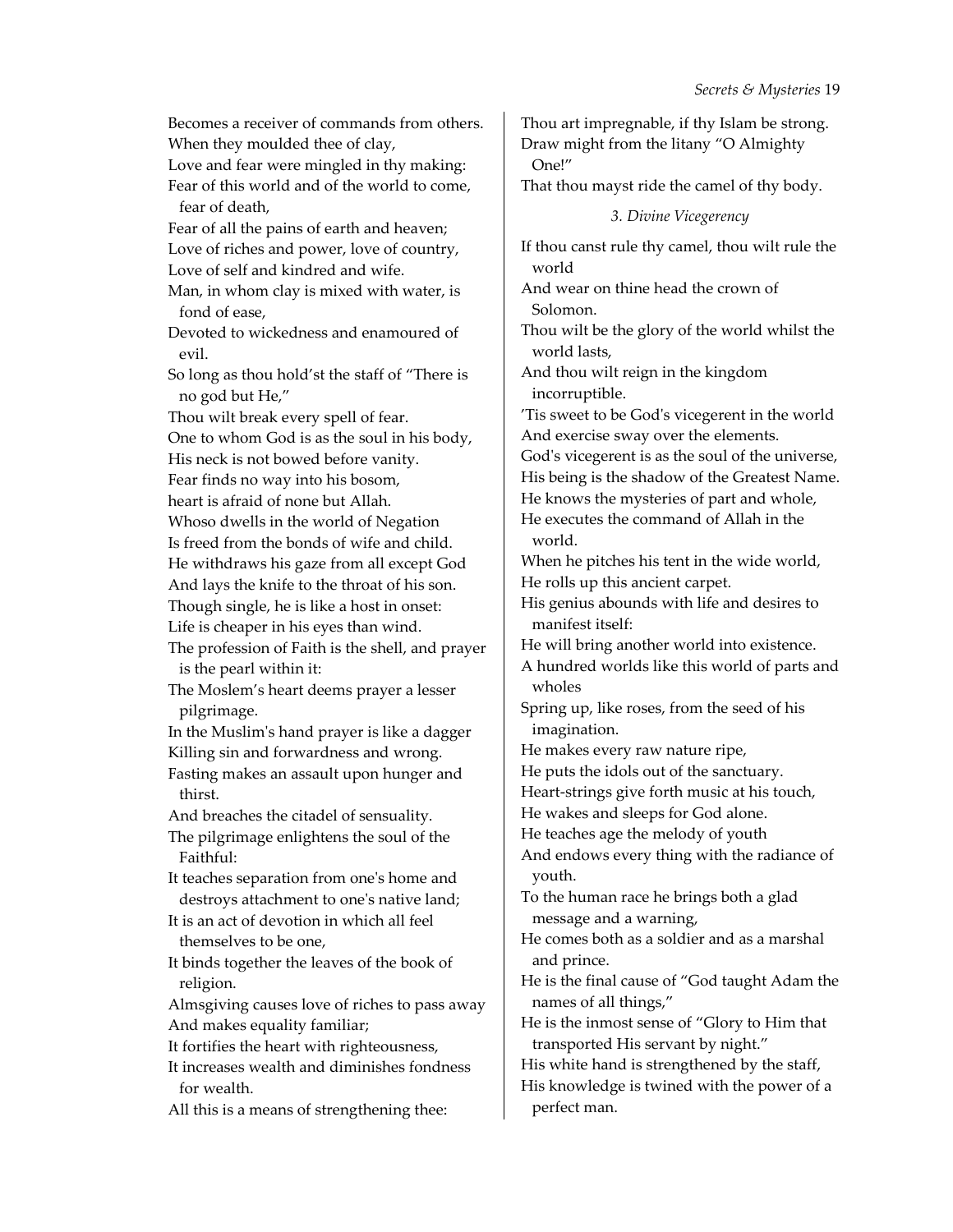Becomes a receiver of commands from others.
When they moulded thee of clay,
Love and fear were mingled in thy making:
Fear of this world and of the world to come, fear of death,
Fear of all the pains of earth and heaven;
Love of riches and power, love of country,
Love of self and kindred and wife.
Man, in whom clay is mixed with water, is fond of ease,
Devoted to wickedness and enamoured of evil.
So long as thou hold'st the staff of "There is no god but He,"
Thou wilt break every spell of fear.
One to whom God is as the soul in his body,
His neck is not bowed before vanity.
Fear finds no way into his bosom,
heart is afraid of none but Allah.
Whoso dwells in the world of Negation
Is freed from the bonds of wife and child.
He withdraws his gaze from all except God
And lays the knife to the throat of his son.
Though single, he is like a host in onset:
Life is cheaper in his eyes than wind.
The profession of Faith is the shell, and prayer is the pearl within it:
The Moslem's heart deems prayer a lesser pilgrimage.
In the Muslim's hand prayer is like a dagger
Killing sin and forwardness and wrong.
Fasting makes an assault upon hunger and thirst.
And breaches the citadel of sensuality.
The pilgrimage enlightens the soul of the Faithful:
It teaches separation from one's home and destroys attachment to one's native land;
It is an act of devotion in which all feel themselves to be one,
It binds together the leaves of the book of religion.
Almsgiving causes love of riches to pass away
And makes equality familiar;
It fortifies the heart with righteousness,
It increases wealth and diminishes fondness for wealth.
All this is a means of strengthening thee:
Thou art impregnable, if thy Islam be strong.
Draw might from the litany "O Almighty One!"
That thou mayst ride the camel of thy body.

### *3. Divine Vicegerency*

If thou canst rule thy camel, thou wilt rule the world
And wear on thine head the crown of Solomon.
Thou wilt be the glory of the world whilst the world lasts,
And thou wilt reign in the kingdom incorruptible.
'Tis sweet to be God's vicegerent in the world
And exercise sway over the elements.
God's vicegerent is as the soul of the universe,
His being is the shadow of the Greatest Name.
He knows the mysteries of part and whole,
He executes the command of Allah in the world.
When he pitches his tent in the wide world,
He rolls up this ancient carpet.
His genius abounds with life and desires to manifest itself:
He will bring another world into existence.
A hundred worlds like this world of parts and wholes
Spring up, like roses, from the seed of his imagination.
He makes every raw nature ripe,
He puts the idols out of the sanctuary.
Heart-strings give forth music at his touch,
He wakes and sleeps for God alone.
He teaches age the melody of youth
And endows every thing with the radiance of youth.
To the human race he brings both a glad message and a warning,
He comes both as a soldier and as a marshal and prince.
He is the final cause of "God taught Adam the names of all things,"
He is the inmost sense of "Glory to Him that transported His servant by night."
His white hand is strengthened by the staff,
His knowledge is twined with the power of a perfect man.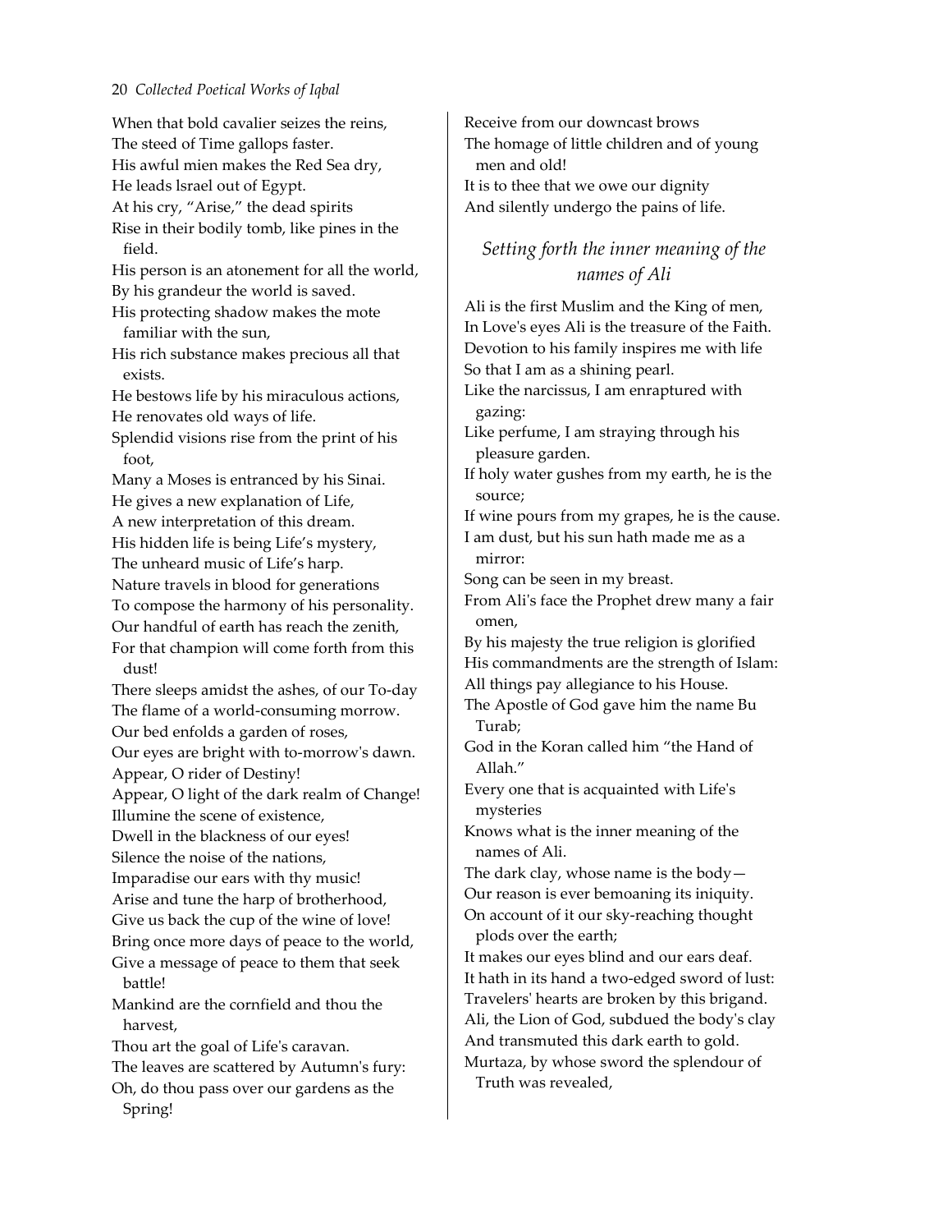When that bold cavalier seizes the reins,
The steed of Time gallops faster.
His awful mien makes the Red Sea dry,
He leads lsrael out of Egypt.
At his cry, "Arise," the dead spirits
Rise in their bodily tomb, like pines in the field.
His person is an atonement for all the world,
By his grandeur the world is saved.
His protecting shadow makes the mote familiar with the sun,
His rich substance makes precious all that exists.
He bestows life by his miraculous actions,
He renovates old ways of life.
Splendid visions rise from the print of his foot,
Many a Moses is entranced by his Sinai.
He gives a new explanation of Life,
A new interpretation of this dream.
His hidden life is being Life's mystery,
The unheard music of Life's harp.
Nature travels in blood for generations
To compose the harmony of his personality.
Our handful of earth has reach the zenith,
For that champion will come forth from this dust!
There sleeps amidst the ashes, of our To-day
The flame of a world-consuming morrow.
Our bed enfolds a garden of roses,
Our eyes are bright with to-morrow's dawn.
Appear, O rider of Destiny!
Appear, O light of the dark realm of Change!
Illumine the scene of existence,
Dwell in the blackness of our eyes!
Silence the noise of the nations,
Imparadise our ears with thy music!
Arise and tune the harp of brotherhood,
Give us back the cup of the wine of love!
Bring once more days of peace to the world,
Give a message of peace to them that seek battle!
Mankind are the cornfield and thou the harvest,
Thou art the goal of Life's caravan.
The leaves are scattered by Autumn's fury:
Oh, do thou pass over our gardens as the Spring!
Receive from our downcast brows
The homage of little children and of young men and old!
It is to thee that we owe our dignity
And silently undergo the pains of life.

### *Setting forth the inner meaning of the names of Ali*

Ali is the first Muslim and the King of men,
In Love's eyes Ali is the treasure of the Faith.
Devotion to his family inspires me with life
So that I am as a shining pearl.
Like the narcissus, I am enraptured with gazing:
Like perfume, I am straying through his pleasure garden.
If holy water gushes from my earth, he is the source;
If wine pours from my grapes, he is the cause.
I am dust, but his sun hath made me as a mirror:
Song can be seen in my breast.
From Ali's face the Prophet drew many a fair omen,
By his majesty the true religion is glorified
His commandments are the strength of Islam:
All things pay allegiance to his House.
The Apostle of God gave him the name Bu Turab;
God in the Koran called him "the Hand of Allah."
Every one that is acquainted with Life's mysteries
Knows what is the inner meaning of the names of Ali.
The dark clay, whose name is the body—
Our reason is ever bemoaning its iniquity.
On account of it our sky-reaching thought plods over the earth;
It makes our eyes blind and our ears deaf.
It hath in its hand a two-edged sword of lust:
Travelers' hearts are broken by this brigand.
Ali, the Lion of God, subdued the body's clay
And transmuted this dark earth to gold.
Murtaza, by whose sword the splendour of Truth was revealed,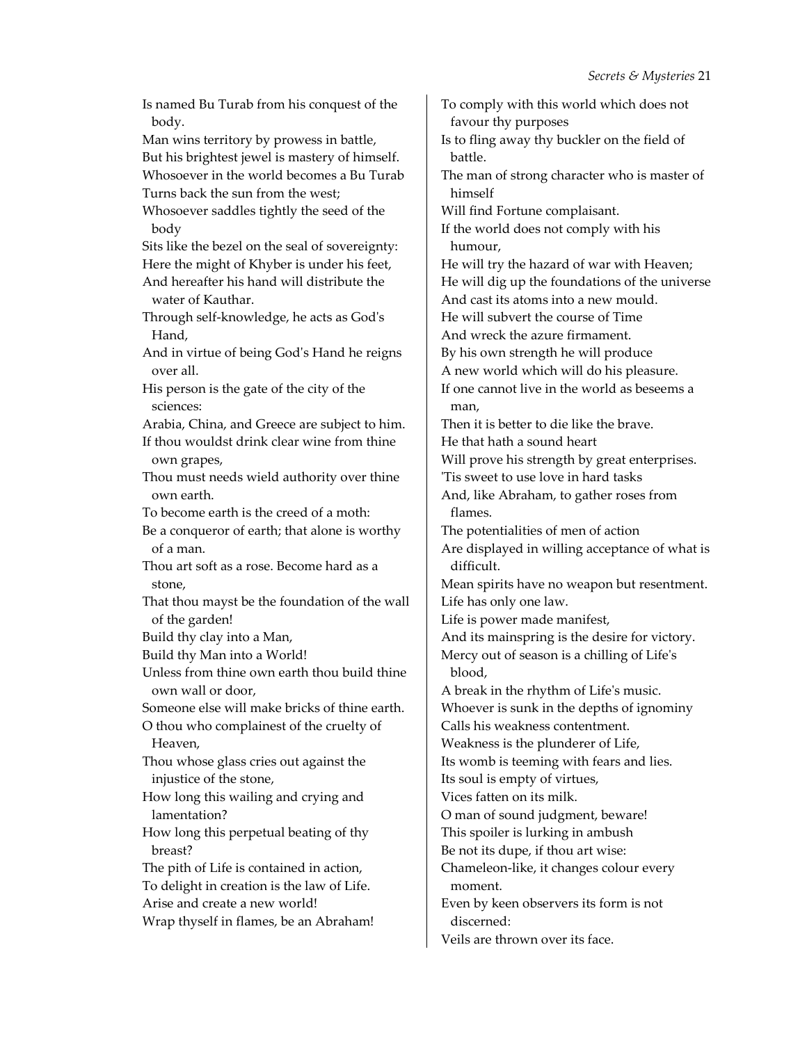Is named Bu Turab from his conquest of the body.
Man wins territory by prowess in battle,
But his brightest jewel is mastery of himself.
Whosoever in the world becomes a Bu Turab
Turns back the sun from the west;
Whosoever saddles tightly the seed of the body
Sits like the bezel on the seal of sovereignty:
Here the might of Khyber is under his feet,
And hereafter his hand will distribute the water of Kauthar.
Through self-knowledge, he acts as God's Hand,
And in virtue of being God's Hand he reigns over all.
His person is the gate of the city of the sciences:
Arabia, China, and Greece are subject to him.
If thou wouldst drink clear wine from thine own grapes,
Thou must needs wield authority over thine own earth.
To become earth is the creed of a moth:
Be a conqueror of earth; that alone is worthy of a man.
Thou art soft as a rose. Become hard as a stone,
That thou mayst be the foundation of the wall of the garden!
Build thy clay into a Man,
Build thy Man into a World!
Unless from thine own earth thou build thine own wall or door,
Someone else will make bricks of thine earth.
O thou who complainest of the cruelty of Heaven,
Thou whose glass cries out against the injustice of the stone,
How long this wailing and crying and lamentation?
How long this perpetual beating of thy breast?
The pith of Life is contained in action,
To delight in creation is the law of Life.
Arise and create a new world!
Wrap thyself in flames, be an Abraham!
To comply with this world which does not favour thy purposes
Is to fling away thy buckler on the field of battle.
The man of strong character who is master of himself
Will find Fortune complaisant.
If the world does not comply with his humour,
He will try the hazard of war with Heaven;
He will dig up the foundations of the universe
And cast its atoms into a new mould.
He will subvert the course of Time
And wreck the azure firmament.
By his own strength he will produce
A new world which will do his pleasure.
If one cannot live in the world as beseems a man,
Then it is better to die like the brave.
He that hath a sound heart
Will prove his strength by great enterprises.
'Tis sweet to use love in hard tasks
And, like Abraham, to gather roses from flames.
The potentialities of men of action
Are displayed in willing acceptance of what is difficult.
Mean spirits have no weapon but resentment.
Life has only one law.
Life is power made manifest,
And its mainspring is the desire for victory.
Mercy out of season is a chilling of Life's blood,
A break in the rhythm of Life's music.
Whoever is sunk in the depths of ignominy
Calls his weakness contentment.
Weakness is the plunderer of Life,
Its womb is teeming with fears and lies.
Its soul is empty of virtues,
Vices fatten on its milk.
O man of sound judgment, beware!
This spoiler is lurking in ambush
Be not its dupe, if thou art wise:
Chameleon-like, it changes colour every moment.
Even by keen observers its form is not discerned:
Veils are thrown over its face.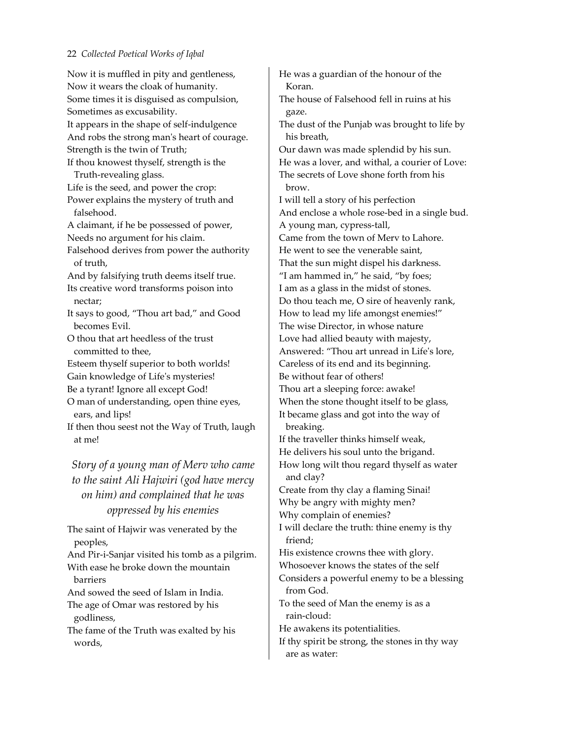Now it is muffled in pity and gentleness,
Now it wears the cloak of humanity.
Some times it is disguised as compulsion,
Sometimes as excusability.
It appears in the shape of self-indulgence
And robs the strong man's heart of courage.
Strength is the twin of Truth;
If thou knowest thyself, strength is the Truth-revealing glass.
Life is the seed, and power the crop:
Power explains the mystery of truth and falsehood.
A claimant, if he be possessed of power,
Needs no argument for his claim.
Falsehood derives from power the authority of truth,
And by falsifying truth deems itself true.
Its creative word transforms poison into nectar;
It says to good, "Thou art bad," and Good becomes Evil.
O thou that art heedless of the trust committed to thee,
Esteem thyself superior to both worlds!
Gain knowledge of Life's mysteries!
Be a tyrant! Ignore all except God!
O man of understanding, open thine eyes, ears, and lips!
If then thou seest not the Way of Truth, laugh at me!

### *Story of a young man of Merv who came to the saint Ali Hajwiri (god have mercy on him) and complained that he was oppressed by his enemies*

The saint of Hajwir was venerated by the peoples,
And Pir-i-Sanjar visited his tomb as a pilgrim.
With ease he broke down the mountain barriers
And sowed the seed of Islam in India.
The age of Omar was restored by his godliness,
The fame of the Truth was exalted by his words,
He was a guardian of the honour of the Koran.
The house of Falsehood fell in ruins at his gaze.
The dust of the Punjab was brought to life by his breath,
Our dawn was made splendid by his sun.
He was a lover, and withal, a courier of Love:
The secrets of Love shone forth from his brow.
I will tell a story of his perfection
And enclose a whole rose-bed in a single bud.
A young man, cypress-tall,
Came from the town of Merv to Lahore.
He went to see the venerable saint,
That the sun might dispel his darkness.
"I am hammed in," he said, "by foes;
I am as a glass in the midst of stones.
Do thou teach me, O sire of heavenly rank,
How to lead my life amongst enemies!"
The wise Director, in whose nature
Love had allied beauty with majesty,
Answered: "Thou art unread in Life's lore,
Careless of its end and its beginning.
Be without fear of others!
Thou art a sleeping force: awake!
When the stone thought itself to be glass,
It became glass and got into the way of breaking.
If the traveller thinks himself weak,
He delivers his soul unto the brigand.
How long wilt thou regard thyself as water and clay?
Create from thy clay a flaming Sinai!
Why be angry with mighty men?
Why complain of enemies?
I will declare the truth: thine enemy is thy friend;
His existence crowns thee with glory.
Whosoever knows the states of the self
Considers a powerful enemy to be a blessing from God.
To the seed of Man the enemy is as a rain-cloud:
He awakens its potentialities.
If thy spirit be strong, the stones in thy way are as water: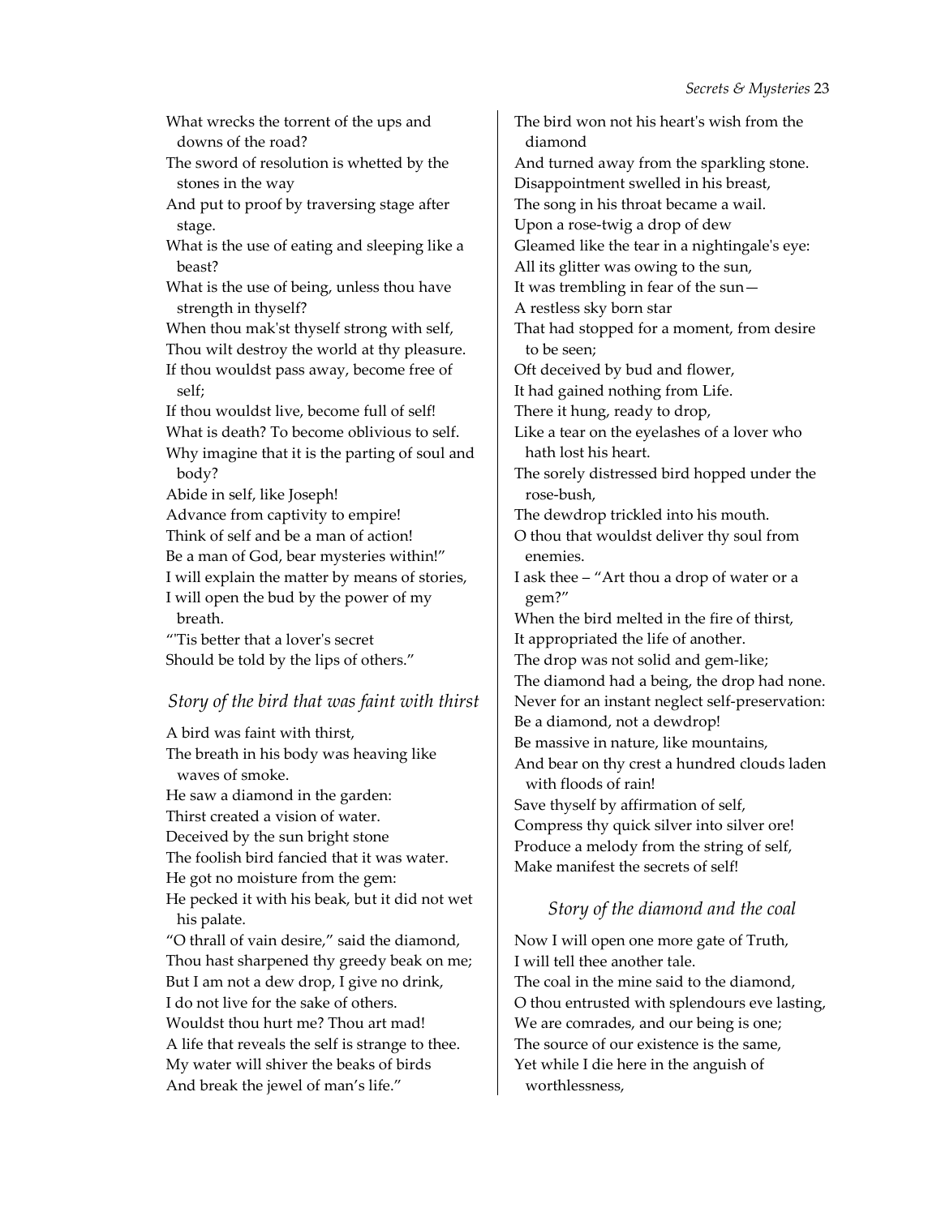What wrecks the torrent of the ups and downs of the road?
The sword of resolution is whetted by the stones in the way
And put to proof by traversing stage after stage.
What is the use of eating and sleeping like a beast?
What is the use of being, unless thou have strength in thyself?
When thou mak'st thyself strong with self,
Thou wilt destroy the world at thy pleasure.
If thou wouldst pass away, become free of self;
If thou wouldst live, become full of self!
What is death? To become oblivious to self.
Why imagine that it is the parting of soul and body?
Abide in self, like Joseph!
Advance from captivity to empire!
Think of self and be a man of action!
Be a man of God, bear mysteries within!"
I will explain the matter by means of stories,
I will open the bud by the power of my breath.
"'Tis better that a lover's secret
Should be told by the lips of others."

### *Story of the bird that was faint with thirst*

A bird was faint with thirst,
The breath in his body was heaving like waves of smoke.
He saw a diamond in the garden:
Thirst created a vision of water.
Deceived by the sun bright stone
The foolish bird fancied that it was water.
He got no moisture from the gem:
He pecked it with his beak, but it did not wet his palate.
"O thrall of vain desire," said the diamond,
Thou hast sharpened thy greedy beak on me;
But I am not a dew drop, I give no drink,
I do not live for the sake of others.
Wouldst thou hurt me? Thou art mad!
A life that reveals the self is strange to thee.
My water will shiver the beaks of birds
And break the jewel of man's life."

The bird won not his heart's wish from the diamond
And turned away from the sparkling stone.
Disappointment swelled in his breast,
The song in his throat became a wail.
Upon a rose-twig a drop of dew
Gleamed like the tear in a nightingale's eye:
All its glitter was owing to the sun,
It was trembling in fear of the sun—
A restless sky born star
That had stopped for a moment, from desire to be seen;
Oft deceived by bud and flower,
It had gained nothing from Life.
There it hung, ready to drop,
Like a tear on the eyelashes of a lover who hath lost his heart.
The sorely distressed bird hopped under the rose-bush,
The dewdrop trickled into his mouth.
O thou that wouldst deliver thy soul from enemies.
I ask thee – "Art thou a drop of water or a gem?"
When the bird melted in the fire of thirst,
It appropriated the life of another.
The drop was not solid and gem-like;
The diamond had a being, the drop had none.
Never for an instant neglect self-preservation:
Be a diamond, not a dewdrop!
Be massive in nature, like mountains,
And bear on thy crest a hundred clouds laden with floods of rain!
Save thyself by affirmation of self,
Compress thy quick silver into silver ore!
Produce a melody from the string of self,
Make manifest the secrets of self!

### *Story of the diamond and the coal*

Now I will open one more gate of Truth,
I will tell thee another tale.
The coal in the mine said to the diamond,
O thou entrusted with splendours eve lasting,
We are comrades, and our being is one;
The source of our existence is the same,
Yet while I die here in the anguish of worthlessness,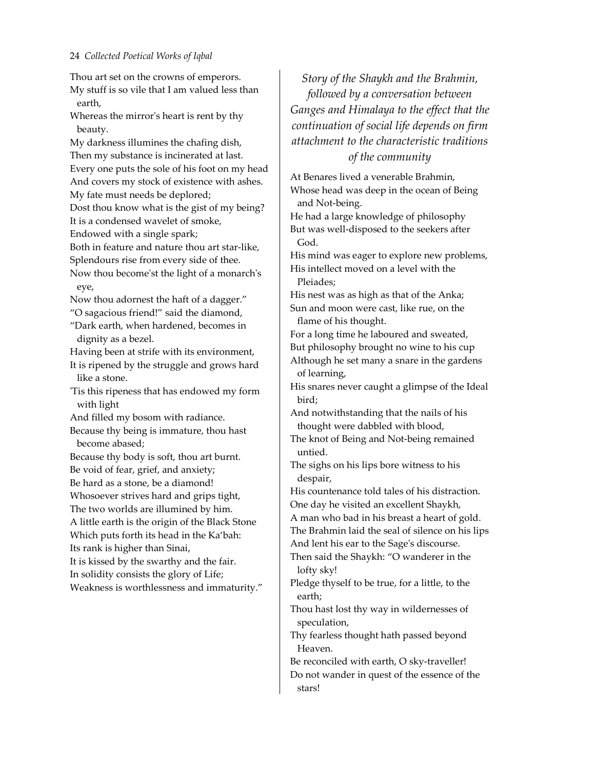Thou art set on the crowns of emperors.
My stuff is so vile that I am valued less than earth,
Whereas the mirror's heart is rent by thy beauty.
My darkness illumines the chafing dish,
Then my substance is incinerated at last.
Every one puts the sole of his foot on my head
And covers my stock of existence with ashes.
My fate must needs be deplored;
Dost thou know what is the gist of my being?
It is a condensed wavelet of smoke,
Endowed with a single spark;
Both in feature and nature thou art star-like,
Splendours rise from every side of thee.
Now thou become'st the light of a monarch's eye,
Now thou adornest the haft of a dagger."
"O sagacious friend!" said the diamond,
"Dark earth, when hardened, becomes in dignity as a bezel.
Having been at strife with its environment,
It is ripened by the struggle and grows hard like a stone.
'Tis this ripeness that has endowed my form with light
And filled my bosom with radiance.
Because thy being is immature, thou hast become abased;
Because thy body is soft, thou art burnt.
Be void of fear, grief, and anxiety;
Be hard as a stone, be a diamond!
Whosoever strives hard and grips tight,
The two worlds are illumined by him.
A little earth is the origin of the Black Stone
Which puts forth its head in the Ka'bah:
Its rank is higher than Sinai,
It is kissed by the swarthy and the fair.
In solidity consists the glory of Life;
Weakness is worthlessness and immaturity."

*Story of the Shaykh and the Brahmin, followed by a conversation between Ganges and Himalaya to the effect that the continuation of social life depends on firm attachment to the characteristic traditions of the community*

At Benares lived a venerable Brahmin,
Whose head was deep in the ocean of Being and Not-being.
He had a large knowledge of philosophy
But was well-disposed to the seekers after God.
His mind was eager to explore new problems,
His intellect moved on a level with the Pleiades;
His nest was as high as that of the Anka;
Sun and moon were cast, like rue, on the flame of his thought.
For a long time he laboured and sweated,
But philosophy brought no wine to his cup
Although he set many a snare in the gardens of learning,
His snares never caught a glimpse of the Ideal bird;
And notwithstanding that the nails of his thought were dabbled with blood,
The knot of Being and Not-being remained untied.
The sighs on his lips bore witness to his despair,
His countenance told tales of his distraction.
One day he visited an excellent Shaykh,
A man who bad in his breast a heart of gold.
The Brahmin laid the seal of silence on his lips
And lent his ear to the Sage's discourse.
Then said the Shaykh: "O wanderer in the lofty sky!
Pledge thyself to be true, for a little, to the earth;
Thou hast lost thy way in wildernesses of speculation,
Thy fearless thought hath passed beyond Heaven.
Be reconciled with earth, O sky-traveller!
Do not wander in quest of the essence of the stars!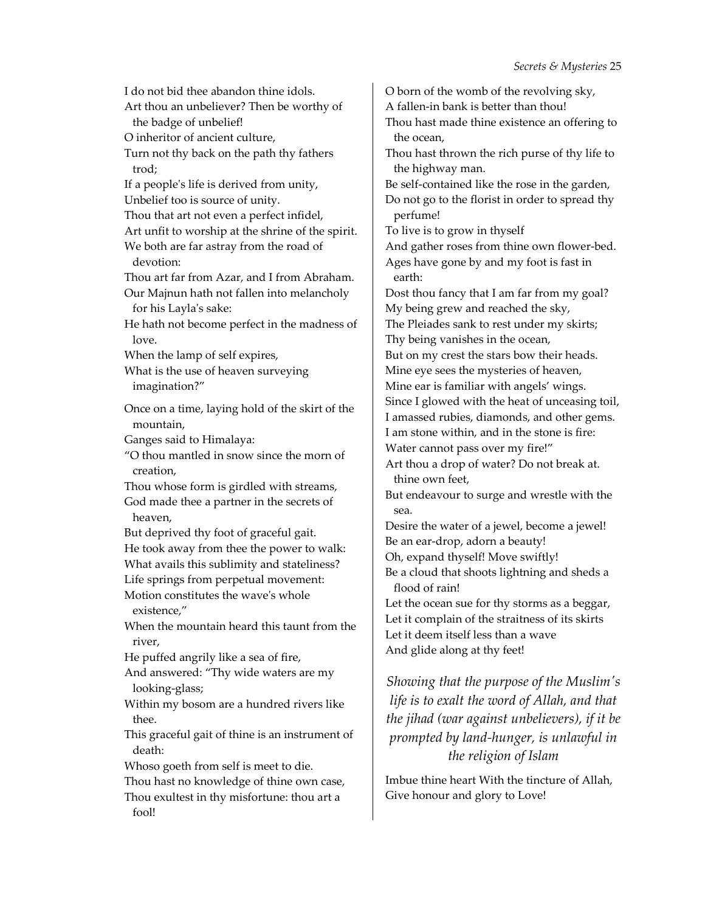I do not bid thee abandon thine idols.
Art thou an unbeliever? Then be worthy of the badge of unbelief!
O inheritor of ancient culture,
Turn not thy back on the path thy fathers trod;
If a people's life is derived from unity,
Unbelief too is source of unity.
Thou that art not even a perfect infidel,
Art unfit to worship at the shrine of the spirit.
We both are far astray from the road of devotion:
Thou art far from Azar, and I from Abraham.
Our Majnun hath not fallen into melancholy for his Layla's sake:
He hath not become perfect in the madness of love.
When the lamp of self expires,
What is the use of heaven surveying imagination?"

Once on a time, laying hold of the skirt of the mountain,
Ganges said to Himalaya:
"O thou mantled in snow since the morn of creation,
Thou whose form is girdled with streams,
God made thee a partner in the secrets of heaven,
But deprived thy foot of graceful gait.
He took away from thee the power to walk:
What avails this sublimity and stateliness?
Life springs from perpetual movement:
Motion constitutes the wave's whole existence,"
When the mountain heard this taunt from the river,
He puffed angrily like a sea of fire,
And answered: "Thy wide waters are my looking-glass;
Within my bosom are a hundred rivers like thee.
This graceful gait of thine is an instrument of death:
Whoso goeth from self is meet to die.
Thou hast no knowledge of thine own case,
Thou exultest in thy misfortune: thou art a fool!
O born of the womb of the revolving sky,
A fallen-in bank is better than thou!
Thou hast made thine existence an offering to the ocean,
Thou hast thrown the rich purse of thy life to the highway man.
Be self-contained like the rose in the garden,
Do not go to the florist in order to spread thy perfume!
To live is to grow in thyself
And gather roses from thine own flower-bed.
Ages have gone by and my foot is fast in earth:
Dost thou fancy that I am far from my goal?
My being grew and reached the sky,
The Pleiades sank to rest under my skirts;
Thy being vanishes in the ocean,
But on my crest the stars bow their heads.
Mine eye sees the mysteries of heaven,
Mine ear is familiar with angels' wings.
Since I glowed with the heat of unceasing toil,
I amassed rubies, diamonds, and other gems.
I am stone within, and in the stone is fire:
Water cannot pass over my fire!"
Art thou a drop of water? Do not break at. thine own feet,
But endeavour to surge and wrestle with the sea.
Desire the water of a jewel, become a jewel!
Be an ear-drop, adorn a beauty!
Oh, expand thyself! Move swiftly!
Be a cloud that shoots lightning and sheds a flood of rain!
Let the ocean sue for thy storms as a beggar,
Let it complain of the straitness of its skirts
Let it deem itself less than a wave
And glide along at thy feet!

### *Showing that the purpose of the Muslim's life is to exalt the word of Allah, and that the jihad (war against unbelievers), if it be prompted by land-hunger, is unlawful in the religion of Islam*

Imbue thine heart With the tincture of Allah,
Give honour and glory to Love!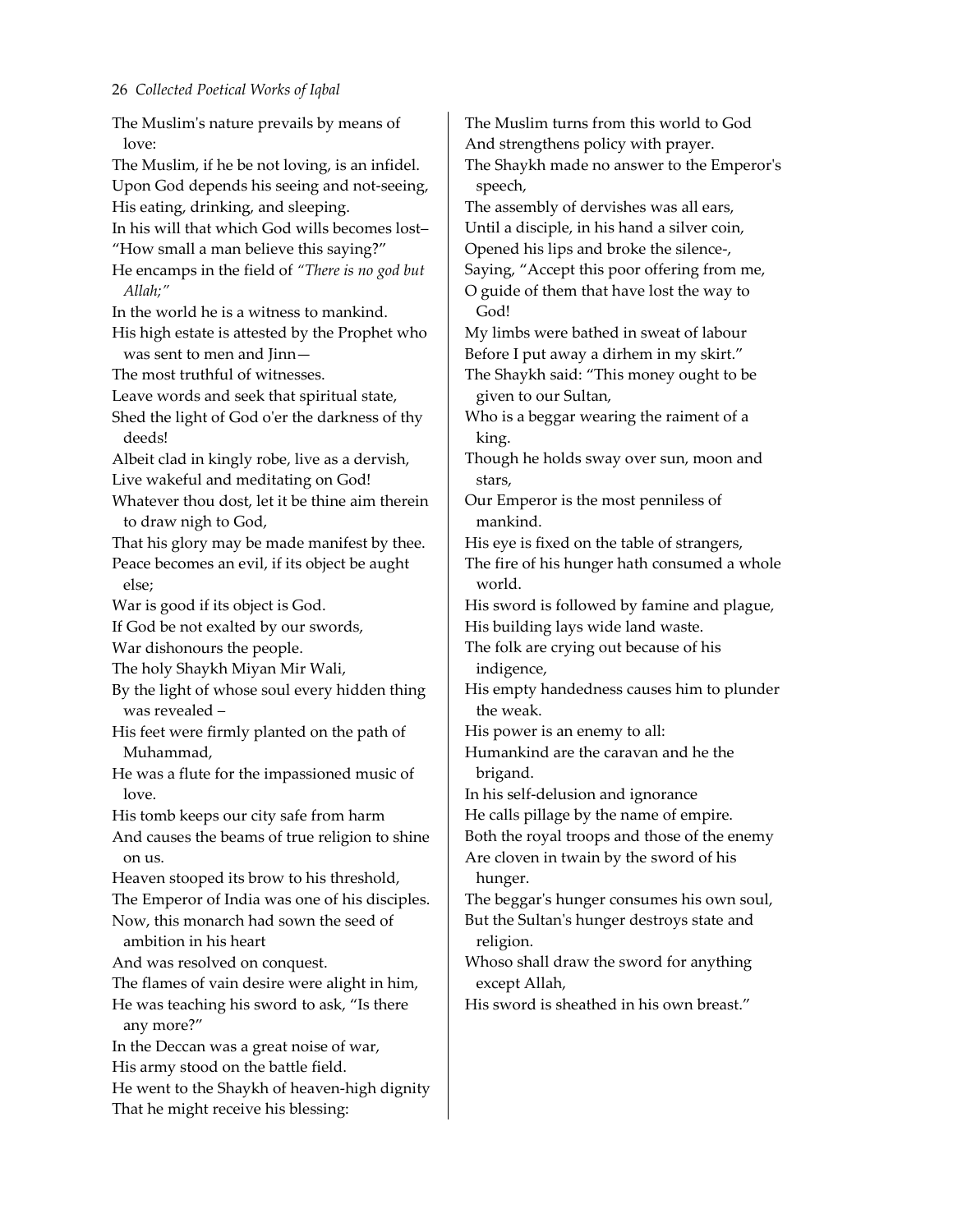The Muslim's nature prevails by means of love:
The Muslim, if he be not loving, is an infidel.
Upon God depends his seeing and not-seeing,
His eating, drinking, and sleeping.
In his will that which God wills becomes lost–
"How small a man believe this saying?"
He encamps in the field of *"There is no god but Allah;"*
In the world he is a witness to mankind.
His high estate is attested by the Prophet who was sent to men and Jinn—
The most truthful of witnesses.
Leave words and seek that spiritual state,
Shed the light of God o'er the darkness of thy deeds!
Albeit clad in kingly robe, live as a dervish,
Live wakeful and meditating on God!
Whatever thou dost, let it be thine aim therein to draw nigh to God,
That his glory may be made manifest by thee.
Peace becomes an evil, if its object be aught else;
War is good if its object is God.
If God be not exalted by our swords,
War dishonours the people.
The holy Shaykh Miyan Mir Wali,
By the light of whose soul every hidden thing was revealed –
His feet were firmly planted on the path of Muhammad,
He was a flute for the impassioned music of love.
His tomb keeps our city safe from harm
And causes the beams of true religion to shine on us.
Heaven stooped its brow to his threshold,
The Emperor of India was one of his disciples.
Now, this monarch had sown the seed of ambition in his heart
And was resolved on conquest.
The flames of vain desire were alight in him,
He was teaching his sword to ask, "Is there any more?"
In the Deccan was a great noise of war,
His army stood on the battle field.
He went to the Shaykh of heaven-high dignity
That he might receive his blessing:
The Muslim turns from this world to God
And strengthens policy with prayer.
The Shaykh made no answer to the Emperor's speech,
The assembly of dervishes was all ears,
Until a disciple, in his hand a silver coin,
Opened his lips and broke the silence-,
Saying, "Accept this poor offering from me,
O guide of them that have lost the way to God!
My limbs were bathed in sweat of labour
Before I put away a dirhem in my skirt."
The Shaykh said: "This money ought to be given to our Sultan,
Who is a beggar wearing the raiment of a king.
Though he holds sway over sun, moon and stars,
Our Emperor is the most penniless of mankind.
His eye is fixed on the table of strangers,
The fire of his hunger hath consumed a whole world.
His sword is followed by famine and plague,
His building lays wide land waste.
The folk are crying out because of his indigence,
His empty handedness causes him to plunder the weak.
His power is an enemy to all:
Humankind are the caravan and he the brigand.
In his self-delusion and ignorance
He calls pillage by the name of empire.
Both the royal troops and those of the enemy
Are cloven in twain by the sword of his hunger.
The beggar's hunger consumes his own soul,
But the Sultan's hunger destroys state and religion.
Whoso shall draw the sword for anything except Allah,
His sword is sheathed in his own breast."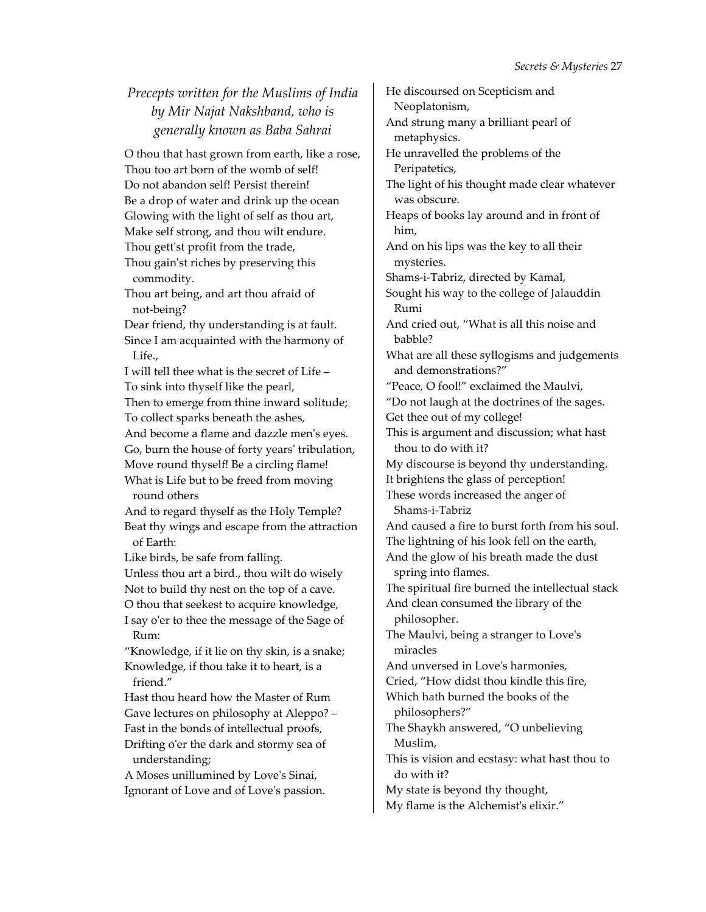### *Precepts written for the Muslims of India by Mir Najat Nakshband, who is generally known as Baba Sahrai*

O thou that hast grown from earth, like a rose,
Thou too art born of the womb of self!
Do not abandon self! Persist therein!
Be a drop of water and drink up the ocean
Glowing with the light of self as thou art,
Make self strong, and thou wilt endure.
Thou gett'st profit from the trade,
Thou gain'st riches by preserving this commodity.
Thou art being, and art thou afraid of not-being?
Dear friend, thy understanding is at fault.
Since I am acquainted with the harmony of Life.,
I will tell thee what is the secret of Life –
To sink into thyself like the pearl,
Then to emerge from thine inward solitude;
To collect sparks beneath the ashes,
And become a flame and dazzle men's eyes.
Go, burn the house of forty years' tribulation,
Move round thyself! Be a circling flame!
What is Life but to be freed from moving round others
And to regard thyself as the Holy Temple?
Beat thy wings and escape from the attraction of Earth:
Like birds, be safe from falling.
Unless thou art a bird., thou wilt do wisely
Not to build thy nest on the top of a cave.
O thou that seekest to acquire knowledge,
I say o'er to thee the message of the Sage of Rum:
"Knowledge, if it lie on thy skin, is a snake;
Knowledge, if thou take it to heart, is a friend."
Hast thou heard how the Master of Rum
Gave lectures on philosophy at Aleppo? –
Fast in the bonds of intellectual proofs,
Drifting o'er the dark and stormy sea of understanding;
A Moses unillumined by Love's Sinai,
Ignorant of Love and of Love's passion.
He discoursed on Scepticism and Neoplatonism,
And strung many a brilliant pearl of metaphysics.
He unravelled the problems of the Peripatetics,
The light of his thought made clear whatever was obscure.
Heaps of books lay around and in front of him,
And on his lips was the key to all their mysteries.
Shams-i-Tabriz, directed by Kamal,
Sought his way to the college of Jalauddin Rumi
And cried out, "What is all this noise and babble?
What are all these syllogisms and judgements and demonstrations?"
"Peace, O fool!" exclaimed the Maulvi,
"Do not laugh at the doctrines of the sages.
Get thee out of my college!
This is argument and discussion; what hast thou to do with it?
My discourse is beyond thy understanding.
It brightens the glass of perception!
These words increased the anger of Shams-i-Tabriz
And caused a fire to burst forth from his soul.
The lightning of his look fell on the earth,
And the glow of his breath made the dust spring into flames.
The spiritual fire burned the intellectual stack
And clean consumed the library of the philosopher.
The Maulvi, being a stranger to Love's miracles
And unversed in Love's harmonies,
Cried, "How didst thou kindle this fire,
Which hath burned the books of the philosophers?"
The Shaykh answered, "O unbelieving Muslim,
This is vision and ecstasy: what hast thou to do with it?
My state is beyond thy thought,
My flame is the Alchemist's elixir."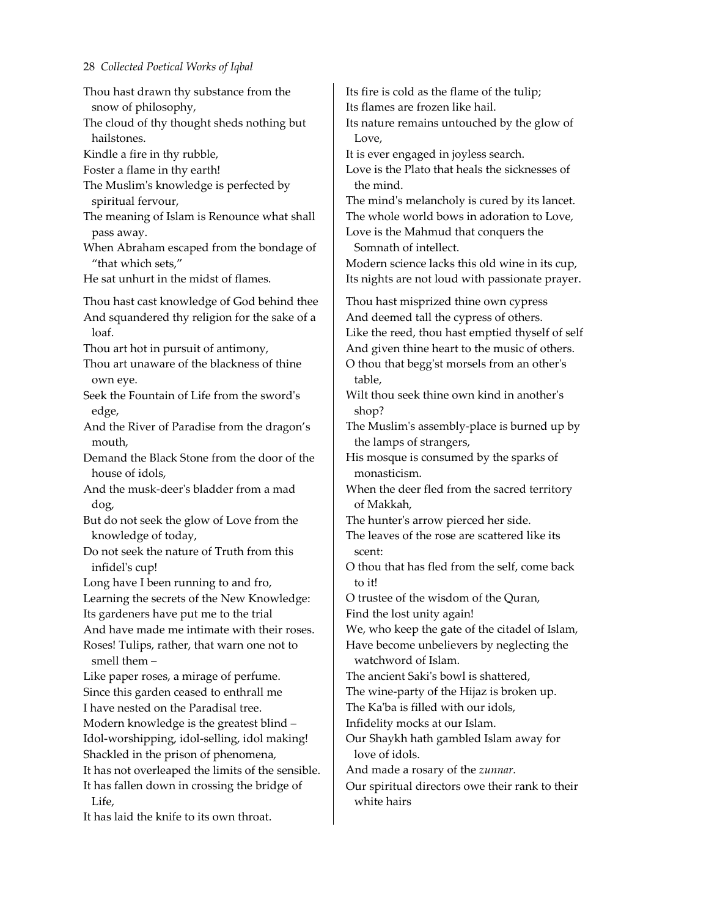Thou hast drawn thy substance from the snow of philosophy,
The cloud of thy thought sheds nothing but hailstones.
Kindle a fire in thy rubble,
Foster a flame in thy earth!
The Muslim's knowledge is perfected by spiritual fervour,
The meaning of Islam is Renounce what shall pass away.
When Abraham escaped from the bondage of "that which sets,"
He sat unhurt in the midst of flames.

Thou hast cast knowledge of God behind thee
And squandered thy religion for the sake of a loaf.
Thou art hot in pursuit of antimony,
Thou art unaware of the blackness of thine own eye.
Seek the Fountain of Life from the sword's edge,
And the River of Paradise from the dragon's mouth,
Demand the Black Stone from the door of the house of idols,
And the musk-deer's bladder from a mad dog,
But do not seek the glow of Love from the knowledge of today,
Do not seek the nature of Truth from this infidel's cup!
Long have I been running to and fro,
Learning the secrets of the New Knowledge:
Its gardeners have put me to the trial
And have made me intimate with their roses.
Roses! Tulips, rather, that warn one not to smell them –
Like paper roses, a mirage of perfume.
Since this garden ceased to enthrall me
I have nested on the Paradisal tree.
Modern knowledge is the greatest blind –
Idol-worshipping, idol-selling, idol making!
Shackled in the prison of phenomena,
It has not overleaped the limits of the sensible.
It has fallen down in crossing the bridge of Life,
It has laid the knife to its own throat.
Its fire is cold as the flame of the tulip;
Its flames are frozen like hail.
Its nature remains untouched by the glow of Love,
It is ever engaged in joyless search.
Love is the Plato that heals the sicknesses of the mind.
The mind's melancholy is cured by its lancet.
The whole world bows in adoration to Love,
Love is the Mahmud that conquers the Somnath of intellect.
Modern science lacks this old wine in its cup,
Its nights are not loud with passionate prayer.

Thou hast misprized thine own cypress
And deemed tall the cypress of others.
Like the reed, thou hast emptied thyself of self
And given thine heart to the music of others.
O thou that begg'st morsels from an other's table,
Wilt thou seek thine own kind in another's shop?
The Muslim's assembly-place is burned up by the lamps of strangers,
His mosque is consumed by the sparks of monasticism.
When the deer fled from the sacred territory of Makkah,
The hunter's arrow pierced her side.
The leaves of the rose are scattered like its scent:
O thou that has fled from the self, come back to it!
O trustee of the wisdom of the Quran,
Find the lost unity again!
We, who keep the gate of the citadel of Islam,
Have become unbelievers by neglecting the watchword of Islam.
The ancient Saki's bowl is shattered,
The wine-party of the Hijaz is broken up.
The Ka'ba is filled with our idols,
Infidelity mocks at our Islam.
Our Shaykh hath gambled Islam away for love of idols.
And made a rosary of the *zunnar.*
Our spiritual directors owe their rank to their white hairs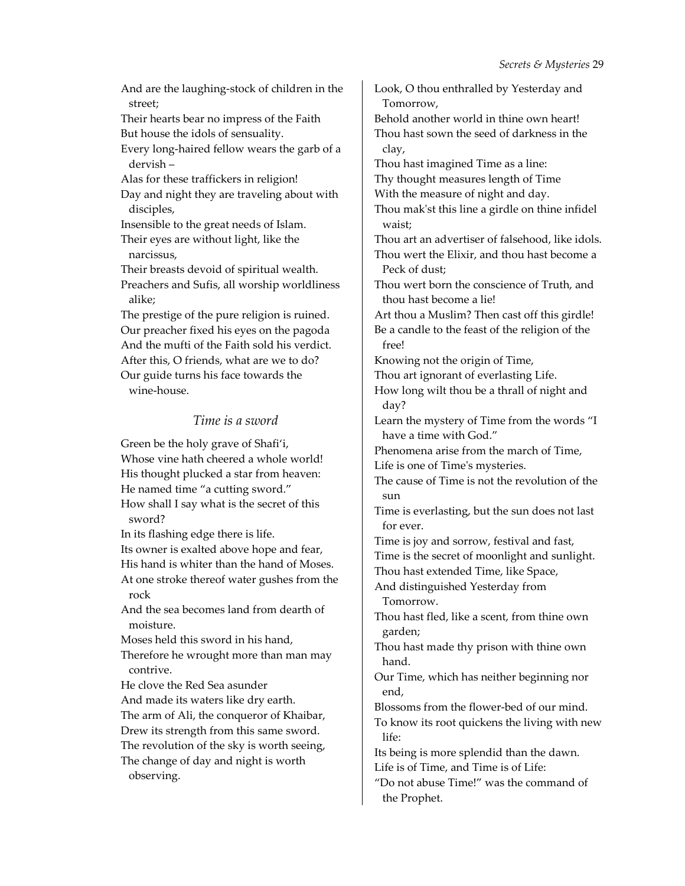And are the laughing-stock of children in the street;
Their hearts bear no impress of the Faith
But house the idols of sensuality.
Every long-haired fellow wears the garb of a dervish –
Alas for these traffickers in religion!
Day and night they are traveling about with disciples,
Insensible to the great needs of Islam.
Their eyes are without light, like the narcissus,
Their breasts devoid of spiritual wealth.
Preachers and Sufis, all worship worldliness alike;
The prestige of the pure religion is ruined.
Our preacher fixed his eyes on the pagoda
And the mufti of the Faith sold his verdict.
After this, O friends, what are we to do?
Our guide turns his face towards the wine-house.

### *Time is a sword*

Green be the holy grave of Shafi'i,
Whose vine hath cheered a whole world!
His thought plucked a star from heaven:
He named time "a cutting sword."
How shall I say what is the secret of this sword?
In its flashing edge there is life.
Its owner is exalted above hope and fear,
His hand is whiter than the hand of Moses.
At one stroke thereof water gushes from the rock
And the sea becomes land from dearth of moisture.
Moses held this sword in his hand,
Therefore he wrought more than man may contrive.
He clove the Red Sea asunder
And made its waters like dry earth.
The arm of Ali, the conqueror of Khaibar,
Drew its strength from this same sword.
The revolution of the sky is worth seeing,
The change of day and night is worth observing.
Look, O thou enthralled by Yesterday and Tomorrow,
Behold another world in thine own heart!
Thou hast sown the seed of darkness in the clay,
Thou hast imagined Time as a line:
Thy thought measures length of Time
With the measure of night and day.
Thou mak'st this line a girdle on thine infidel waist;
Thou art an advertiser of falsehood, like idols.
Thou wert the Elixir, and thou hast become a Peck of dust;
Thou wert born the conscience of Truth, and thou hast become a lie!
Art thou a Muslim? Then cast off this girdle!
Be a candle to the feast of the religion of the free!
Knowing not the origin of Time,
Thou art ignorant of everlasting Life.
How long wilt thou be a thrall of night and day?
Learn the mystery of Time from the words "I have a time with God."
Phenomena arise from the march of Time,
Life is one of Time's mysteries.
The cause of Time is not the revolution of the sun
Time is everlasting, but the sun does not last for ever.
Time is joy and sorrow, festival and fast,
Time is the secret of moonlight and sunlight.
Thou hast extended Time, like Space,
And distinguished Yesterday from Tomorrow.
Thou hast fled, like a scent, from thine own garden;
Thou hast made thy prison with thine own hand.
Our Time, which has neither beginning nor end,
Blossoms from the flower-bed of our mind.
To know its root quickens the living with new life:
Its being is more splendid than the dawn.
Life is of Time, and Time is of Life:
"Do not abuse Time!" was the command of the Prophet.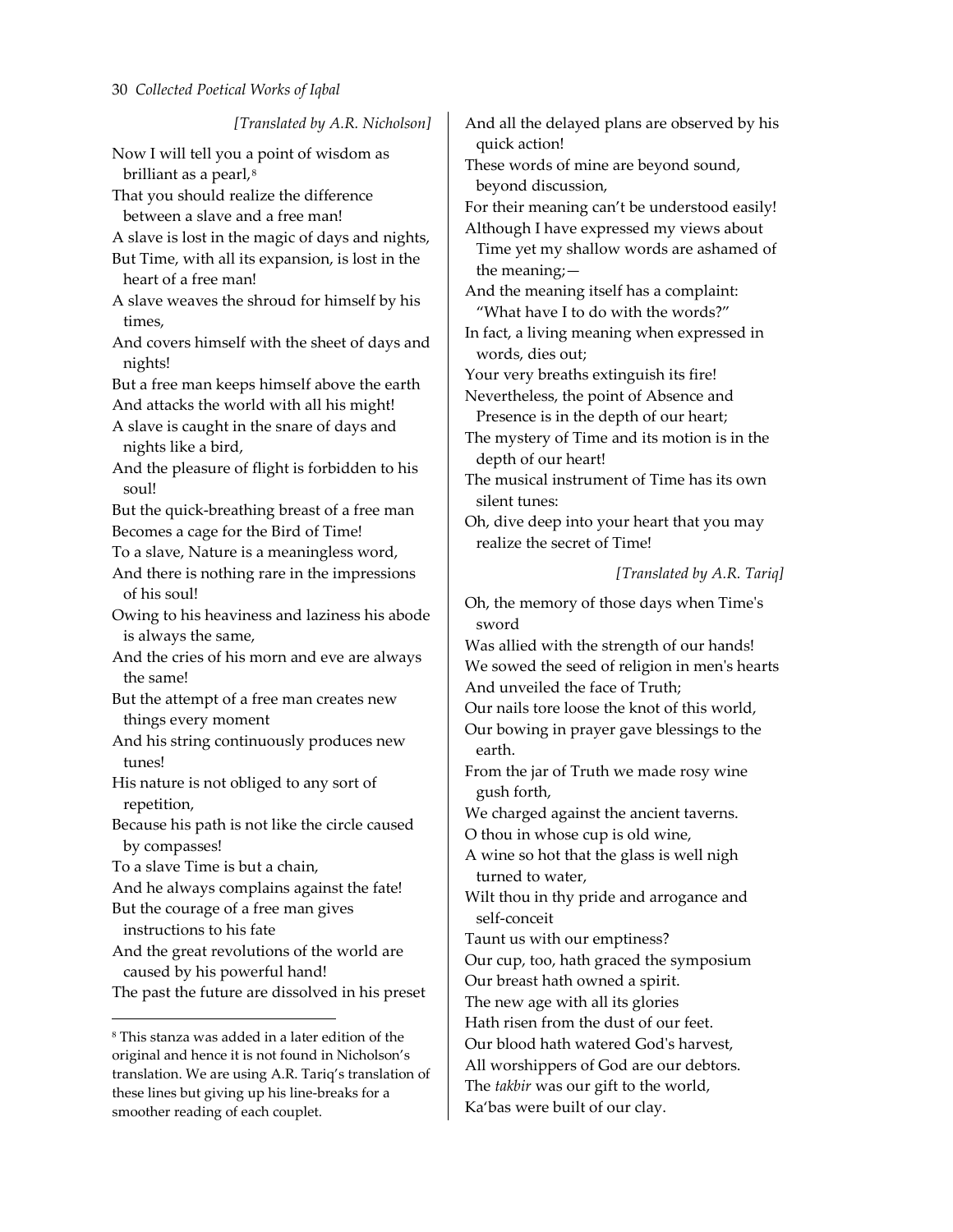*[Translated by A.R. Nicholson]*

Now I will tell you a point of wisdom as brilliant as a pearl,[8]
That you should realize the difference between a slave and a free man!
A slave is lost in the magic of days and nights,
But Time, with all its expansion, is lost in the heart of a free man!
A slave weaves the shroud for himself by his times,
And covers himself with the sheet of days and nights!
But a free man keeps himself above the earth
And attacks the world with all his might!
A slave is caught in the snare of days and nights like a bird,
And the pleasure of flight is forbidden to his soul!
But the quick-breathing breast of a free man
Becomes a cage for the Bird of Time!
To a slave, Nature is a meaningless word,
And there is nothing rare in the impressions of his soul!
Owing to his heaviness and laziness his abode is always the same,
And the cries of his morn and eve are always the same!
But the attempt of a free man creates new things every moment
And his string continuously produces new tunes!
His nature is not obliged to any sort of repetition,
Because his path is not like the circle caused by compasses!
To a slave Time is but a chain,
And he always complains against the fate!
But the courage of a free man gives instructions to his fate
And the great revolutions of the world are caused by his powerful hand!
The past the future are dissolved in his preset
And all the delayed plans are observed by his quick action!
These words of mine are beyond sound, beyond discussion,
For their meaning can't be understood easily!
Although I have expressed my views about Time yet my shallow words are ashamed of the meaning;—
And the meaning itself has a complaint: "What have I to do with the words?"
In fact, a living meaning when expressed in words, dies out;
Your very breaths extinguish its fire!
Nevertheless, the point of Absence and Presence is in the depth of our heart;
The mystery of Time and its motion is in the depth of our heart!
The musical instrument of Time has its own silent tunes:
Oh, dive deep into your heart that you may realize the secret of Time!

*[Translated by A.R. Tariq]*

Oh, the memory of those days when Time's sword
Was allied with the strength of our hands!
We sowed the seed of religion in men's hearts
And unveiled the face of Truth;
Our nails tore loose the knot of this world,
Our bowing in prayer gave blessings to the earth.
From the jar of Truth we made rosy wine gush forth,
We charged against the ancient taverns.
O thou in whose cup is old wine,
A wine so hot that the glass is well nigh turned to water,
Wilt thou in thy pride and arrogance and self-conceit
Taunt us with our emptiness?
Our cup, too, hath graced the symposium
Our breast hath owned a spirit.
The new age with all its glories
Hath risen from the dust of our feet.
Our blood hath watered God's harvest,
All worshippers of God are our debtors.
The *takbir* was our gift to the world,
Ka'bas were built of our clay.

---

[8] This stanza was added in a later edition of the original and hence it is not found in Nicholson's translation. We are using A.R. Tariq's translation of these lines but giving up his line-breaks for a smoother reading of each couplet.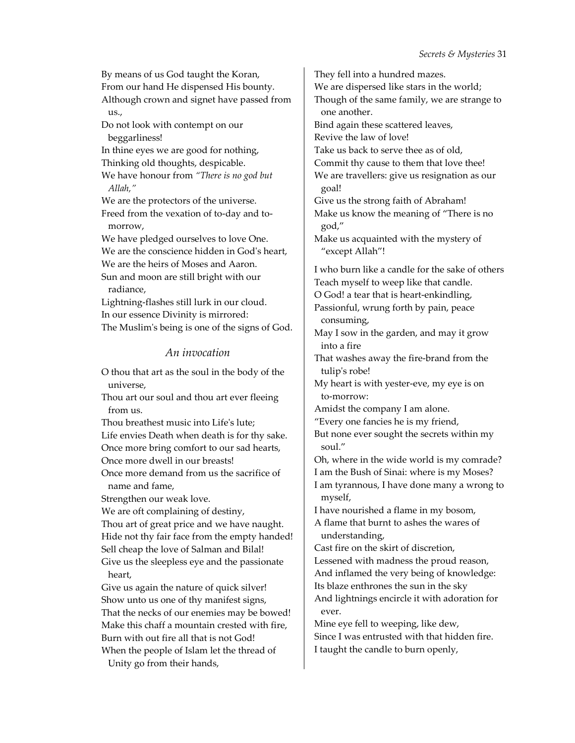By means of us God taught the Koran,
From our hand He dispensed His bounty.
Although crown and signet have passed from us.,
Do not look with contempt on our beggarliness!
In thine eyes we are good for nothing,
Thinking old thoughts, despicable.
We have honour from *"There is no god but Allah,"*
We are the protectors of the universe.
Freed from the vexation of to-day and to-morrow,
We have pledged ourselves to love One.
We are the conscience hidden in God's heart,
We are the heirs of Moses and Aaron.
Sun and moon are still bright with our radiance,
Lightning-flashes still lurk in our cloud.
In our essence Divinity is mirrored:
The Muslim's being is one of the signs of God.

## *An invocation*

O thou that art as the soul in the body of the universe,
Thou art our soul and thou art ever fleeing from us.
Thou breathest music into Life's lute;
Life envies Death when death is for thy sake.
Once more bring comfort to our sad hearts,
Once more dwell in our breasts!
Once more demand from us the sacrifice of name and fame,
Strengthen our weak love.
We are oft complaining of destiny,
Thou art of great price and we have naught.
Hide not thy fair face from the empty handed!
Sell cheap the love of Salman and Bilal!
Give us the sleepless eye and the passionate heart,
Give us again the nature of quick silver!
Show unto us one of thy manifest signs,
That the necks of our enemies may be bowed!
Make this chaff a mountain crested with fire,
Burn with out fire all that is not God!
When the people of Islam let the thread of Unity go from their hands,
They fell into a hundred mazes.
We are dispersed like stars in the world;
Though of the same family, we are strange to one another.
Bind again these scattered leaves,
Revive the law of love!
Take us back to serve thee as of old,
Commit thy cause to them that love thee!
We are travellers: give us resignation as our goal!
Give us the strong faith of Abraham!
Make us know the meaning of "There is no god,"
Make us acquainted with the mystery of "except Allah"!

I who burn like a candle for the sake of others
Teach myself to weep like that candle.
O God! a tear that is heart-enkindling,
Passionful, wrung forth by pain, peace consuming,
May I sow in the garden, and may it grow into a fire
That washes away the fire-brand from the tulip's robe!
My heart is with yester-eve, my eye is on to-morrow:
Amidst the company I am alone.
"Every one fancies he is my friend,
But none ever sought the secrets within my soul."
Oh, where in the wide world is my comrade?
I am the Bush of Sinai: where is my Moses?
I am tyrannous, I have done many a wrong to myself,
I have nourished a flame in my bosom,
A flame that burnt to ashes the wares of understanding,
Cast fire on the skirt of discretion,
Lessened with madness the proud reason,
And inflamed the very being of knowledge:
Its blaze enthrones the sun in the sky
And lightnings encircle it with adoration for ever.
Mine eye fell to weeping, like dew,
Since I was entrusted with that hidden fire.
I taught the candle to burn openly,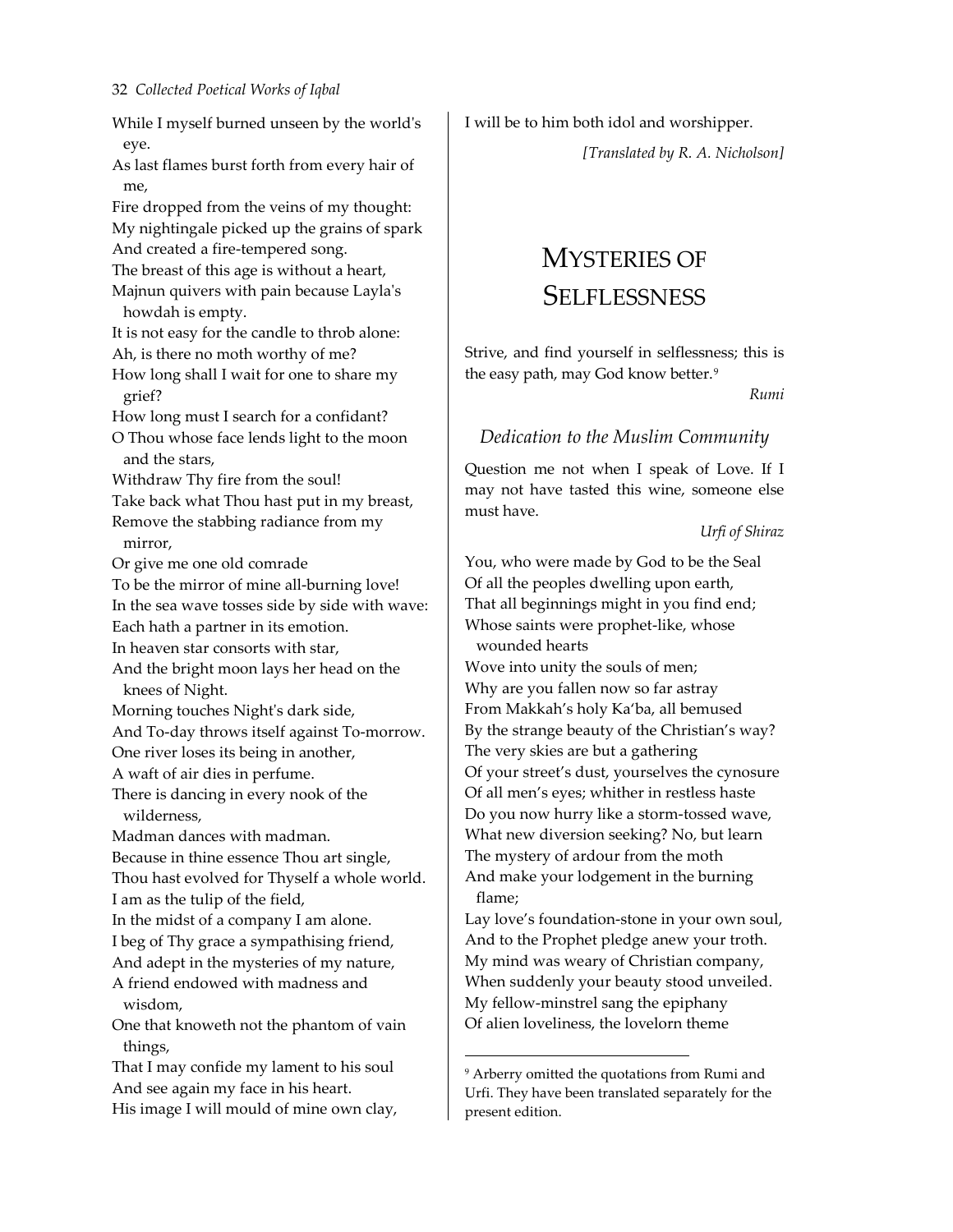While I myself burned unseen by the world's eye.
As last flames burst forth from every hair of me,
Fire dropped from the veins of my thought:
My nightingale picked up the grains of spark
And created a fire-tempered song.
The breast of this age is without a heart,
Majnun quivers with pain because Layla's howdah is empty.
It is not easy for the candle to throb alone:
Ah, is there no moth worthy of me?
How long shall I wait for one to share my grief?
How long must I search for a confidant?
O Thou whose face lends light to the moon and the stars,
Withdraw Thy fire from the soul!
Take back what Thou hast put in my breast,
Remove the stabbing radiance from my mirror,
Or give me one old comrade
To be the mirror of mine all-burning love!
In the sea wave tosses side by side with wave:
Each hath a partner in its emotion.
In heaven star consorts with star,
And the bright moon lays her head on the knees of Night.
Morning touches Night's dark side,
And To-day throws itself against To-morrow.
One river loses its being in another,
A waft of air dies in perfume.
There is dancing in every nook of the wilderness,
Madman dances with madman.
Because in thine essence Thou art single,
Thou hast evolved for Thyself a whole world.
I am as the tulip of the field,
In the midst of a company I am alone.
I beg of Thy grace a sympathising friend,
And adept in the mysteries of my nature,
A friend endowed with madness and wisdom,
One that knoweth not the phantom of vain things,
That I may confide my lament to his soul
And see again my face in his heart.
His image I will mould of mine own clay,
I will be to him both idol and worshipper.

*[Translated by R. A. Nicholson]*

# Mysteries of Selflessness

Strive, and find yourself in selflessness; this is the easy path, may God know better.[9]

*Rumi*

## *Dedication to the Muslim Community*

Question me not when I speak of Love. If I may not have tasted this wine, someone else must have.

*Urfi of Shiraz*

You, who were made by God to be the Seal
Of all the peoples dwelling upon earth,
That all beginnings might in you find end;
Whose saints were prophet-like, whose wounded hearts
Wove into unity the souls of men;
Why are you fallen now so far astray
From Makkah's holy Ka'ba, all bemused
By the strange beauty of the Christian's way?
The very skies are but a gathering
Of your street's dust, yourselves the cynosure
Of all men's eyes; whither in restless haste
Do you now hurry like a storm-tossed wave,
What new diversion seeking? No, but learn
The mystery of ardour from the moth
And make your lodgement in the burning flame;
Lay love's foundation-stone in your own soul,
And to the Prophet pledge anew your troth.
My mind was weary of Christian company,
When suddenly your beauty stood unveiled.
My fellow-minstrel sang the epiphany
Of alien loveliness, the lovelorn theme

---

[9] Arberry omitted the quotations from Rumi and Urfi. They have been translated separately for the present edition.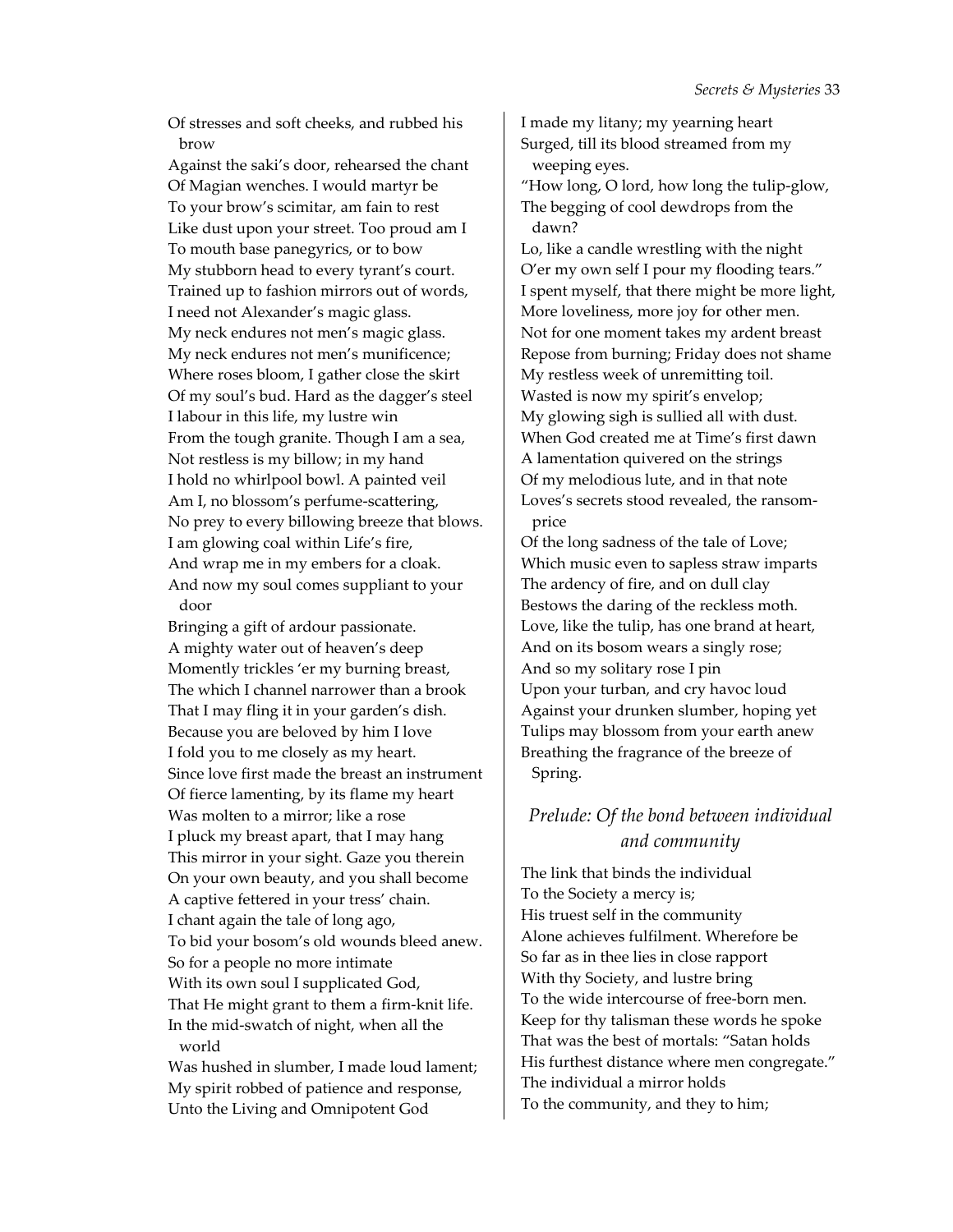Of stresses and soft cheeks, and rubbed his brow
Against the saki's door, rehearsed the chant
Of Magian wenches. I would martyr be
To your brow's scimitar, am fain to rest
Like dust upon your street. Too proud am I
To mouth base panegyrics, or to bow
My stubborn head to every tyrant's court.
Trained up to fashion mirrors out of words,
I need not Alexander's magic glass.
My neck endures not men's magic glass.
My neck endures not men's munificence;
Where roses bloom, I gather close the skirt
Of my soul's bud. Hard as the dagger's steel
I labour in this life, my lustre win
From the tough granite. Though I am a sea,
Not restless is my billow; in my hand
I hold no whirlpool bowl. A painted veil
Am I, no blossom's perfume-scattering,
No prey to every billowing breeze that blows.
I am glowing coal within Life's fire,
And wrap me in my embers for a cloak.
And now my soul comes suppliant to your door
Bringing a gift of ardour passionate.
A mighty water out of heaven's deep
Momently trickles 'er my burning breast,
The which I channel narrower than a brook
That I may fling it in your garden's dish.
Because you are beloved by him I love
I fold you to me closely as my heart.
Since love first made the breast an instrument
Of fierce lamenting, by its flame my heart
Was molten to a mirror; like a rose
I pluck my breast apart, that I may hang
This mirror in your sight. Gaze you therein
On your own beauty, and you shall become
A captive fettered in your tress' chain.
I chant again the tale of long ago,
To bid your bosom's old wounds bleed anew.
So for a people no more intimate
With its own soul I supplicated God,
That He might grant to them a firm-knit life.
In the mid-swatch of night, when all the world
Was hushed in slumber, I made loud lament;
My spirit robbed of patience and response,
Unto the Living and Omnipotent God
I made my litany; my yearning heart
Surged, till its blood streamed from my weeping eyes.
"How long, O lord, how long the tulip-glow,
The begging of cool dewdrops from the dawn?
Lo, like a candle wrestling with the night
O'er my own self I pour my flooding tears."
I spent myself, that there might be more light,
More loveliness, more joy for other men.
Not for one moment takes my ardent breast
Repose from burning; Friday does not shame
My restless week of unremitting toil.
Wasted is now my spirit's envelop;
My glowing sigh is sullied all with dust.
When God created me at Time's first dawn
A lamentation quivered on the strings
Of my melodious lute, and in that note
Loves's secrets stood revealed, the ransom-price
Of the long sadness of the tale of Love;
Which music even to sapless straw imparts
The ardency of fire, and on dull clay
Bestows the daring of the reckless moth.
Love, like the tulip, has one brand at heart,
And on its bosom wears a singly rose;
And so my solitary rose I pin
Upon your turban, and cry havoc loud
Against your drunken slumber, hoping yet
Tulips may blossom from your earth anew
Breathing the fragrance of the breeze of Spring.

## *Prelude: Of the bond between individual and community*

The link that binds the individual
To the Society a mercy is;
His truest self in the community
Alone achieves fulfilment. Wherefore be
So far as in thee lies in close rapport
With thy Society, and lustre bring
To the wide intercourse of free-born men.
Keep for thy talisman these words he spoke
That was the best of mortals: "Satan holds
His furthest distance where men congregate."
The individual a mirror holds
To the community, and they to him;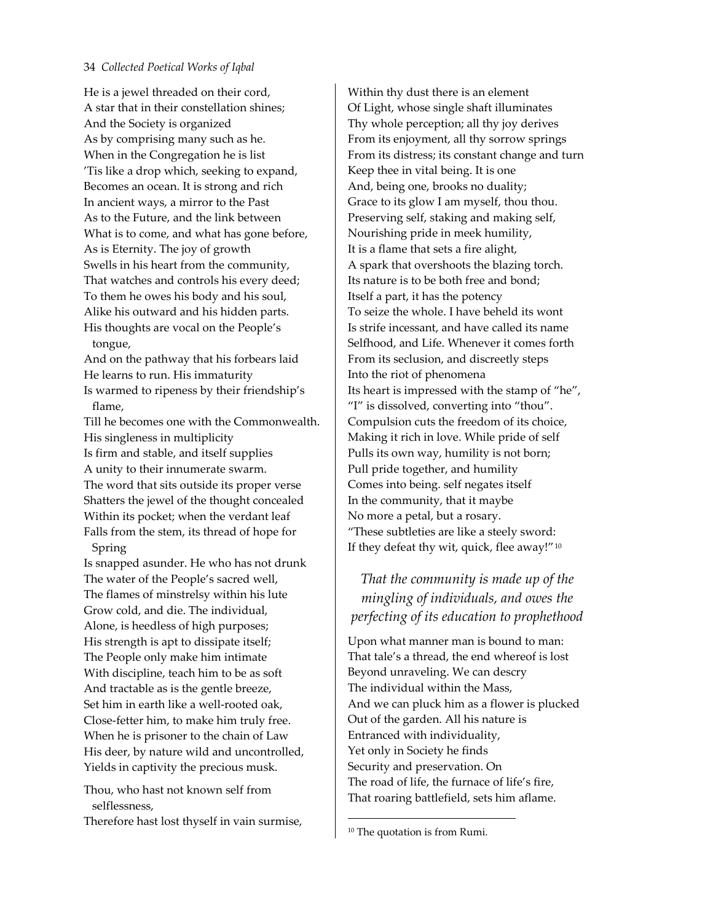He is a jewel threaded on their cord,
A star that in their constellation shines;
And the Society is organized
As by comprising many such as he.
When in the Congregation he is list
'Tis like a drop which, seeking to expand,
Becomes an ocean. It is strong and rich
In ancient ways, a mirror to the Past
As to the Future, and the link between
What is to come, and what has gone before,
As is Eternity. The joy of growth
Swells in his heart from the community,
That watches and controls his every deed;
To them he owes his body and his soul,
Alike his outward and his hidden parts.
His thoughts are vocal on the People's
  tongue,
And on the pathway that his forbears laid
He learns to run. His immaturity
Is warmed to ripeness by their friendship's
  flame,
Till he becomes one with the Commonwealth.
His singleness in multiplicity
Is firm and stable, and itself supplies
A unity to their innumerate swarm.
The word that sits outside its proper verse
Shatters the jewel of the thought concealed
Within its pocket; when the verdant leaf
Falls from the stem, its thread of hope for
  Spring
Is snapped asunder. He who has not drunk
The water of the People's sacred well,
The flames of minstrelsy within his lute
Grow cold, and die. The individual,
Alone, is heedless of high purposes;
His strength is apt to dissipate itself;
The People only make him intimate
With discipline, teach him to be as soft
And tractable as is the gentle breeze,
Set him in earth like a well-rooted oak,
Close-fetter him, to make him truly free.
When he is prisoner to the chain of Law
His deer, by nature wild and uncontrolled,
Yields in captivity the precious musk.

Thou, who hast not known self from
  selflessness,
Therefore hast lost thyself in vain surmise,
Within thy dust there is an element
Of Light, whose single shaft illuminates
Thy whole perception; all thy joy derives
From its enjoyment, all thy sorrow springs
From its distress; its constant change and turn
Keep thee in vital being. It is one
And, being one, brooks no duality;
Grace to its glow I am myself, thou thou.
Preserving self, staking and making self,
Nourishing pride in meek humility,
It is a flame that sets a fire alight,
A spark that overshoots the blazing torch.
Its nature is to be both free and bond;
Itself a part, it has the potency
To seize the whole. I have beheld its wont
Is strife incessant, and have called its name
Selfhood, and Life. Whenever it comes forth
From its seclusion, and discreetly steps
Into the riot of phenomena
Its heart is impressed with the stamp of "he",
"I" is dissolved, converting into "thou".
Compulsion cuts the freedom of its choice,
Making it rich in love. While pride of self
Pulls its own way, humility is not born;
Pull pride together, and humility
Comes into being. self negates itself
In the community, that it maybe
No more a petal, but a rosary.
"These subtleties are like a steely sword:
If they defeat thy wit, quick, flee away!"[10]

### *That the community is made up of the mingling of individuals, and owes the perfecting of its education to prophethood*

Upon what manner man is bound to man:
That tale's a thread, the end whereof is lost
Beyond unraveling. We can descry
The individual within the Mass,
And we can pluck him as a flower is plucked
Out of the garden. All his nature is
Entranced with individuality,
Yet only in Society he finds
Security and preservation. On
The road of life, the furnace of life's fire,
That roaring battlefield, sets him aflame.

[10] The quotation is from Rumi.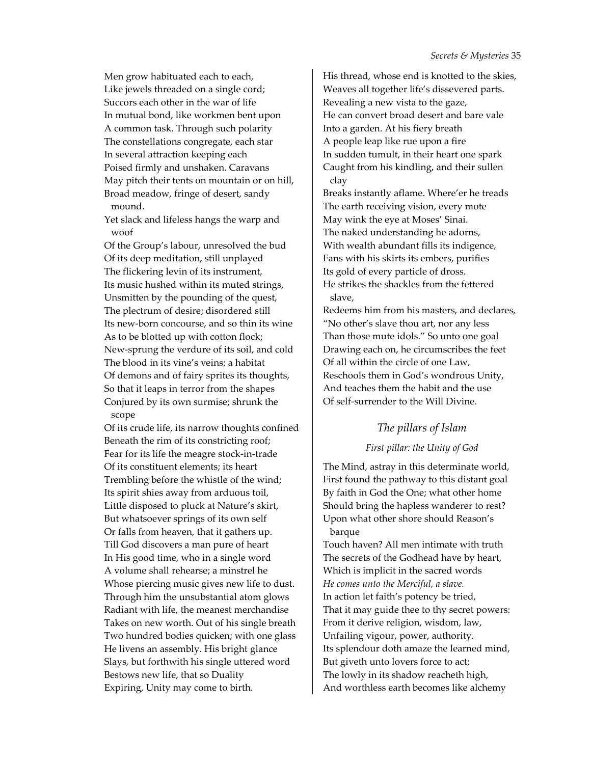Men grow habituated each to each,
Like jewels threaded on a single cord;
Succors each other in the war of life
In mutual bond, like workmen bent upon
A common task. Through such polarity
The constellations congregate, each star
In several attraction keeping each
Poised firmly and unshaken. Caravans
May pitch their tents on mountain or on hill,
Broad meadow, fringe of desert, sandy mound.
Yet slack and lifeless hangs the warp and woof
Of the Group's labour, unresolved the bud
Of its deep meditation, still unplayed
The flickering levin of its instrument,
Its music hushed within its muted strings,
Unsmitten by the pounding of the quest,
The plectrum of desire; disordered still
Its new-born concourse, and so thin its wine
As to be blotted up with cotton flock;
New-sprung the verdure of its soil, and cold
The blood in its vine's veins; a habitat
Of demons and of fairy sprites its thoughts,
So that it leaps in terror from the shapes
Conjured by its own surmise; shrunk the scope
Of its crude life, its narrow thoughts confined
Beneath the rim of its constricting roof;
Fear for its life the meagre stock-in-trade
Of its constituent elements; its heart
Trembling before the whistle of the wind;
Its spirit shies away from arduous toil,
Little disposed to pluck at Nature's skirt,
But whatsoever springs of its own self
Or falls from heaven, that it gathers up.
Till God discovers a man pure of heart
In His good time, who in a single word
A volume shall rehearse; a minstrel he
Whose piercing music gives new life to dust.
Through him the unsubstantial atom glows
Radiant with life, the meanest merchandise
Takes on new worth. Out of his single breath
Two hundred bodies quicken; with one glass
He livens an assembly. His bright glance
Slays, but forthwith his single uttered word
Bestows new life, that so Duality
Expiring, Unity may come to birth.
His thread, whose end is knotted to the skies,
Weaves all together life's dissevered parts.
Revealing a new vista to the gaze,
He can convert broad desert and bare vale
Into a garden. At his fiery breath
A people leap like rue upon a fire
In sudden tumult, in their heart one spark
Caught from his kindling, and their sullen clay
Breaks instantly aflame. Where'er he treads
The earth receiving vision, every mote
May wink the eye at Moses' Sinai.
The naked understanding he adorns,
With wealth abundant fills its indigence,
Fans with his skirts its embers, purifies
Its gold of every particle of dross.
He strikes the shackles from the fettered slave,
Redeems him from his masters, and declares,
"No other's slave thou art, nor any less
Than those mute idols." So unto one goal
Drawing each on, he circumscribes the feet
Of all within the circle of one Law,
Reschools them in God's wondrous Unity,
And teaches them the habit and the use
Of self-surrender to the Will Divine.

## *The pillars of Islam*

### *First pillar: the Unity of God*

The Mind, astray in this determinate world,
First found the pathway to this distant goal
By faith in God the One; what other home
Should bring the hapless wanderer to rest?
Upon what other shore should Reason's barque
Touch haven? All men intimate with truth
The secrets of the Godhead have by heart,
Which is implicit in the sacred words
*He comes unto the Merciful, a slave.*
In action let faith's potency be tried,
That it may guide thee to thy secret powers:
From it derive religion, wisdom, law,
Unfailing vigour, power, authority.
Its splendour doth amaze the learned mind,
But giveth unto lovers force to act;
The lowly in its shadow reacheth high,
And worthless earth becomes like alchemy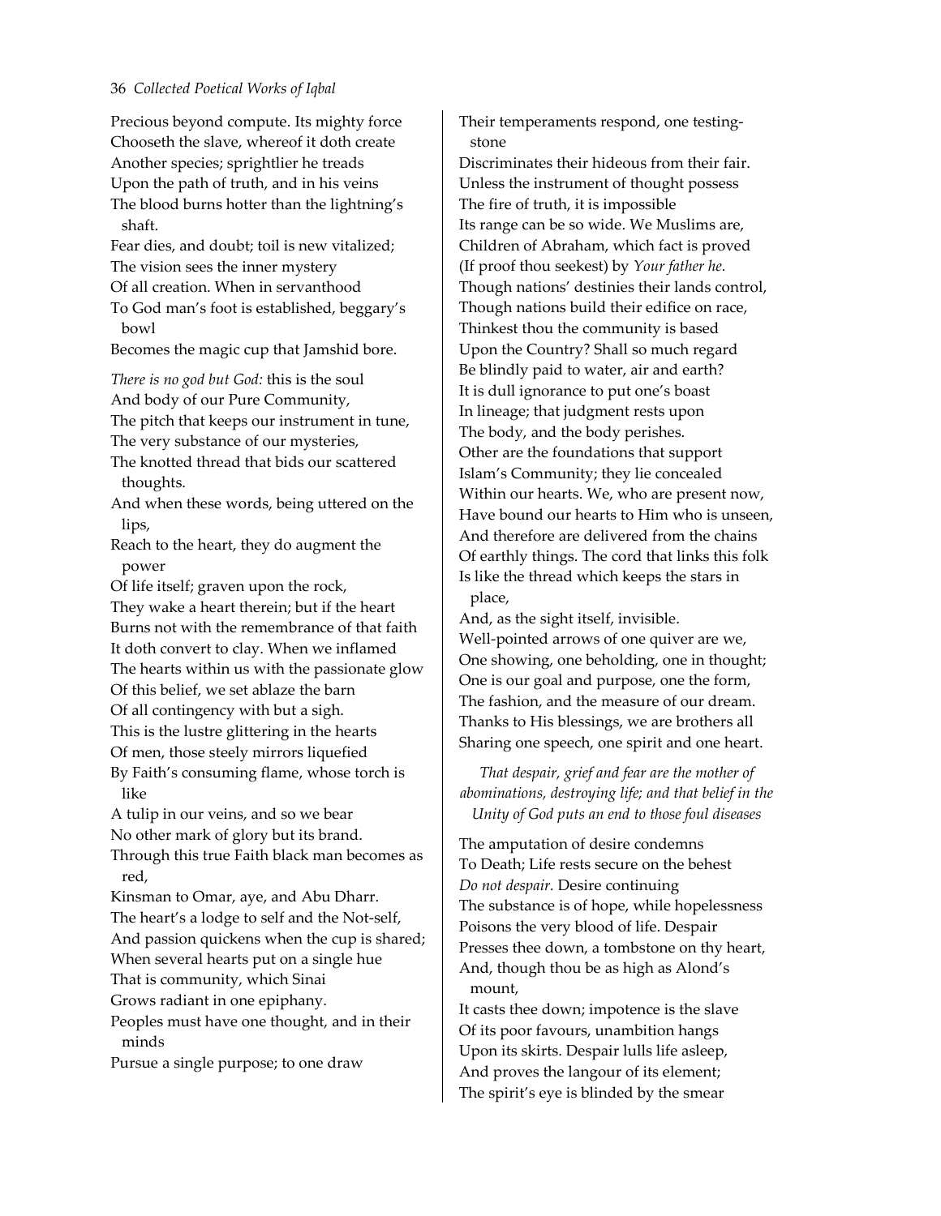Precious beyond compute. Its mighty force
Chooseth the slave, whereof it doth create
Another species; sprightlier he treads
Upon the path of truth, and in his veins
The blood burns hotter than the lightning's shaft.
Fear dies, and doubt; toil is new vitalized;
The vision sees the inner mystery
Of all creation. When in servanthood
To God man's foot is established, beggary's bowl
Becomes the magic cup that Jamshid bore.

*There is no god but God:* this is the soul
And body of our Pure Community,
The pitch that keeps our instrument in tune,
The very substance of our mysteries,
The knotted thread that bids our scattered thoughts.
And when these words, being uttered on the lips,
Reach to the heart, they do augment the power
Of life itself; graven upon the rock,
They wake a heart therein; but if the heart
Burns not with the remembrance of that faith
It doth convert to clay. When we inflamed
The hearts within us with the passionate glow
Of this belief, we set ablaze the barn
Of all contingency with but a sigh.
This is the lustre glittering in the hearts
Of men, those steely mirrors liquefied
By Faith's consuming flame, whose torch is like
A tulip in our veins, and so we bear
No other mark of glory but its brand.
Through this true Faith black man becomes as red,
Kinsman to Omar, aye, and Abu Dharr.
The heart's a lodge to self and the Not-self,
And passion quickens when the cup is shared;
When several hearts put on a single hue
That is community, which Sinai
Grows radiant in one epiphany.
Peoples must have one thought, and in their minds
Pursue a single purpose; to one draw
Their temperaments respond, one testing-stone
Discriminates their hideous from their fair.
Unless the instrument of thought possess
The fire of truth, it is impossible
Its range can be so wide. We Muslims are,
Children of Abraham, which fact is proved
(If proof thou seekest) by *Your father he.*
Though nations' destinies their lands control,
Though nations build their edifice on race,
Thinkest thou the community is based
Upon the Country? Shall so much regard
Be blindly paid to water, air and earth?
It is dull ignorance to put one's boast
In lineage; that judgment rests upon
The body, and the body perishes.
Other are the foundations that support
Islam's Community; they lie concealed
Within our hearts. We, who are present now,
Have bound our hearts to Him who is unseen,
And therefore are delivered from the chains
Of earthly things. The cord that links this folk
Is like the thread which keeps the stars in place,
And, as the sight itself, invisible.
Well-pointed arrows of one quiver are we,
One showing, one beholding, one in thought;
One is our goal and purpose, one the form,
The fashion, and the measure of our dream.
Thanks to His blessings, we are brothers all
Sharing one speech, one spirit and one heart.

*That despair, grief and fear are the mother of abominations, destroying life; and that belief in the Unity of God puts an end to those foul diseases*

The amputation of desire condemns
To Death; Life rests secure on the behest
*Do not despair.* Desire continuing
The substance is of hope, while hopelessness
Poisons the very blood of life. Despair
Presses thee down, a tombstone on thy heart,
And, though thou be as high as Alond's mount,
It casts thee down; impotence is the slave
Of its poor favours, unambition hangs
Upon its skirts. Despair lulls life asleep,
And proves the langour of its element;
The spirit's eye is blinded by the smear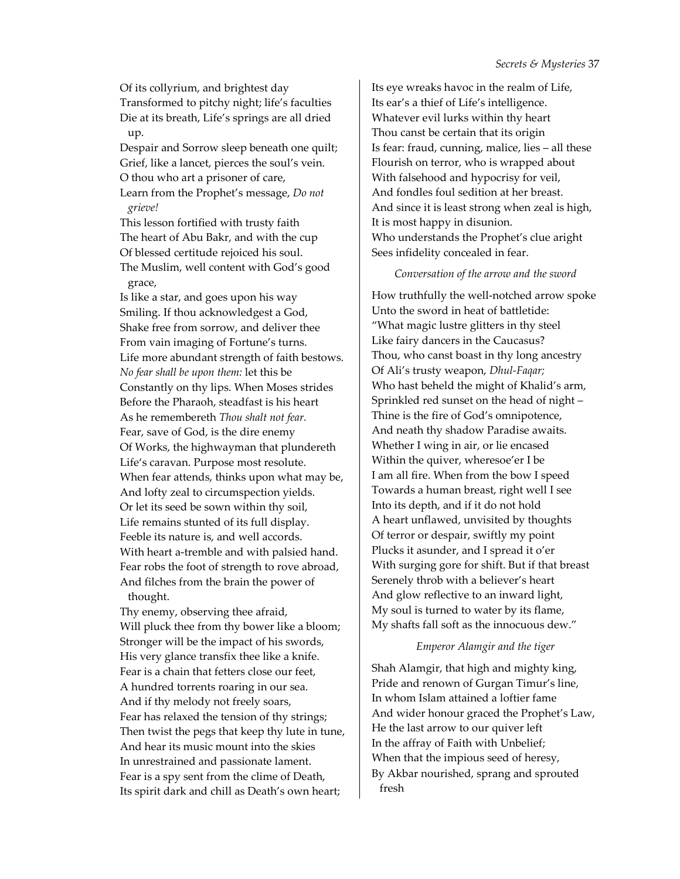Of its collyrium, and brightest day
Transformed to pitchy night; life's faculties
Die at its breath, Life's springs are all dried up.
Despair and Sorrow sleep beneath one quilt;
Grief, like a lancet, pierces the soul's vein.
O thou who art a prisoner of care,
Learn from the Prophet's message, *Do not grieve!*
This lesson fortified with trusty faith
The heart of Abu Bakr, and with the cup
Of blessed certitude rejoiced his soul.
The Muslim, well content with God's good grace,
Is like a star, and goes upon his way
Smiling. If thou acknowledgest a God,
Shake free from sorrow, and deliver thee
From vain imaging of Fortune's turns.
Life more abundant strength of faith bestows.
*No fear shall be upon them:* let this be
Constantly on thy lips. When Moses strides
Before the Pharaoh, steadfast is his heart
As he remembereth *Thou shalt not fear.*
Fear, save of God, is the dire enemy
Of Works, the highwayman that plundereth
Life's caravan. Purpose most resolute.
When fear attends, thinks upon what may be,
And lofty zeal to circumspection yields.
Or let its seed be sown within thy soil,
Life remains stunted of its full display.
Feeble its nature is, and well accords.
With heart a-tremble and with palsied hand.
Fear robs the foot of strength to rove abroad,
And filches from the brain the power of thought.
Thy enemy, observing thee afraid,
Will pluck thee from thy bower like a bloom;
Stronger will be the impact of his swords,
His very glance transfix thee like a knife.
Fear is a chain that fetters close our feet,
A hundred torrents roaring in our sea.
And if thy melody not freely soars,
Fear has relaxed the tension of thy strings;
Then twist the pegs that keep thy lute in tune,
And hear its music mount into the skies
In unrestrained and passionate lament.
Fear is a spy sent from the clime of Death,
Its spirit dark and chill as Death's own heart;
Its eye wreaks havoc in the realm of Life,
Its ear's a thief of Life's intelligence.
Whatever evil lurks within thy heart
Thou canst be certain that its origin
Is fear: fraud, cunning, malice, lies – all these
Flourish on terror, who is wrapped about
With falsehood and hypocrisy for veil,
And fondles foul sedition at her breast.
And since it is least strong when zeal is high,
It is most happy in disunion.
Who understands the Prophet's clue aright
Sees infidelity concealed in fear.

*Conversation of the arrow and the sword*

How truthfully the well-notched arrow spoke
Unto the sword in heat of battletide:
"What magic lustre glitters in thy steel
Like fairy dancers in the Caucasus?
Thou, who canst boast in thy long ancestry
Of Ali's trusty weapon, *Dhul-Faqar;*
Who hast beheld the might of Khalid's arm,
Sprinkled red sunset on the head of night –
Thine is the fire of God's omnipotence,
And neath thy shadow Paradise awaits.
Whether I wing in air, or lie encased
Within the quiver, wheresoe'er I be
I am all fire. When from the bow I speed
Towards a human breast, right well I see
Into its depth, and if it do not hold
A heart unflawed, unvisited by thoughts
Of terror or despair, swiftly my point
Plucks it asunder, and I spread it o'er
With surging gore for shift. But if that breast
Serenely throb with a believer's heart
And glow reflective to an inward light,
My soul is turned to water by its flame,
My shafts fall soft as the innocuous dew."

*Emperor Alamgir and the tiger*

Shah Alamgir, that high and mighty king,
Pride and renown of Gurgan Timur's line,
In whom Islam attained a loftier fame
And wider honour graced the Prophet's Law,
He the last arrow to our quiver left
In the affray of Faith with Unbelief;
When that the impious seed of heresy,
By Akbar nourished, sprang and sprouted fresh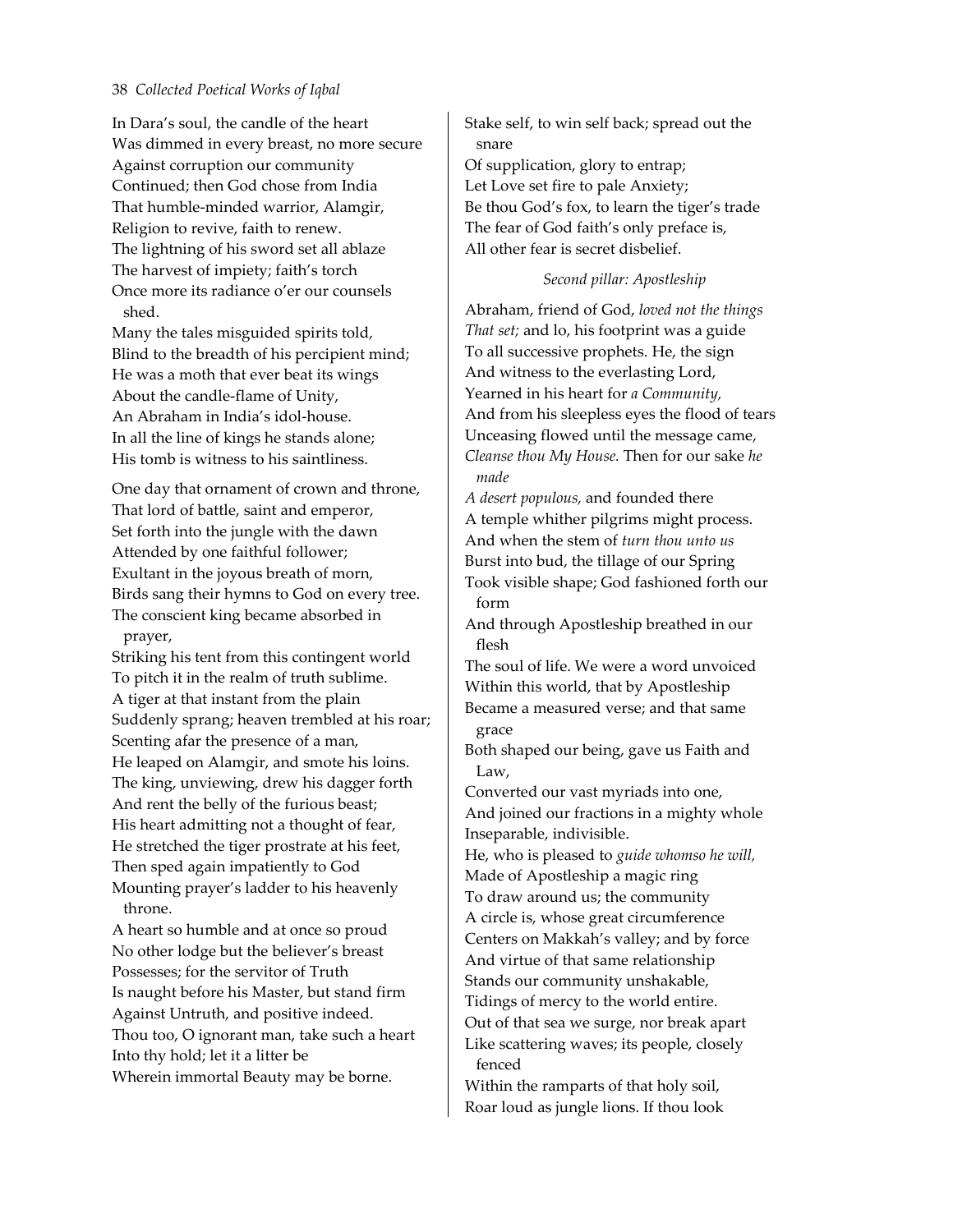In Dara's soul, the candle of the heart
Was dimmed in every breast, no more secure
Against corruption our community
Continued; then God chose from India
That humble-minded warrior, Alamgir,
Religion to revive, faith to renew.
The lightning of his sword set all ablaze
The harvest of impiety; faith's torch
Once more its radiance o'er our counsels shed.
Many the tales misguided spirits told,
Blind to the breadth of his percipient mind;
He was a moth that ever beat its wings
About the candle-flame of Unity,
An Abraham in India's idol-house.
In all the line of kings he stands alone;
His tomb is witness to his saintliness.

One day that ornament of crown and throne,
That lord of battle, saint and emperor,
Set forth into the jungle with the dawn
Attended by one faithful follower;
Exultant in the joyous breath of morn,
Birds sang their hymns to God on every tree.
The conscient king became absorbed in prayer,
Striking his tent from this contingent world
To pitch it in the realm of truth sublime.
A tiger at that instant from the plain
Suddenly sprang; heaven trembled at his roar;
Scenting afar the presence of a man,
He leaped on Alamgir, and smote his loins.
The king, unviewing, drew his dagger forth
And rent the belly of the furious beast;
His heart admitting not a thought of fear,
He stretched the tiger prostrate at his feet,
Then sped again impatiently to God
Mounting prayer's ladder to his heavenly throne.
A heart so humble and at once so proud
No other lodge but the believer's breast
Possesses; for the servitor of Truth
Is naught before his Master, but stand firm
Against Untruth, and positive indeed.
Thou too, O ignorant man, take such a heart
Into thy hold; let it a litter be
Wherein immortal Beauty may be borne.
Stake self, to win self back; spread out the snare
Of supplication, glory to entrap;
Let Love set fire to pale Anxiety;
Be thou God's fox, to learn the tiger's trade
The fear of God faith's only preface is,
All other fear is secret disbelief.

*Second pillar: Apostleship*

Abraham, friend of God, *loved not the things*
*That set;* and lo, his footprint was a guide
To all successive prophets. He, the sign
And witness to the everlasting Lord,
Yearned in his heart for *a Community,*
And from his sleepless eyes the flood of tears
Unceasing flowed until the message came,
*Cleanse thou My House.* Then for our sake *he made*
*A desert populous,* and founded there
A temple whither pilgrims might process.
And when the stem of *turn thou unto us*
Burst into bud, the tillage of our Spring
Took visible shape; God fashioned forth our form
And through Apostleship breathed in our flesh
The soul of life. We were a word unvoiced
Within this world, that by Apostleship
Became a measured verse; and that same grace
Both shaped our being, gave us Faith and Law,
Converted our vast myriads into one,
And joined our fractions in a mighty whole
Inseparable, indivisible.
He, who is pleased to *guide whomso he will,*
Made of Apostleship a magic ring
To draw around us; the community
A circle is, whose great circumference
Centers on Makkah's valley; and by force
And virtue of that same relationship
Stands our community unshakable,
Tidings of mercy to the world entire.
Out of that sea we surge, nor break apart
Like scattering waves; its people, closely fenced
Within the ramparts of that holy soil,
Roar loud as jungle lions. If thou look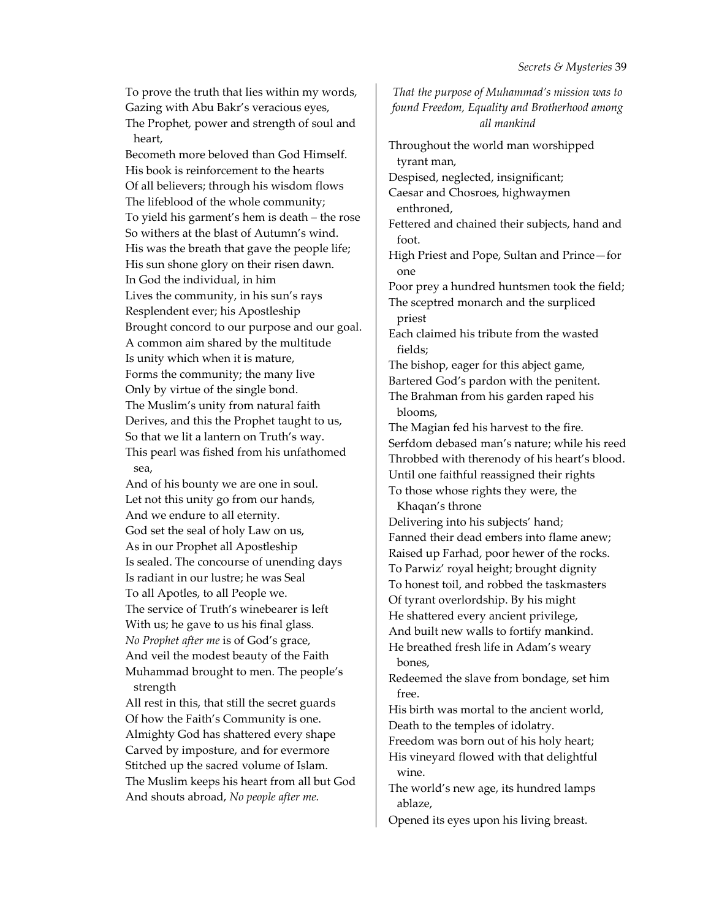To prove the truth that lies within my words,
Gazing with Abu Bakr's veracious eyes,
The Prophet, power and strength of soul and heart,
Becometh more beloved than God Himself.
His book is reinforcement to the hearts
Of all believers; through his wisdom flows
The lifeblood of the whole community;
To yield his garment's hem is death – the rose
So withers at the blast of Autumn's wind.
His was the breath that gave the people life;
His sun shone glory on their risen dawn.
In God the individual, in him
Lives the community, in his sun's rays
Resplendent ever; his Apostleship
Brought concord to our purpose and our goal.
A common aim shared by the multitude
Is unity which when it is mature,
Forms the community; the many live
Only by virtue of the single bond.
The Muslim's unity from natural faith
Derives, and this the Prophet taught to us,
So that we lit a lantern on Truth's way.
This pearl was fished from his unfathomed sea,
And of his bounty we are one in soul.
Let not this unity go from our hands,
And we endure to all eternity.
God set the seal of holy Law on us,
As in our Prophet all Apostleship
Is sealed. The concourse of unending days
Is radiant in our lustre; he was Seal
To all Apotles, to all People we.
The service of Truth's winebearer is left
With us; he gave to us his final glass.
*No Prophet after me* is of God's grace,
And veil the modest beauty of the Faith
Muhammad brought to men. The people's strength
All rest in this, that still the secret guards
Of how the Faith's Community is one.
Almighty God has shattered every shape
Carved by imposture, and for evermore
Stitched up the sacred volume of Islam.
The Muslim keeps his heart from all but God
And shouts abroad, *No people after me.*

*That the purpose of Muhammad's mission was to found Freedom, Equality and Brotherhood among all mankind*

Throughout the world man worshipped tyrant man,
Despised, neglected, insignificant;
Caesar and Chosroes, highwaymen enthroned,
Fettered and chained their subjects, hand and foot.
High Priest and Pope, Sultan and Prince—for one
Poor prey a hundred huntsmen took the field;
The sceptred monarch and the surpliced priest
Each claimed his tribute from the wasted fields;
The bishop, eager for this abject game,
Bartered God's pardon with the penitent.
The Brahman from his garden raped his blooms,
The Magian fed his harvest to the fire.
Serfdom debased man's nature; while his reed
Throbbed with therenody of his heart's blood.
Until one faithful reassigned their rights
To those whose rights they were, the Khaqan's throne
Delivering into his subjects' hand;
Fanned their dead embers into flame anew;
Raised up Farhad, poor hewer of the rocks.
To Parwiz' royal height; brought dignity
To honest toil, and robbed the taskmasters
Of tyrant overlordship. By his might
He shattered every ancient privilege,
And built new walls to fortify mankind.
He breathed fresh life in Adam's weary bones,
Redeemed the slave from bondage, set him free.
His birth was mortal to the ancient world,
Death to the temples of idolatry.
Freedom was born out of his holy heart;
His vineyard flowed with that delightful wine.
The world's new age, its hundred lamps ablaze,
Opened its eyes upon his living breast.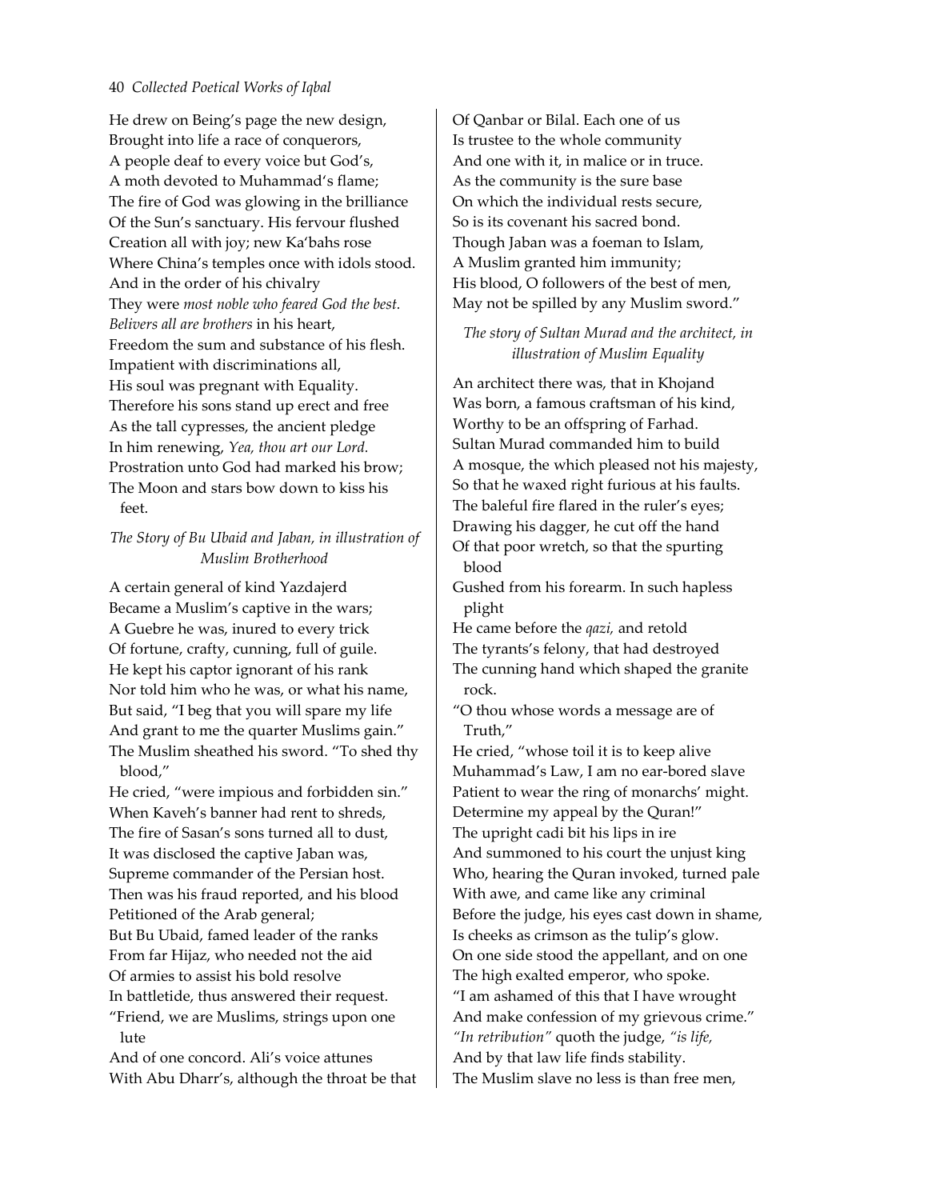He drew on Being's page the new design,
Brought into life a race of conquerors,
A people deaf to every voice but God's,
A moth devoted to Muhammad's flame;
The fire of God was glowing in the brilliance
Of the Sun's sanctuary. His fervour flushed
Creation all with joy; new Ka'bahs rose
Where China's temples once with idols stood.
And in the order of his chivalry
They were *most noble who feared God the best.*
*Belivers all are brothers* in his heart,
Freedom the sum and substance of his flesh.
Impatient with discriminations all,
His soul was pregnant with Equality.
Therefore his sons stand up erect and free
As the tall cypresses, the ancient pledge
In him renewing, *Yea, thou art our Lord.*
Prostration unto God had marked his brow;
The Moon and stars bow down to kiss his
feet.

### *The Story of Bu Ubaid and Jaban, in illustration of Muslim Brotherhood*

A certain general of kind Yazdajerd
Became a Muslim's captive in the wars;
A Guebre he was, inured to every trick
Of fortune, crafty, cunning, full of guile.
He kept his captor ignorant of his rank
Nor told him who he was, or what his name,
But said, "I beg that you will spare my life
And grant to me the quarter Muslims gain."
The Muslim sheathed his sword. "To shed thy
blood,"
He cried, "were impious and forbidden sin."
When Kaveh's banner had rent to shreds,
The fire of Sasan's sons turned all to dust,
It was disclosed the captive Jaban was,
Supreme commander of the Persian host.
Then was his fraud reported, and his blood
Petitioned of the Arab general;
But Bu Ubaid, famed leader of the ranks
From far Hijaz, who needed not the aid
Of armies to assist his bold resolve
In battletide, thus answered their request.
"Friend, we are Muslims, strings upon one
lute
And of one concord. Ali's voice attunes
With Abu Dharr's, although the throat be that
Of Qanbar or Bilal. Each one of us
Is trustee to the whole community
And one with it, in malice or in truce.
As the community is the sure base
On which the individual rests secure,
So is its covenant his sacred bond.
Though Jaban was a foeman to Islam,
A Muslim granted him immunity;
His blood, O followers of the best of men,
May not be spilled by any Muslim sword."

### *The story of Sultan Murad and the architect, in illustration of Muslim Equality*

An architect there was, that in Khojand
Was born, a famous craftsman of his kind,
Worthy to be an offspring of Farhad.
Sultan Murad commanded him to build
A mosque, the which pleased not his majesty,
So that he waxed right furious at his faults.
The baleful fire flared in the ruler's eyes;
Drawing his dagger, he cut off the hand
Of that poor wretch, so that the spurting
blood
Gushed from his forearm. In such hapless
plight
He came before the *qazi,* and retold
The tyrants's felony, that had destroyed
The cunning hand which shaped the granite
rock.
"O thou whose words a message are of
Truth,"
He cried, "whose toil it is to keep alive
Muhammad's Law, I am no ear-bored slave
Patient to wear the ring of monarchs' might.
Determine my appeal by the Quran!"
The upright cadi bit his lips in ire
And summoned to his court the unjust king
Who, hearing the Quran invoked, turned pale
With awe, and came like any criminal
Before the judge, his eyes cast down in shame,
Is cheeks as crimson as the tulip's glow.
On one side stood the appellant, and on one
The high exalted emperor, who spoke.
"I am ashamed of this that I have wrought
And make confession of my grievous crime."
*"In retribution"* quoth the judge, *"is life,*
And by that law life finds stability.
The Muslim slave no less is than free men,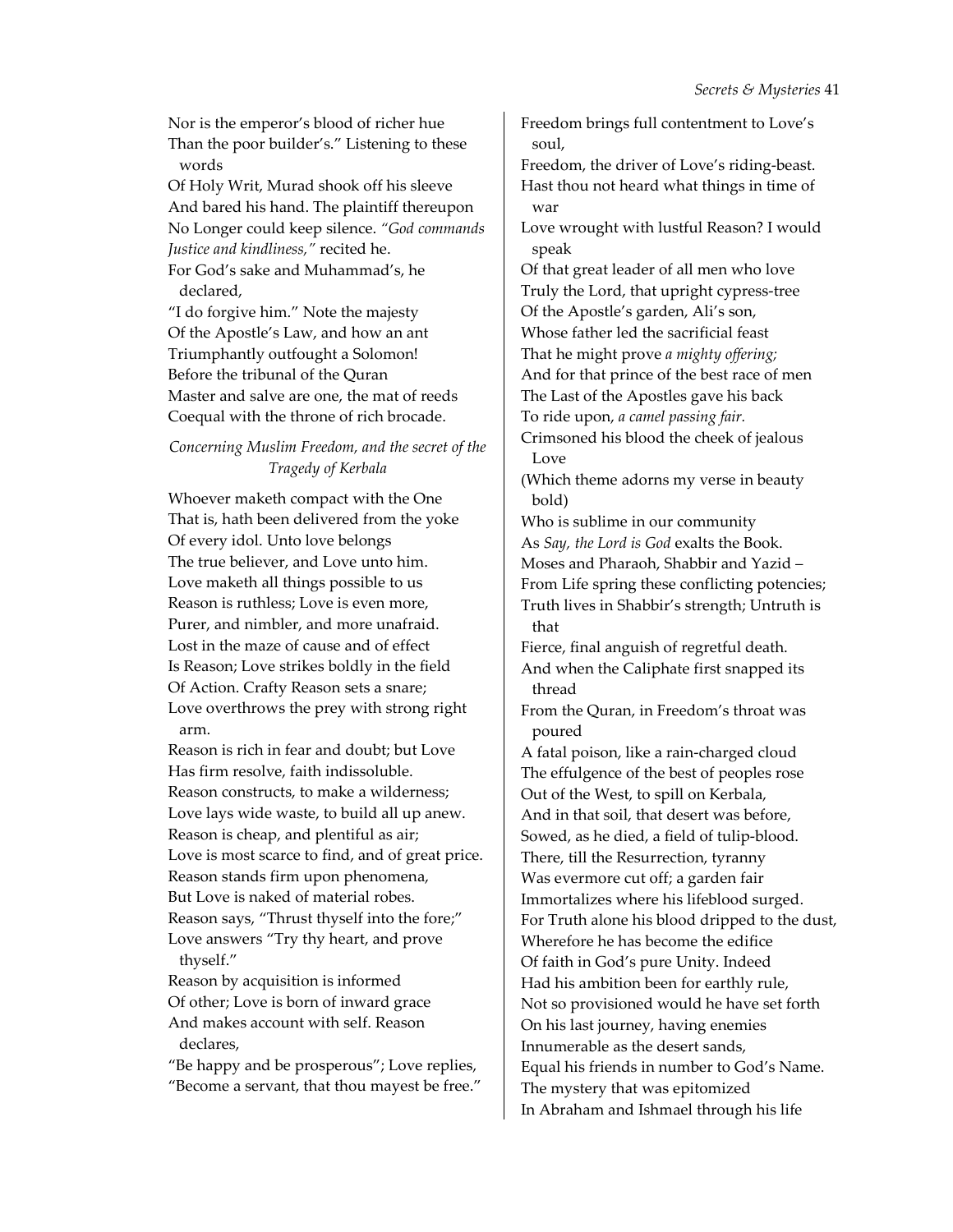Nor is the emperor's blood of richer hue
Than the poor builder's." Listening to these words
Of Holy Writ, Murad shook off his sleeve
And bared his hand. The plaintiff thereupon
No Longer could keep silence. *"God commands Justice and kindliness,"* recited he.
For God's sake and Muhammad's, he declared,
"I do forgive him." Note the majesty
Of the Apostle's Law, and how an ant
Triumphantly outfought a Solomon!
Before the tribunal of the Quran
Master and salve are one, the mat of reeds
Coequal with the throne of rich brocade.

*Concerning Muslim Freedom, and the secret of the Tragedy of Kerbala*

Whoever maketh compact with the One
That is, hath been delivered from the yoke
Of every idol. Unto love belongs
The true believer, and Love unto him.
Love maketh all things possible to us
Reason is ruthless; Love is even more,
Purer, and nimbler, and more unafraid.
Lost in the maze of cause and of effect
Is Reason; Love strikes boldly in the field
Of Action. Crafty Reason sets a snare;
Love overthrows the prey with strong right arm.
Reason is rich in fear and doubt; but Love
Has firm resolve, faith indissoluble.
Reason constructs, to make a wilderness;
Love lays wide waste, to build all up anew.
Reason is cheap, and plentiful as air;
Love is most scarce to find, and of great price.
Reason stands firm upon phenomena,
But Love is naked of material robes.
Reason says, "Thrust thyself into the fore;"
Love answers "Try thy heart, and prove thyself."
Reason by acquisition is informed
Of other; Love is born of inward grace
And makes account with self. Reason declares,
"Be happy and be prosperous"; Love replies,
"Become a servant, that thou mayest be free."
Freedom brings full contentment to Love's soul,
Freedom, the driver of Love's riding-beast.
Hast thou not heard what things in time of war
Love wrought with lustful Reason? I would speak
Of that great leader of all men who love
Truly the Lord, that upright cypress-tree
Of the Apostle's garden, Ali's son,
Whose father led the sacrificial feast
That he might prove *a mighty offering;*
And for that prince of the best race of men
The Last of the Apostles gave his back
To ride upon, *a camel passing fair.*
Crimsoned his blood the cheek of jealous Love
(Which theme adorns my verse in beauty bold)
Who is sublime in our community
As *Say, the Lord is God* exalts the Book.
Moses and Pharaoh, Shabbir and Yazid –
From Life spring these conflicting potencies;
Truth lives in Shabbir's strength; Untruth is that
Fierce, final anguish of regretful death.
And when the Caliphate first snapped its thread
From the Quran, in Freedom's throat was poured
A fatal poison, like a rain-charged cloud
The effulgence of the best of peoples rose
Out of the West, to spill on Kerbala,
And in that soil, that desert was before,
Sowed, as he died, a field of tulip-blood.
There, till the Resurrection, tyranny
Was evermore cut off; a garden fair
Immortalizes where his lifeblood surged.
For Truth alone his blood dripped to the dust,
Wherefore he has become the edifice
Of faith in God's pure Unity. Indeed
Had his ambition been for earthly rule,
Not so provisioned would he have set forth
On his last journey, having enemies
Innumerable as the desert sands,
Equal his friends in number to God's Name.
The mystery that was epitomized
In Abraham and Ishmael through his life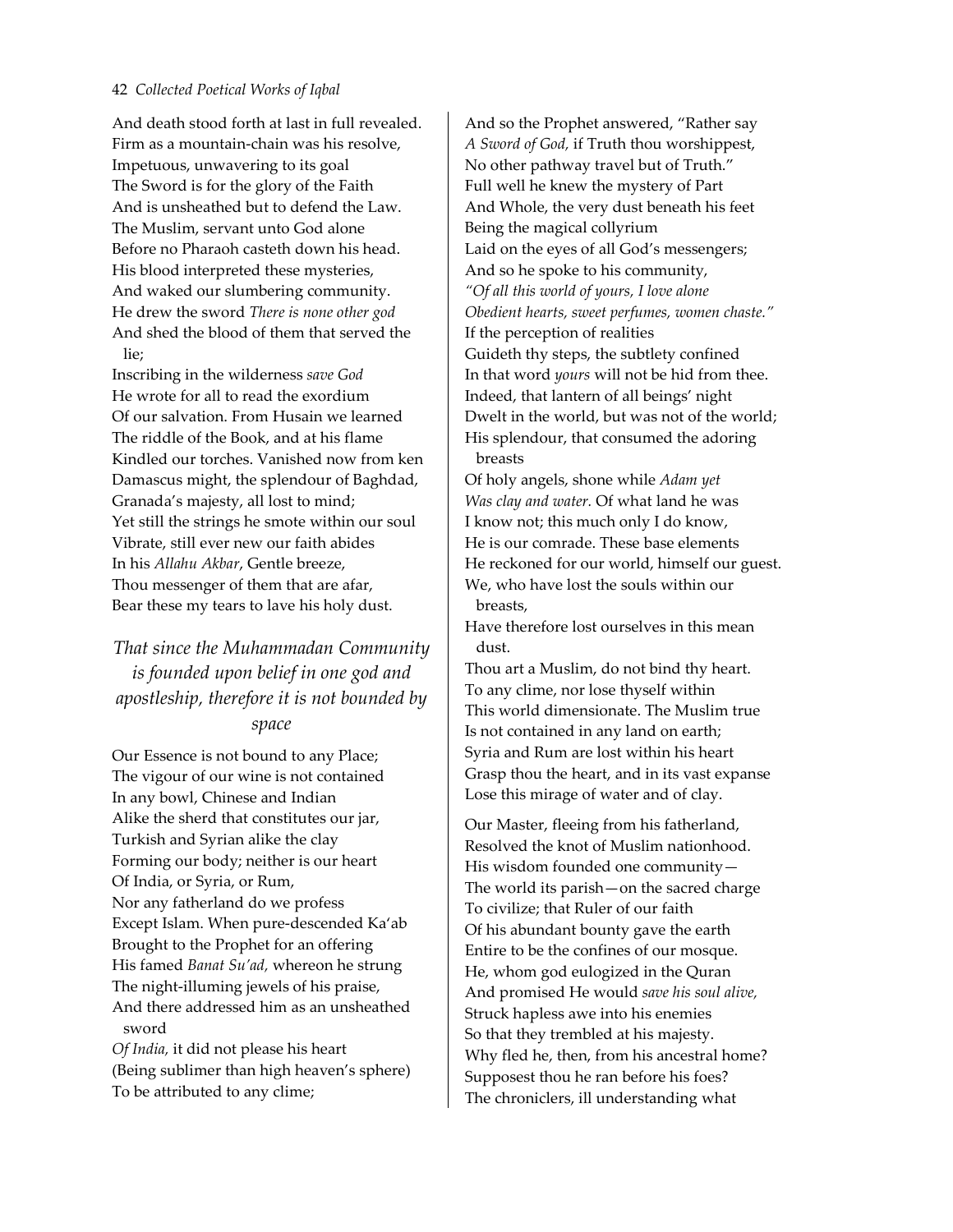And death stood forth at last in full revealed.
Firm as a mountain-chain was his resolve,
Impetuous, unwavering to its goal
The Sword is for the glory of the Faith
And is unsheathed but to defend the Law.
The Muslim, servant unto God alone
Before no Pharaoh casteth down his head.
His blood interpreted these mysteries,
And waked our slumbering community.
He drew the sword *There is none other god*
And shed the blood of them that served the lie;
Inscribing in the wilderness *save God*
He wrote for all to read the exordium
Of our salvation. From Husain we learned
The riddle of the Book, and at his flame
Kindled our torches. Vanished now from ken
Damascus might, the splendour of Baghdad,
Granada's majesty, all lost to mind;
Yet still the strings he smote within our soul
Vibrate, still ever new our faith abides
In his *Allahu Akbar*, Gentle breeze,
Thou messenger of them that are afar,
Bear these my tears to lave his holy dust.

## *That since the Muhammadan Community is founded upon belief in one god and apostleship, therefore it is not bounded by space*

Our Essence is not bound to any Place;
The vigour of our wine is not contained
In any bowl, Chinese and Indian
Alike the sherd that constitutes our jar,
Turkish and Syrian alike the clay
Forming our body; neither is our heart
Of India, or Syria, or Rum,
Nor any fatherland do we profess
Except Islam. When pure-descended Ka'ab
Brought to the Prophet for an offering
His famed *Banat Su'ad,* whereon he strung
The night-illuming jewels of his praise,
And there addressed him as an unsheathed sword
*Of India,* it did not please his heart
(Being sublimer than high heaven's sphere)
To be attributed to any clime;
And so the Prophet answered, "Rather say
*A Sword of God,* if Truth thou worshippest,
No other pathway travel but of Truth."
Full well he knew the mystery of Part
And Whole, the very dust beneath his feet
Being the magical collyrium
Laid on the eyes of all God's messengers;
And so he spoke to his community,
*"Of all this world of yours, I love alone*
*Obedient hearts, sweet perfumes, women chaste."*
If the perception of realities
Guideth thy steps, the subtlety confined
In that word *yours* will not be hid from thee.
Indeed, that lantern of all beings' night
Dwelt in the world, but was not of the world;
His splendour, that consumed the adoring breasts
Of holy angels, shone while *Adam yet*
*Was clay and water.* Of what land he was
I know not; this much only I do know,
He is our comrade. These base elements
He reckoned for our world, himself our guest.
We, who have lost the souls within our breasts,
Have therefore lost ourselves in this mean dust.
Thou art a Muslim, do not bind thy heart.
To any clime, nor lose thyself within
This world dimensionate. The Muslim true
Is not contained in any land on earth;
Syria and Rum are lost within his heart
Grasp thou the heart, and in its vast expanse
Lose this mirage of water and of clay.

Our Master, fleeing from his fatherland,
Resolved the knot of Muslim nationhood.
His wisdom founded one community—
The world its parish—on the sacred charge
To civilize; that Ruler of our faith
Of his abundant bounty gave the earth
Entire to be the confines of our mosque.
He, whom god eulogized in the Quran
And promised He would *save his soul alive,*
Struck hapless awe into his enemies
So that they trembled at his majesty.
Why fled he, then, from his ancestral home?
Supposest thou he ran before his foes?
The chroniclers, ill understanding what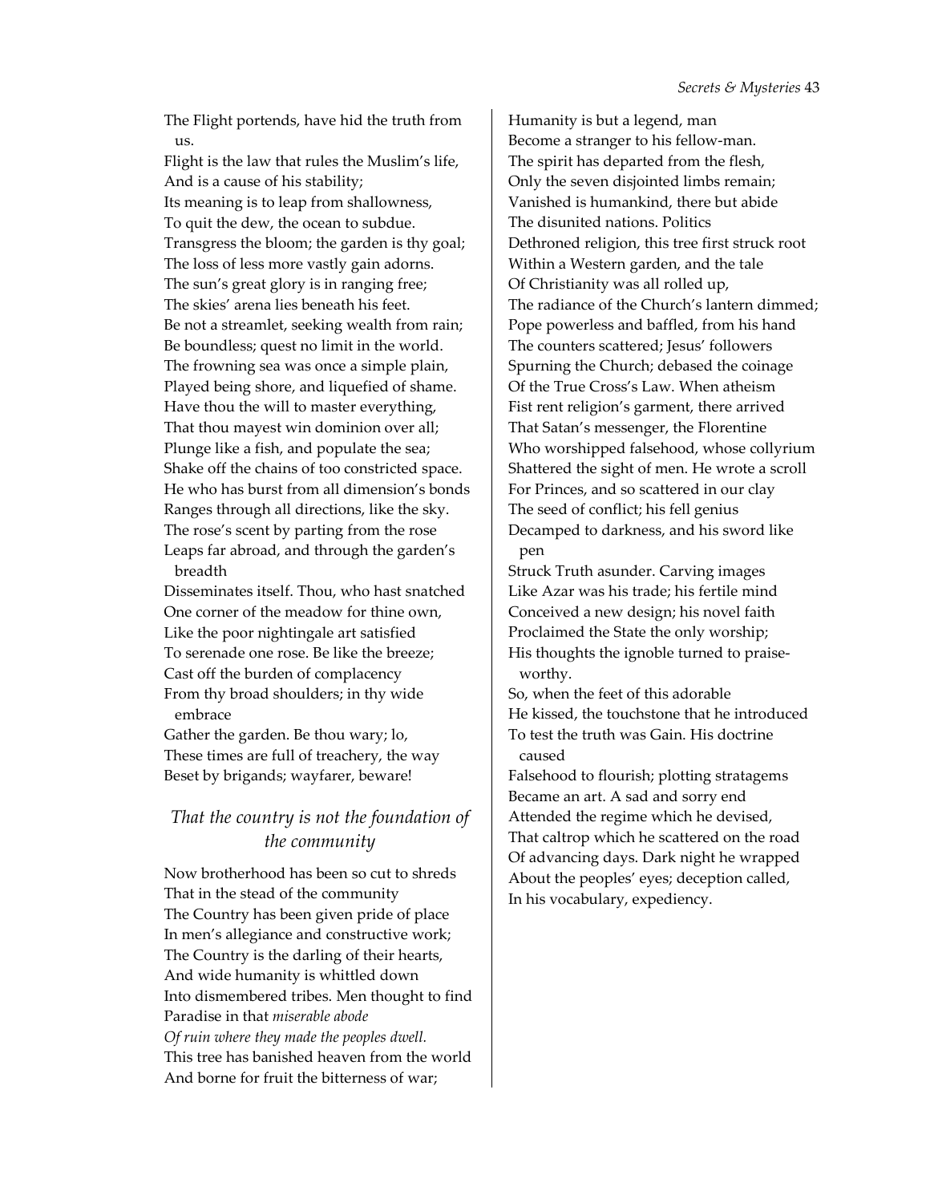The Flight portends, have hid the truth from us.
Flight is the law that rules the Muslim's life,
And is a cause of his stability;
Its meaning is to leap from shallowness,
To quit the dew, the ocean to subdue.
Transgress the bloom; the garden is thy goal;
The loss of less more vastly gain adorns.
The sun's great glory is in ranging free;
The skies' arena lies beneath his feet.
Be not a streamlet, seeking wealth from rain;
Be boundless; quest no limit in the world.
The frowning sea was once a simple plain,
Played being shore, and liquefied of shame.
Have thou the will to master everything,
That thou mayest win dominion over all;
Plunge like a fish, and populate the sea;
Shake off the chains of too constricted space.
He who has burst from all dimension's bonds
Ranges through all directions, like the sky.
The rose's scent by parting from the rose
Leaps far abroad, and through the garden's breadth
Disseminates itself. Thou, who hast snatched
One corner of the meadow for thine own,
Like the poor nightingale art satisfied
To serenade one rose. Be like the breeze;
Cast off the burden of complacency
From thy broad shoulders; in thy wide embrace
Gather the garden. Be thou wary; lo,
These times are full of treachery, the way
Beset by brigands; wayfarer, beware!

## *That the country is not the foundation of the community*

Now brotherhood has been so cut to shreds
That in the stead of the community
The Country has been given pride of place
In men's allegiance and constructive work;
The Country is the darling of their hearts,
And wide humanity is whittled down
Into dismembered tribes. Men thought to find
Paradise in that *miserable abode*
*Of ruin where they made the peoples dwell.*
This tree has banished heaven from the world
And borne for fruit the bitterness of war;
Humanity is but a legend, man
Become a stranger to his fellow-man.
The spirit has departed from the flesh,
Only the seven disjointed limbs remain;
Vanished is humankind, there but abide
The disunited nations. Politics
Dethroned religion, this tree first struck root
Within a Western garden, and the tale
Of Christianity was all rolled up,
The radiance of the Church's lantern dimmed;
Pope powerless and baffled, from his hand
The counters scattered; Jesus' followers
Spurning the Church; debased the coinage
Of the True Cross's Law. When atheism
Fist rent religion's garment, there arrived
That Satan's messenger, the Florentine
Who worshipped falsehood, whose collyrium
Shattered the sight of men. He wrote a scroll
For Princes, and so scattered in our clay
The seed of conflict; his fell genius
Decamped to darkness, and his sword like pen
Struck Truth asunder. Carving images
Like Azar was his trade; his fertile mind
Conceived a new design; his novel faith
Proclaimed the State the only worship;
His thoughts the ignoble turned to praise-worthy.
So, when the feet of this adorable
He kissed, the touchstone that he introduced
To test the truth was Gain. His doctrine caused
Falsehood to flourish; plotting stratagems
Became an art. A sad and sorry end
Attended the regime which he devised,
That caltrop which he scattered on the road
Of advancing days. Dark night he wrapped
About the peoples' eyes; deception called,
In his vocabulary, expediency.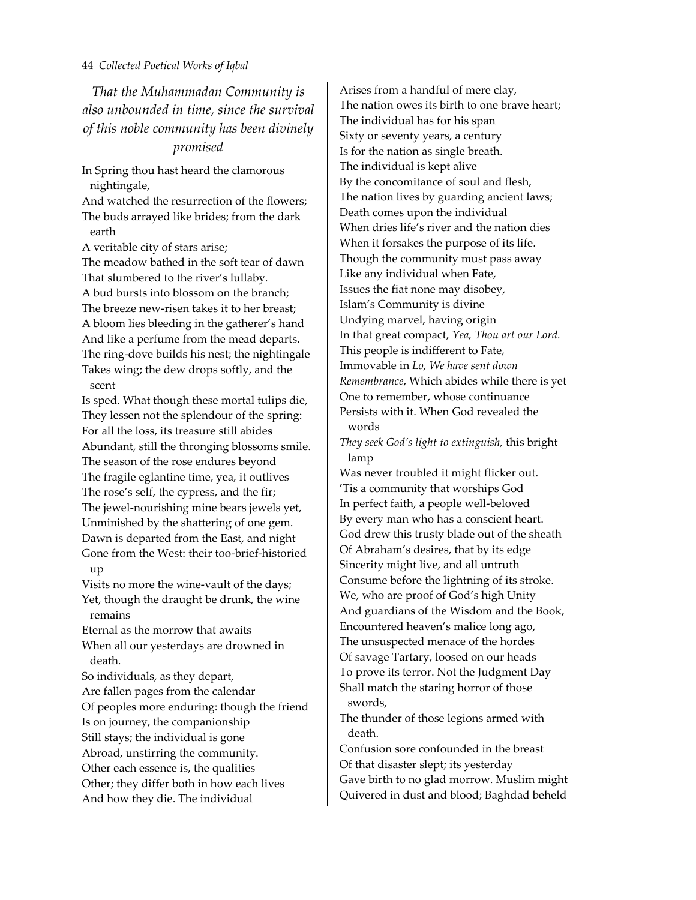*That the Muhammadan Community is also unbounded in time, since the survival of this noble community has been divinely promised*

In Spring thou hast heard the clamorous nightingale,
And watched the resurrection of the flowers;
The buds arrayed like brides; from the dark earth
A veritable city of stars arise;
The meadow bathed in the soft tear of dawn
That slumbered to the river's lullaby.
A bud bursts into blossom on the branch;
The breeze new-risen takes it to her breast;
A bloom lies bleeding in the gatherer's hand
And like a perfume from the mead departs.
The ring-dove builds his nest; the nightingale
Takes wing; the dew drops softly, and the scent
Is sped. What though these mortal tulips die,
They lessen not the splendour of the spring:
For all the loss, its treasure still abides
Abundant, still the thronging blossoms smile.
The season of the rose endures beyond
The fragile eglantine time, yea, it outlives
The rose's self, the cypress, and the fir;
The jewel-nourishing mine bears jewels yet,
Unminished by the shattering of one gem.
Dawn is departed from the East, and night
Gone from the West: their too-brief-historied up
Visits no more the wine-vault of the days;
Yet, though the draught be drunk, the wine remains
Eternal as the morrow that awaits
When all our yesterdays are drowned in death.
So individuals, as they depart,
Are fallen pages from the calendar
Of peoples more enduring: though the friend
Is on journey, the companionship
Still stays; the individual is gone
Abroad, unstirring the community.
Other each essence is, the qualities
Other; they differ both in how each lives
And how they die. The individual
Arises from a handful of mere clay,
The nation owes its birth to one brave heart;
The individual has for his span
Sixty or seventy years, a century
Is for the nation as single breath.
The individual is kept alive
By the concomitance of soul and flesh,
The nation lives by guarding ancient laws;
Death comes upon the individual
When dries life's river and the nation dies
When it forsakes the purpose of its life.
Though the community must pass away
Like any individual when Fate,
Issues the fiat none may disobey,
Islam's Community is divine
Undying marvel, having origin
In that great compact, *Yea, Thou art our Lord.*
This people is indifferent to Fate,
Immovable in *Lo, We have sent down Remembrance*, Which abides while there is yet
One to remember, whose continuance
Persists with it. When God revealed the words
*They seek God's light to extinguish,* this bright lamp
Was never troubled it might flicker out.
'Tis a community that worships God
In perfect faith, a people well-beloved
By every man who has a conscient heart.
God drew this trusty blade out of the sheath
Of Abraham's desires, that by its edge
Sincerity might live, and all untruth
Consume before the lightning of its stroke.
We, who are proof of God's high Unity
And guardians of the Wisdom and the Book,
Encountered heaven's malice long ago,
The unsuspected menace of the hordes
Of savage Tartary, loosed on our heads
To prove its terror. Not the Judgment Day
Shall match the staring horror of those swords,
The thunder of those legions armed with death.
Confusion sore confounded in the breast
Of that disaster slept; its yesterday
Gave birth to no glad morrow. Muslim might
Quivered in dust and blood; Baghdad beheld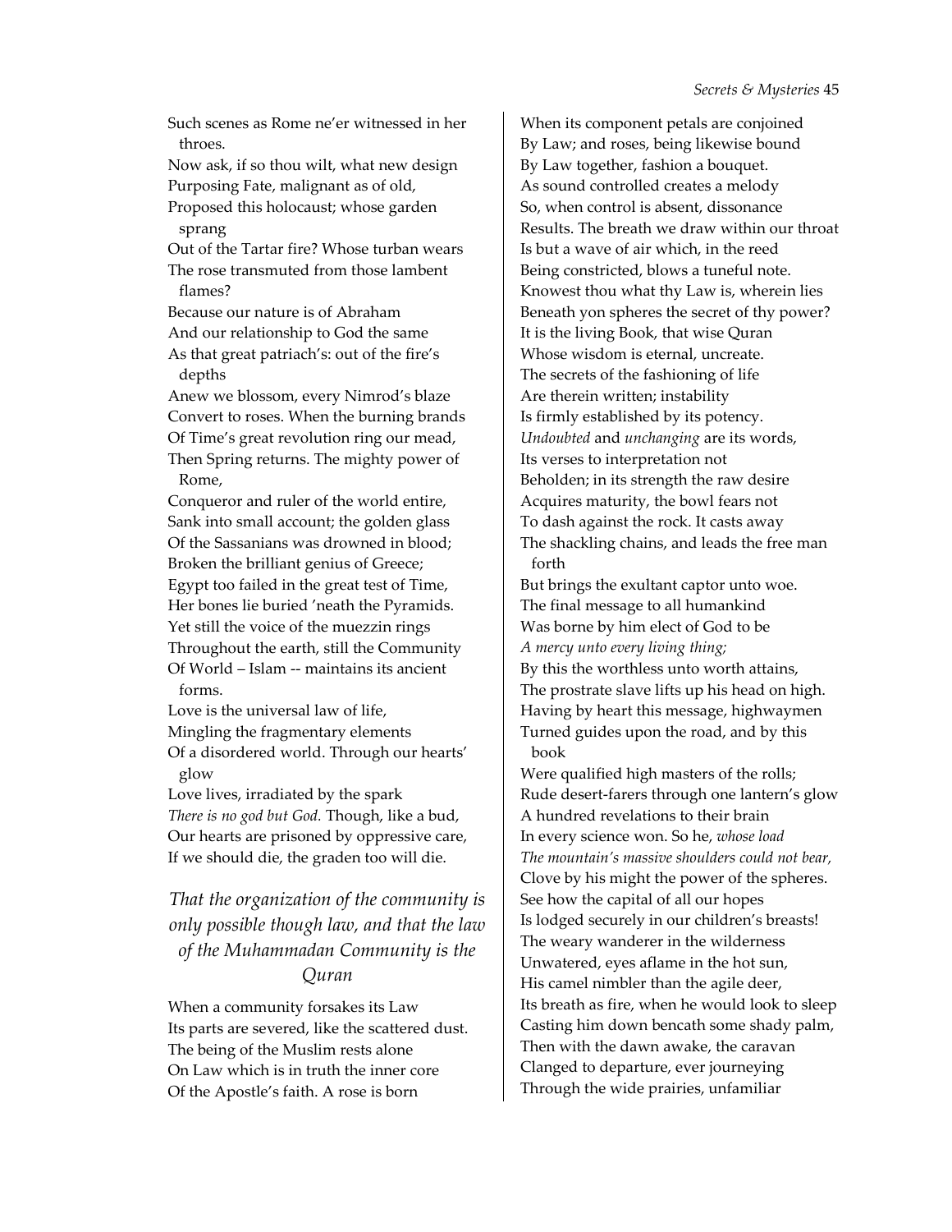Such scenes as Rome ne'er witnessed in her throes.
Now ask, if so thou wilt, what new design
Purposing Fate, malignant as of old,
Proposed this holocaust; whose garden sprang
Out of the Tartar fire? Whose turban wears
The rose transmuted from those lambent flames?
Because our nature is of Abraham
And our relationship to God the same
As that great patriach's: out of the fire's depths
Anew we blossom, every Nimrod's blaze
Convert to roses. When the burning brands
Of Time's great revolution ring our mead,
Then Spring returns. The mighty power of Rome,
Conqueror and ruler of the world entire,
Sank into small account; the golden glass
Of the Sassanians was drowned in blood;
Broken the brilliant genius of Greece;
Egypt too failed in the great test of Time,
Her bones lie buried 'neath the Pyramids.
Yet still the voice of the muezzin rings
Throughout the earth, still the Community
Of World – Islam -- maintains its ancient forms.
Love is the universal law of life,
Mingling the fragmentary elements
Of a disordered world. Through our hearts' glow
Love lives, irradiated by the spark
*There is no god but God.* Though, like a bud,
Our hearts are prisoned by oppressive care,
If we should die, the graden too will die.

### *That the organization of the community is only possible though law, and that the law of the Muhammadan Community is the Quran*

When a community forsakes its Law
Its parts are severed, like the scattered dust.
The being of the Muslim rests alone
On Law which is in truth the inner core
Of the Apostle's faith. A rose is born
When its component petals are conjoined
By Law; and roses, being likewise bound
By Law together, fashion a bouquet.
As sound controlled creates a melody
So, when control is absent, dissonance
Results. The breath we draw within our throat
Is but a wave of air which, in the reed
Being constricted, blows a tuneful note.
Knowest thou what thy Law is, wherein lies
Beneath yon spheres the secret of thy power?
It is the living Book, that wise Quran
Whose wisdom is eternal, uncreate.
The secrets of the fashioning of life
Are therein written; instability
Is firmly established by its potency.
*Undoubted* and *unchanging* are its words,
Its verses to interpretation not
Beholden; in its strength the raw desire
Acquires maturity, the bowl fears not
To dash against the rock. It casts away
The shackling chains, and leads the free man forth
But brings the exultant captor unto woe.
The final message to all humankind
Was borne by him elect of God to be
*A mercy unto every living thing;*
By this the worthless unto worth attains,
The prostrate slave lifts up his head on high.
Having by heart this message, highwaymen
Turned guides upon the road, and by this book
Were qualified high masters of the rolls;
Rude desert-farers through one lantern's glow
A hundred revelations to their brain
In every science won. So he, *whose load*
*The mountain's massive shoulders could not bear,*
Clove by his might the power of the spheres.
See how the capital of all our hopes
Is lodged securely in our children's breasts!
The weary wanderer in the wilderness
Unwatered, eyes aflame in the hot sun,
His camel nimbler than the agile deer,
Its breath as fire, when he would look to sleep
Casting him down bencath some shady palm,
Then with the dawn awake, the caravan
Clanged to departure, ever journeying
Through the wide prairies, unfamiliar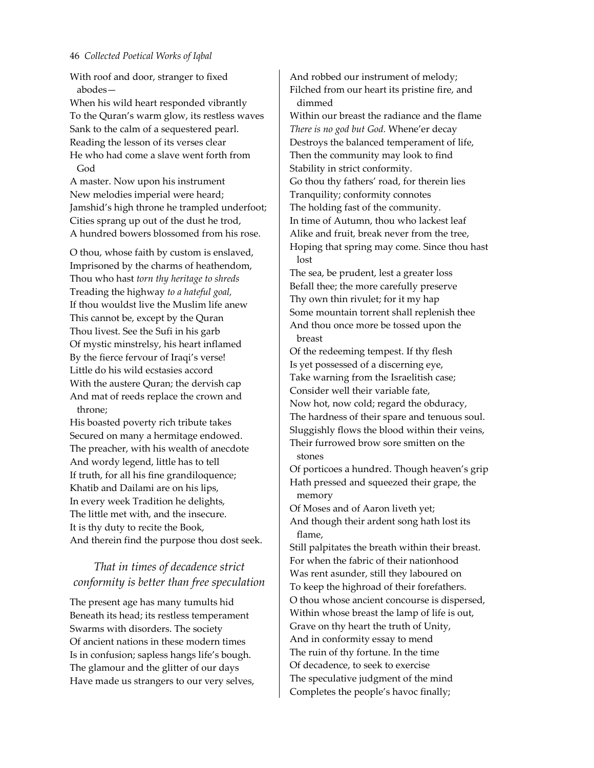With roof and door, stranger to fixed abodes—
When his wild heart responded vibrantly
To the Quran's warm glow, its restless waves
Sank to the calm of a sequestered pearl.
Reading the lesson of its verses clear
He who had come a slave went forth from God
A master. Now upon his instrument
New melodies imperial were heard;
Jamshid's high throne he trampled underfoot;
Cities sprang up out of the dust he trod,
A hundred bowers blossomed from his rose.

O thou, whose faith by custom is enslaved,
Imprisoned by the charms of heathendom,
Thou who hast *torn thy heritage to shreds*
Treading the highway *to a hateful goal,*
If thou wouldst live the Muslim life anew
This cannot be, except by the Quran
Thou livest. See the Sufi in his garb
Of mystic minstrelsy, his heart inflamed
By the fierce fervour of Iraqi's verse!
Little do his wild ecstasies accord
With the austere Quran; the dervish cap
And mat of reeds replace the crown and throne;
His boasted poverty rich tribute takes
Secured on many a hermitage endowed.
The preacher, with his wealth of anecdote
And wordy legend, little has to tell
If truth, for all his fine grandiloquence;
Khatib and Dailami are on his lips,
In every week Tradition he delights,
The little met with, and the insecure.
It is thy duty to recite the Book,
And therein find the purpose thou dost seek.

## *That in times of decadence strict conformity is better than free speculation*

The present age has many tumults hid
Beneath its head; its restless temperament
Swarms with disorders. The society
Of ancient nations in these modern times
Is in confusion; sapless hangs life's bough.
The glamour and the glitter of our days
Have made us strangers to our very selves,
And robbed our instrument of melody;
Filched from our heart its pristine fire, and dimmed
Within our breast the radiance and the flame
*There is no god but God.* Whene'er decay
Destroys the balanced temperament of life,
Then the community may look to find
Stability in strict conformity.
Go thou thy fathers' road, for therein lies
Tranquility; conformity connotes
The holding fast of the community.
In time of Autumn, thou who lackest leaf
Alike and fruit, break never from the tree,
Hoping that spring may come. Since thou hast lost
The sea, be prudent, lest a greater loss
Befall thee; the more carefully preserve
Thy own thin rivulet; for it my hap
Some mountain torrent shall replenish thee
And thou once more be tossed upon the breast
Of the redeeming tempest. If thy flesh
Is yet possessed of a discerning eye,
Take warning from the Israelitish case;
Consider well their variable fate,
Now hot, now cold; regard the obduracy,
The hardness of their spare and tenuous soul.
Sluggishly flows the blood within their veins,
Their furrowed brow sore smitten on the stones
Of porticoes a hundred. Though heaven's grip
Hath pressed and squeezed their grape, the memory
Of Moses and of Aaron liveth yet;
And though their ardent song hath lost its flame,
Still palpitates the breath within their breast.
For when the fabric of their nationhood
Was rent asunder, still they laboured on
To keep the highroad of their forefathers.
O thou whose ancient concourse is dispersed,
Within whose breast the lamp of life is out,
Grave on thy heart the truth of Unity,
And in conformity essay to mend
The ruin of thy fortune. In the time
Of decadence, to seek to exercise
The speculative judgment of the mind
Completes the people's havoc finally;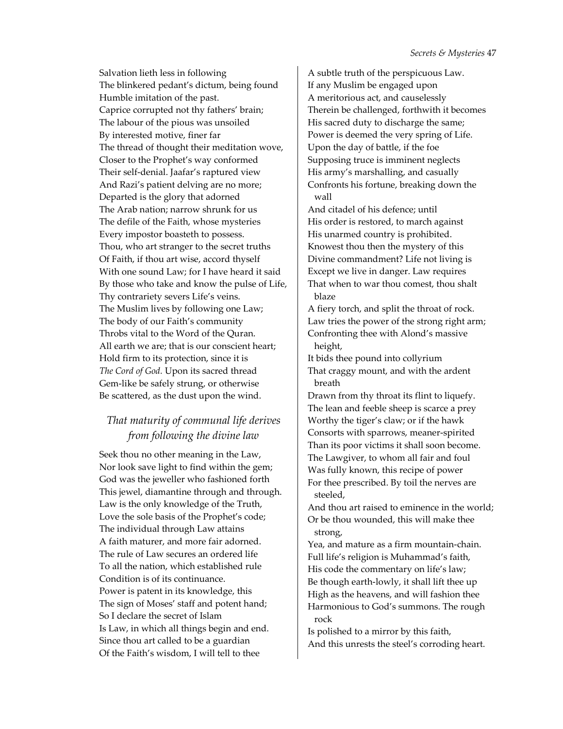Salvation lieth less in following
The blinkered pedant's dictum, being found
Humble imitation of the past.
Caprice corrupted not thy fathers' brain;
The labour of the pious was unsoiled
By interested motive, finer far
The thread of thought their meditation wove,
Closer to the Prophet's way conformed
Their self-denial. Jaafar's raptured view
And Razi's patient delving are no more;
Departed is the glory that adorned
The Arab nation; narrow shrunk for us
The defile of the Faith, whose mysteries
Every impostor boasteth to possess.
Thou, who art stranger to the secret truths
Of Faith, if thou art wise, accord thyself
With one sound Law; for I have heard it said
By those who take and know the pulse of Life,
Thy contrariety severs Life's veins.
The Muslim lives by following one Law;
The body of our Faith's community
Throbs vital to the Word of the Quran.
All earth we are; that is our conscient heart;
Hold firm to its protection, since it is
*The Cord of God*. Upon its sacred thread
Gem-like be safely strung, or otherwise
Be scattered, as the dust upon the wind.

## *That maturity of communal life derives from following the divine law*

Seek thou no other meaning in the Law,
Nor look save light to find within the gem;
God was the jeweller who fashioned forth
This jewel, diamantine through and through.
Law is the only knowledge of the Truth,
Love the sole basis of the Prophet's code;
The individual through Law attains
A faith maturer, and more fair adorned.
The rule of Law secures an ordered life
To all the nation, which established rule
Condition is of its continuance.
Power is patent in its knowledge, this
The sign of Moses' staff and potent hand;
So I declare the secret of Islam
Is Law, in which all things begin and end.
Since thou art called to be a guardian
Of the Faith's wisdom, I will tell to thee
A subtle truth of the perspicuous Law.
If any Muslim be engaged upon
A meritorious act, and causelessly
Therein be challenged, forthwith it becomes
His sacred duty to discharge the same;
Power is deemed the very spring of Life.
Upon the day of battle, if the foe
Supposing truce is imminent neglects
His army's marshalling, and casually
Confronts his fortune, breaking down the wall
And citadel of his defence; until
His order is restored, to march against
His unarmed country is prohibited.
Knowest thou then the mystery of this
Divine commandment? Life not living is
Except we live in danger. Law requires
That when to war thou comest, thou shalt blaze
A fiery torch, and split the throat of rock.
Law tries the power of the strong right arm;
Confronting thee with Alond's massive height,
It bids thee pound into collyrium
That craggy mount, and with the ardent breath
Drawn from thy throat its flint to liquefy.
The lean and feeble sheep is scarce a prey
Worthy the tiger's claw; or if the hawk
Consorts with sparrows, meaner-spirited
Than its poor victims it shall soon become.
The Lawgiver, to whom all fair and foul
Was fully known, this recipe of power
For thee prescribed. By toil the nerves are steeled,
And thou art raised to eminence in the world;
Or be thou wounded, this will make thee strong,
Yea, and mature as a firm mountain-chain.
Full life's religion is Muhammad's faith,
His code the commentary on life's law;
Be though earth-lowly, it shall lift thee up
High as the heavens, and will fashion thee
Harmonious to God's summons. The rough rock
Is polished to a mirror by this faith,
And this unrests the steel's corroding heart.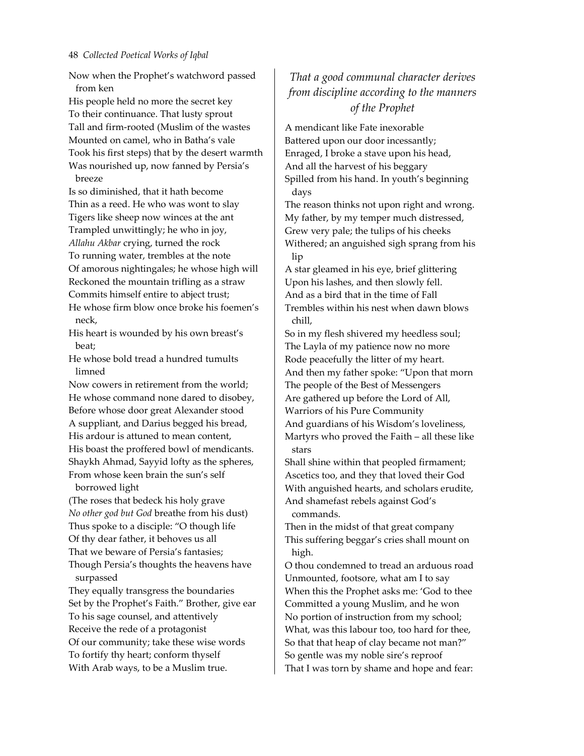Now when the Prophet's watchword passed from ken
His people held no more the secret key
To their continuance. That lusty sprout
Tall and firm-rooted (Muslim of the wastes
Mounted on camel, who in Batha's vale
Took his first steps) that by the desert warmth
Was nourished up, now fanned by Persia's breeze
Is so diminished, that it hath become
Thin as a reed. He who was wont to slay
Tigers like sheep now winces at the ant
Trampled unwittingly; he who in joy,
*Allahu Akbar* crying, turned the rock
To running water, trembles at the note
Of amorous nightingales; he whose high will
Reckoned the mountain trifling as a straw
Commits himself entire to abject trust;
He whose firm blow once broke his foemen's neck,
His heart is wounded by his own breast's beat;
He whose bold tread a hundred tumults limned
Now cowers in retirement from the world;
He whose command none dared to disobey,
Before whose door great Alexander stood
A suppliant, and Darius begged his bread,
His ardour is attuned to mean content,
His boast the proffered bowl of mendicants.
Shaykh Ahmad, Sayyid lofty as the spheres,
From whose keen brain the sun's self borrowed light
(The roses that bedeck his holy grave
*No other god but God* breathe from his dust)
Thus spoke to a disciple: "O though life
Of thy dear father, it behoves us all
That we beware of Persia's fantasies;
Though Persia's thoughts the heavens have surpassed
They equally transgress the boundaries
Set by the Prophet's Faith." Brother, give ear
To his sage counsel, and attentively
Receive the rede of a protagonist
Of our community; take these wise words
To fortify thy heart; conform thyself
With Arab ways, to be a Muslim true.

## *That a good communal character derives from discipline according to the manners of the Prophet*

A mendicant like Fate inexorable
Battered upon our door incessantly;
Enraged, I broke a stave upon his head,
And all the harvest of his beggary
Spilled from his hand. In youth's beginning days
The reason thinks not upon right and wrong.
My father, by my temper much distressed,
Grew very pale; the tulips of his cheeks
Withered; an anguished sigh sprang from his lip
A star gleamed in his eye, brief glittering
Upon his lashes, and then slowly fell.
And as a bird that in the time of Fall
Trembles within his nest when dawn blows chill,
So in my flesh shivered my heedless soul;
The Layla of my patience now no more
Rode peacefully the litter of my heart.
And then my father spoke: "Upon that morn
The people of the Best of Messengers
Are gathered up before the Lord of All,
Warriors of his Pure Community
And guardians of his Wisdom's loveliness,
Martyrs who proved the Faith – all these like stars
Shall shine within that peopled firmament;
Ascetics too, and they that loved their God
With anguished hearts, and scholars erudite,
And shamefast rebels against God's commands.
Then in the midst of that great company
This suffering beggar's cries shall mount on high.
O thou condemned to tread an arduous road
Unmounted, footsore, what am I to say
When this the Prophet asks me: 'God to thee
Committed a young Muslim, and he won
No portion of instruction from my school;
What, was this labour too, too hard for thee,
So that that heap of clay became not man?"
So gentle was my noble sire's reproof
That I was torn by shame and hope and fear: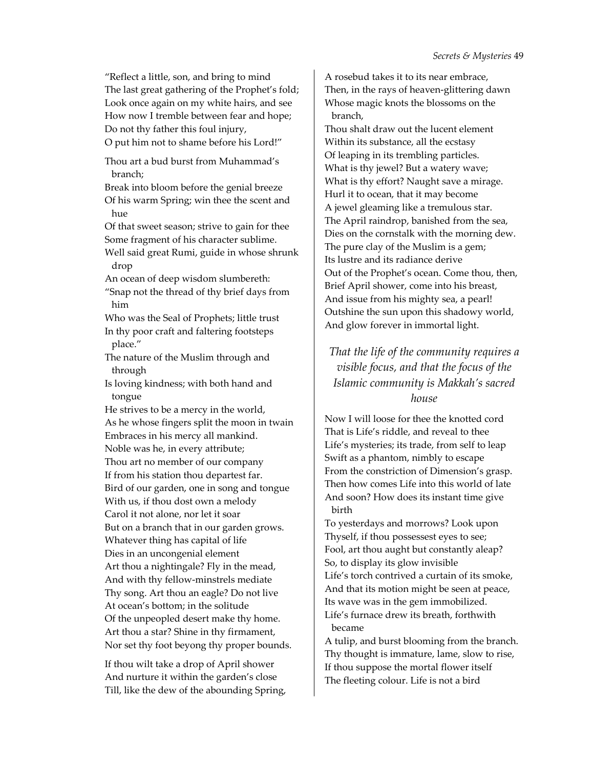"Reflect a little, son, and bring to mind
The last great gathering of the Prophet's fold;
Look once again on my white hairs, and see
How now I tremble between fear and hope;
Do not thy father this foul injury,
O put him not to shame before his Lord!"

Thou art a bud burst from Muhammad's branch;
Break into bloom before the genial breeze
Of his warm Spring; win thee the scent and hue
Of that sweet season; strive to gain for thee
Some fragment of his character sublime.
Well said great Rumi, guide in whose shrunk drop
An ocean of deep wisdom slumbereth:
"Snap not the thread of thy brief days from him
Who was the Seal of Prophets; little trust
In thy poor craft and faltering footsteps place."
The nature of the Muslim through and through
Is loving kindness; with both hand and tongue
He strives to be a mercy in the world,
As he whose fingers split the moon in twain
Embraces in his mercy all mankind.
Noble was he, in every attribute;
Thou art no member of our company
If from his station thou departest far.
Bird of our garden, one in song and tongue
With us, if thou dost own a melody
Carol it not alone, nor let it soar
But on a branch that in our garden grows.
Whatever thing has capital of life
Dies in an uncongenial element
Art thou a nightingale? Fly in the mead,
And with thy fellow-minstrels mediate
Thy song. Art thou an eagle? Do not live
At ocean's bottom; in the solitude
Of the unpeopled desert make thy home.
Art thou a star? Shine in thy firmament,
Nor set thy foot beyong thy proper bounds.

If thou wilt take a drop of April shower
And nurture it within the garden's close
Till, like the dew of the abounding Spring,
A rosebud takes it to its near embrace,
Then, in the rays of heaven-glittering dawn
Whose magic knots the blossoms on the branch,
Thou shalt draw out the lucent element
Within its substance, all the ecstasy
Of leaping in its trembling particles.
What is thy jewel? But a watery wave;
What is thy effort? Naught save a mirage.
Hurl it to ocean, that it may become
A jewel gleaming like a tremulous star.
The April raindrop, banished from the sea,
Dies on the cornstalk with the morning dew.
The pure clay of the Muslim is a gem;
Its lustre and its radiance derive
Out of the Prophet's ocean. Come thou, then,
Brief April shower, come into his breast,
And issue from his mighty sea, a pearl!
Outshine the sun upon this shadowy world,
And glow forever in immortal light.

### *That the life of the community requires a visible focus, and that the focus of the Islamic community is Makkah's sacred house*

Now I will loose for thee the knotted cord
That is Life's riddle, and reveal to thee
Life's mysteries; its trade, from self to leap
Swift as a phantom, nimbly to escape
From the constriction of Dimension's grasp.
Then how comes Life into this world of late
And soon? How does its instant time give birth
To yesterdays and morrows? Look upon
Thyself, if thou possessest eyes to see;
Fool, art thou aught but constantly aleap?
So, to display its glow invisible
Life's torch contrived a curtain of its smoke,
And that its motion might be seen at peace,
Its wave was in the gem immobilized.
Life's furnace drew its breath, forthwith became
A tulip, and burst blooming from the branch.
Thy thought is immature, lame, slow to rise,
If thou suppose the mortal flower itself
The fleeting colour. Life is not a bird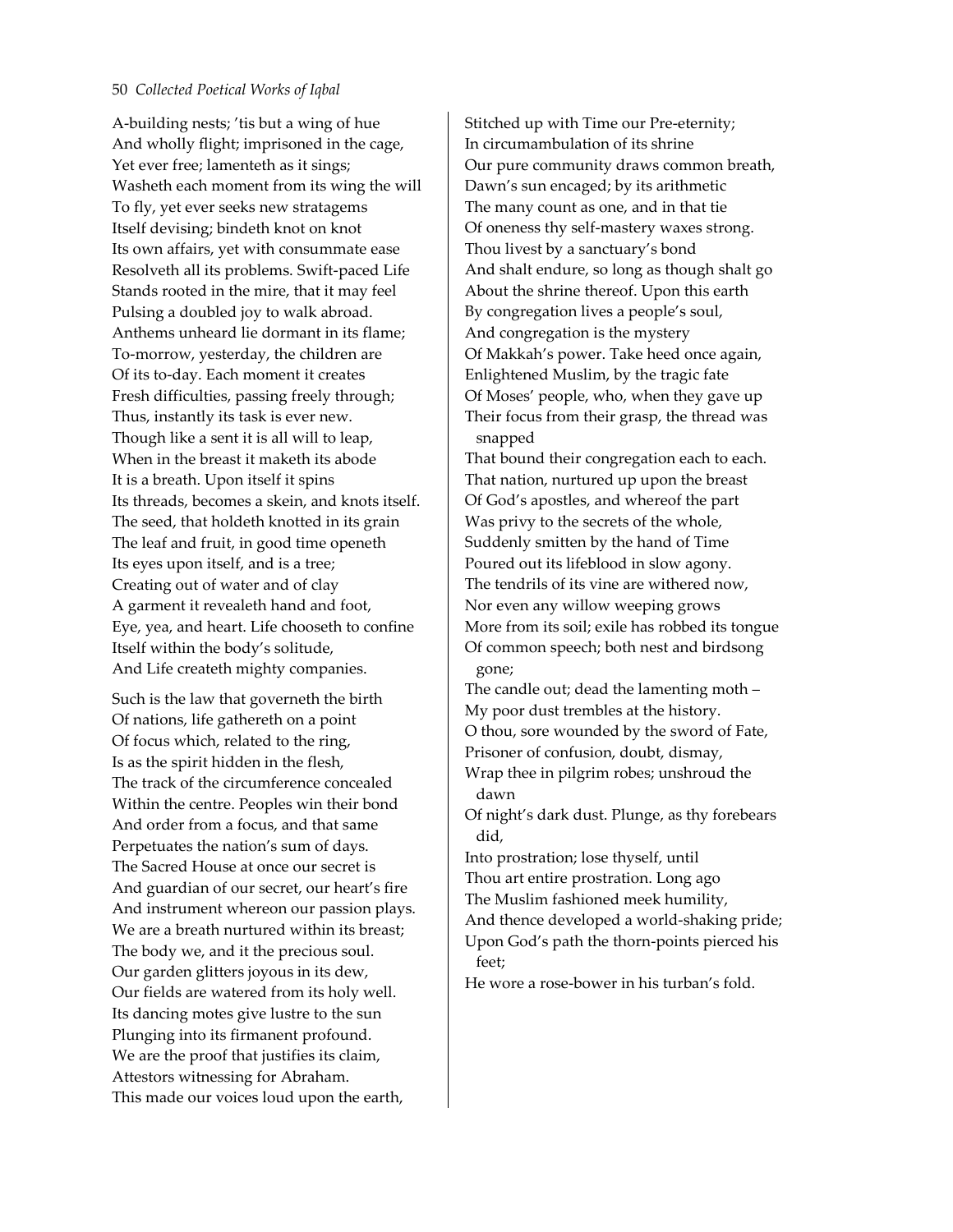A-building nests; 'tis but a wing of hue
And wholly flight; imprisoned in the cage,
Yet ever free; lamenteth as it sings;
Washeth each moment from its wing the will
To fly, yet ever seeks new stratagems
Itself devising; bindeth knot on knot
Its own affairs, yet with consummate ease
Resolveth all its problems. Swift-paced Life
Stands rooted in the mire, that it may feel
Pulsing a doubled joy to walk abroad.
Anthems unheard lie dormant in its flame;
To-morrow, yesterday, the children are
Of its to-day. Each moment it creates
Fresh difficulties, passing freely through;
Thus, instantly its task is ever new.
Though like a sent it is all will to leap,
When in the breast it maketh its abode
It is a breath. Upon itself it spins
Its threads, becomes a skein, and knots itself.
The seed, that holdeth knotted in its grain
The leaf and fruit, in good time openeth
Its eyes upon itself, and is a tree;
Creating out of water and of clay
A garment it revealeth hand and foot,
Eye, yea, and heart. Life chooseth to confine
Itself within the body's solitude,
And Life createth mighty companies.

Such is the law that governeth the birth
Of nations, life gathereth on a point
Of focus which, related to the ring,
Is as the spirit hidden in the flesh,
The track of the circumference concealed
Within the centre. Peoples win their bond
And order from a focus, and that same
Perpetuates the nation's sum of days.
The Sacred House at once our secret is
And guardian of our secret, our heart's fire
And instrument whereon our passion plays.
We are a breath nurtured within its breast;
The body we, and it the precious soul.
Our garden glitters joyous in its dew,
Our fields are watered from its holy well.
Its dancing motes give lustre to the sun
Plunging into its firmanent profound.
We are the proof that justifies its claim,
Attestors witnessing for Abraham.
This made our voices loud upon the earth,
Stitched up with Time our Pre-eternity;
In circumambulation of its shrine
Our pure community draws common breath,
Dawn's sun encaged; by its arithmetic
The many count as one, and in that tie
Of oneness thy self-mastery waxes strong.
Thou livest by a sanctuary's bond
And shalt endure, so long as though shalt go
About the shrine thereof. Upon this earth
By congregation lives a people's soul,
And congregation is the mystery
Of Makkah's power. Take heed once again,
Enlightened Muslim, by the tragic fate
Of Moses' people, who, when they gave up
Their focus from their grasp, the thread was snapped
That bound their congregation each to each.
That nation, nurtured up upon the breast
Of God's apostles, and whereof the part
Was privy to the secrets of the whole,
Suddenly smitten by the hand of Time
Poured out its lifeblood in slow agony.
The tendrils of its vine are withered now,
Nor even any willow weeping grows
More from its soil; exile has robbed its tongue
Of common speech; both nest and birdsong gone;
The candle out; dead the lamenting moth –
My poor dust trembles at the history.
O thou, sore wounded by the sword of Fate,
Prisoner of confusion, doubt, dismay,
Wrap thee in pilgrim robes; unshroud the dawn
Of night's dark dust. Plunge, as thy forebears did,
Into prostration; lose thyself, until
Thou art entire prostration. Long ago
The Muslim fashioned meek humility,
And thence developed a world-shaking pride;
Upon God's path the thorn-points pierced his feet;
He wore a rose-bower in his turban's fold.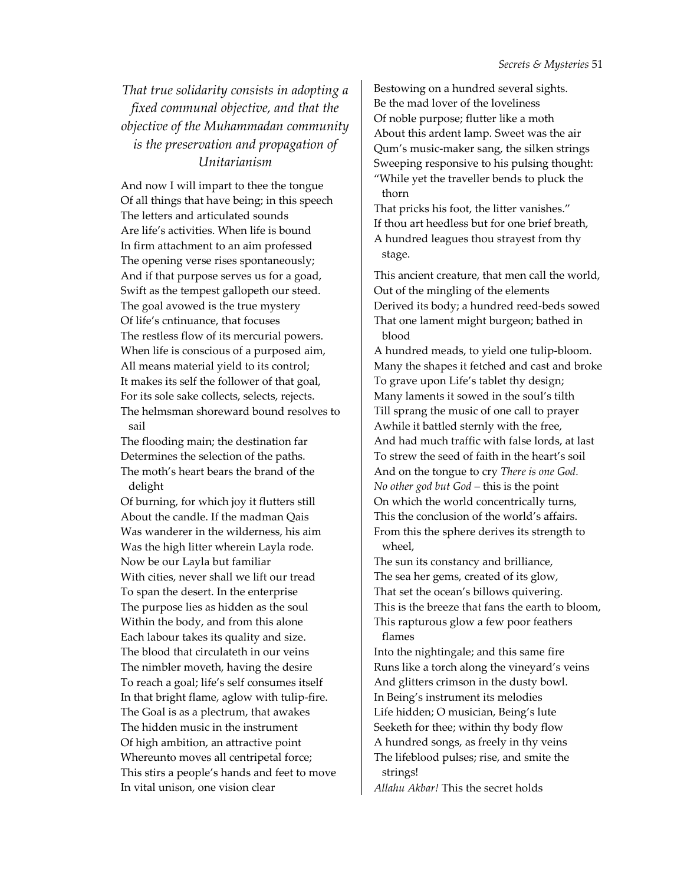### *That true solidarity consists in adopting a fixed communal objective, and that the objective of the Muhammadan community is the preservation and propagation of Unitarianism*

And now I will impart to thee the tongue
Of all things that have being; in this speech
The letters and articulated sounds
Are life's activities. When life is bound
In firm attachment to an aim professed
The opening verse rises spontaneously;
And if that purpose serves us for a goad,
Swift as the tempest gallopeth our steed.
The goal avowed is the true mystery
Of life's cntinuance, that focuses
The restless flow of its mercurial powers.
When life is conscious of a purposed aim,
All means material yield to its control;
It makes its self the follower of that goal,
For its sole sake collects, selects, rejects.
The helmsman shoreward bound resolves to sail
The flooding main; the destination far
Determines the selection of the paths.
The moth's heart bears the brand of the delight
Of burning, for which joy it flutters still
About the candle. If the madman Qais
Was wanderer in the wilderness, his aim
Was the high litter wherein Layla rode.
Now be our Layla but familiar
With cities, never shall we lift our tread
To span the desert. In the enterprise
The purpose lies as hidden as the soul
Within the body, and from this alone
Each labour takes its quality and size.
The blood that circulateth in our veins
The nimbler moveth, having the desire
To reach a goal; life's self consumes itself
In that bright flame, aglow with tulip-fire.
The Goal is as a plectrum, that awakes
The hidden music in the instrument
Of high ambition, an attractive point
Whereunto moves all centripetal force;
This stirs a people's hands and feet to move
In vital unison, one vision clear
Bestowing on a hundred several sights.
Be the mad lover of the loveliness
Of noble purpose; flutter like a moth
About this ardent lamp. Sweet was the air
Qum's music-maker sang, the silken strings
Sweeping responsive to his pulsing thought:
"While yet the traveller bends to pluck the thorn
That pricks his foot, the litter vanishes."
If thou art heedless but for one brief breath,
A hundred leagues thou strayest from thy stage.

This ancient creature, that men call the world,
Out of the mingling of the elements
Derived its body; a hundred reed-beds sowed
That one lament might burgeon; bathed in blood
A hundred meads, to yield one tulip-bloom.
Many the shapes it fetched and cast and broke
To grave upon Life's tablet thy design;
Many laments it sowed in the soul's tilth
Till sprang the music of one call to prayer
Awhile it battled sternly with the free,
And had much traffic with false lords, at last
To strew the seed of faith in the heart's soil
And on the tongue to cry *There is one God.*
*No other god but God* – this is the point
On which the world concentrically turns,
This the conclusion of the world's affairs.
From this the sphere derives its strength to wheel,
The sun its constancy and brilliance,
The sea her gems, created of its glow,
That set the ocean's billows quivering.
This is the breeze that fans the earth to bloom,
This rapturous glow a few poor feathers flames
Into the nightingale; and this same fire
Runs like a torch along the vineyard's veins
And glitters crimson in the dusty bowl.
In Being's instrument its melodies
Life hidden; O musician, Being's lute
Seeketh for thee; within thy body flow
A hundred songs, as freely in thy veins
The lifeblood pulses; rise, and smite the strings!
*Allahu Akbar!* This the secret holds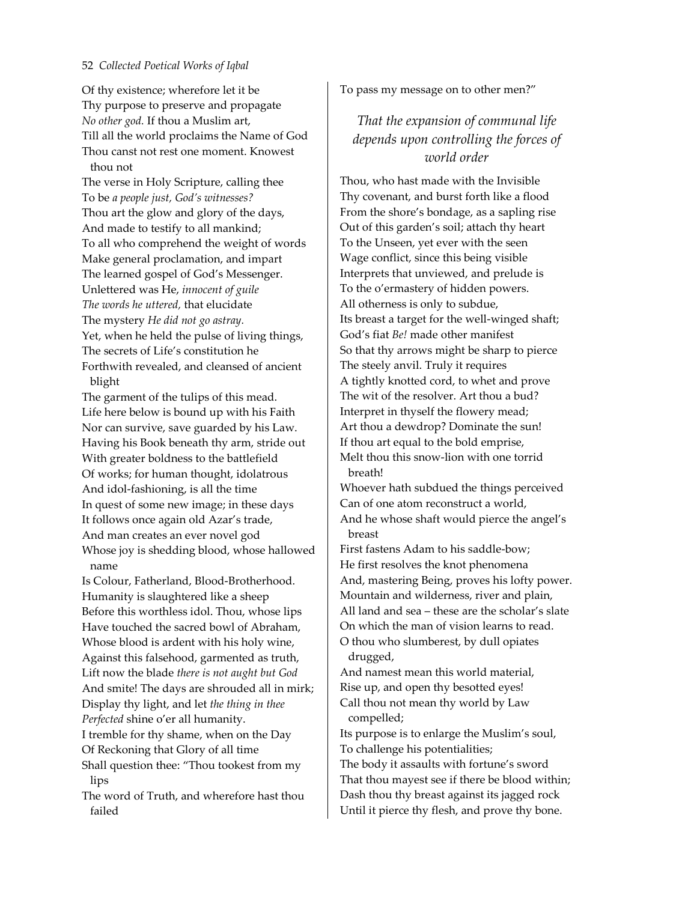Of thy existence; wherefore let it be
Thy purpose to preserve and propagate
*No other god.* If thou a Muslim art,
Till all the world proclaims the Name of God
Thou canst not rest one moment. Knowest thou not
The verse in Holy Scripture, calling thee
To be *a people just, God's witnesses?*
Thou art the glow and glory of the days,
And made to testify to all mankind;
To all who comprehend the weight of words
Make general proclamation, and impart
The learned gospel of God's Messenger.
Unlettered was He, *innocent of guile*
*The words he uttered,* that elucidate
The mystery *He did not go astray.*
Yet, when he held the pulse of living things,
The secrets of Life's constitution he
Forthwith revealed, and cleansed of ancient blight
The garment of the tulips of this mead.
Life here below is bound up with his Faith
Nor can survive, save guarded by his Law.
Having his Book beneath thy arm, stride out
With greater boldness to the battlefield
Of works; for human thought, idolatrous
And idol-fashioning, is all the time
In quest of some new image; in these days
It follows once again old Azar's trade,
And man creates an ever novel god
Whose joy is shedding blood, whose hallowed name
Is Colour, Fatherland, Blood-Brotherhood.
Humanity is slaughtered like a sheep
Before this worthless idol. Thou, whose lips
Have touched the sacred bowl of Abraham,
Whose blood is ardent with his holy wine,
Against this falsehood, garmented as truth,
Lift now the blade *there is not aught but God*
And smite! The days are shrouded all in mirk;
Display thy light, and let *the thing in thee*
*Perfected* shine o'er all humanity.
I tremble for thy shame, when on the Day
Of Reckoning that Glory of all time
Shall question thee: "Thou tookest from my lips
The word of Truth, and wherefore hast thou failed
To pass my message on to other men?"

### *That the expansion of communal life depends upon controlling the forces of world order*

Thou, who hast made with the Invisible
Thy covenant, and burst forth like a flood
From the shore's bondage, as a sapling rise
Out of this garden's soil; attach thy heart
To the Unseen, yet ever with the seen
Wage conflict, since this being visible
Interprets that unviewed, and prelude is
To the o'ermastery of hidden powers.
All otherness is only to subdue,
Its breast a target for the well-winged shaft;
God's fiat *Be!* made other manifest
So that thy arrows might be sharp to pierce
The steely anvil. Truly it requires
A tightly knotted cord, to whet and prove
The wit of the resolver. Art thou a bud?
Interpret in thyself the flowery mead;
Art thou a dewdrop? Dominate the sun!
If thou art equal to the bold emprise,
Melt thou this snow-lion with one torrid breath!
Whoever hath subdued the things perceived
Can of one atom reconstruct a world,
And he whose shaft would pierce the angel's breast
First fastens Adam to his saddle-bow;
He first resolves the knot phenomena
And, mastering Being, proves his lofty power.
Mountain and wilderness, river and plain,
All land and sea – these are the scholar's slate
On which the man of vision learns to read.
O thou who slumberest, by dull opiates drugged,
And namest mean this world material,
Rise up, and open thy besotted eyes!
Call thou not mean thy world by Law compelled;
Its purpose is to enlarge the Muslim's soul,
To challenge his potentialities;
The body it assaults with fortune's sword
That thou mayest see if there be blood within;
Dash thou thy breast against its jagged rock
Until it pierce thy flesh, and prove thy bone.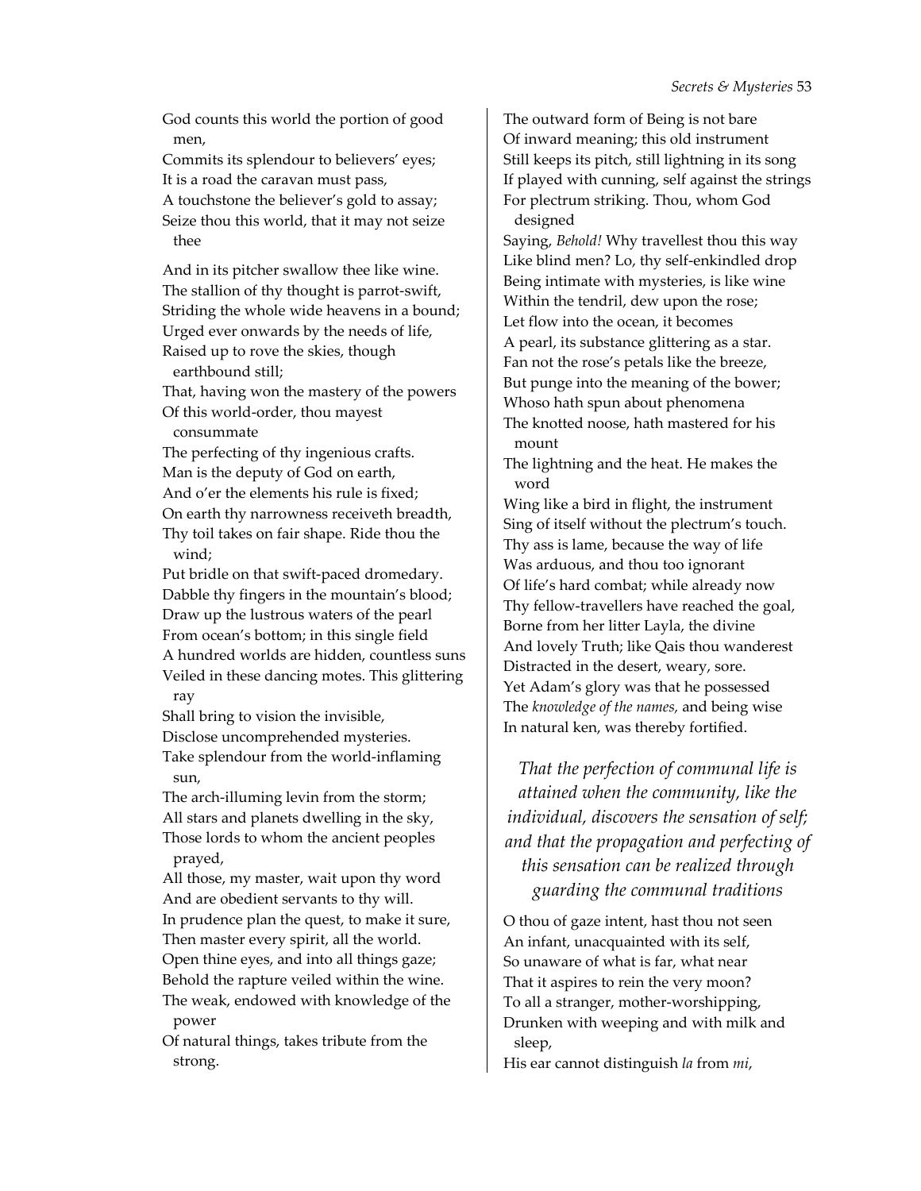God counts this world the portion of good men,
Commits its splendour to believers' eyes;
It is a road the caravan must pass,
A touchstone the believer's gold to assay;
Seize thou this world, that it may not seize thee

And in its pitcher swallow thee like wine.
The stallion of thy thought is parrot-swift,
Striding the whole wide heavens in a bound;
Urged ever onwards by the needs of life,
Raised up to rove the skies, though earthbound still;
That, having won the mastery of the powers
Of this world-order, thou mayest consummate
The perfecting of thy ingenious crafts.
Man is the deputy of God on earth,
And o'er the elements his rule is fixed;
On earth thy narrowness receiveth breadth,
Thy toil takes on fair shape. Ride thou the wind;
Put bridle on that swift-paced dromedary.
Dabble thy fingers in the mountain's blood;
Draw up the lustrous waters of the pearl
From ocean's bottom; in this single field
A hundred worlds are hidden, countless suns
Veiled in these dancing motes. This glittering ray
Shall bring to vision the invisible,
Disclose uncomprehended mysteries.
Take splendour from the world-inflaming sun,
The arch-illuming levin from the storm;
All stars and planets dwelling in the sky,
Those lords to whom the ancient peoples prayed,
All those, my master, wait upon thy word
And are obedient servants to thy will.
In prudence plan the quest, to make it sure,
Then master every spirit, all the world.
Open thine eyes, and into all things gaze;
Behold the rapture veiled within the wine.
The weak, endowed with knowledge of the power
Of natural things, takes tribute from the strong.

The outward form of Being is not bare
Of inward meaning; this old instrument
Still keeps its pitch, still lightning in its song
If played with cunning, self against the strings
For plectrum striking. Thou, whom God designed
Saying, *Behold!* Why travellest thou this way
Like blind men? Lo, thy self-enkindled drop
Being intimate with mysteries, is like wine
Within the tendril, dew upon the rose;
Let flow into the ocean, it becomes
A pearl, its substance glittering as a star.
Fan not the rose's petals like the breeze,
But punge into the meaning of the bower;
Whoso hath spun about phenomena
The knotted noose, hath mastered for his mount
The lightning and the heat. He makes the word
Wing like a bird in flight, the instrument
Sing of itself without the plectrum's touch.
Thy ass is lame, because the way of life
Was arduous, and thou too ignorant
Of life's hard combat; while already now
Thy fellow-travellers have reached the goal,
Borne from her litter Layla, the divine
And lovely Truth; like Qais thou wanderest
Distracted in the desert, weary, sore.
Yet Adam's glory was that he possessed
The *knowledge of the names,* and being wise
In natural ken, was thereby fortified.

### *That the perfection of communal life is attained when the community, like the individual, discovers the sensation of self; and that the propagation and perfecting of this sensation can be realized through guarding the communal traditions*

O thou of gaze intent, hast thou not seen
An infant, unacquainted with its self,
So unaware of what is far, what near
That it aspires to rein the very moon?
To all a stranger, mother-worshipping,
Drunken with weeping and with milk and sleep,
His ear cannot distinguish *la* from *mi*,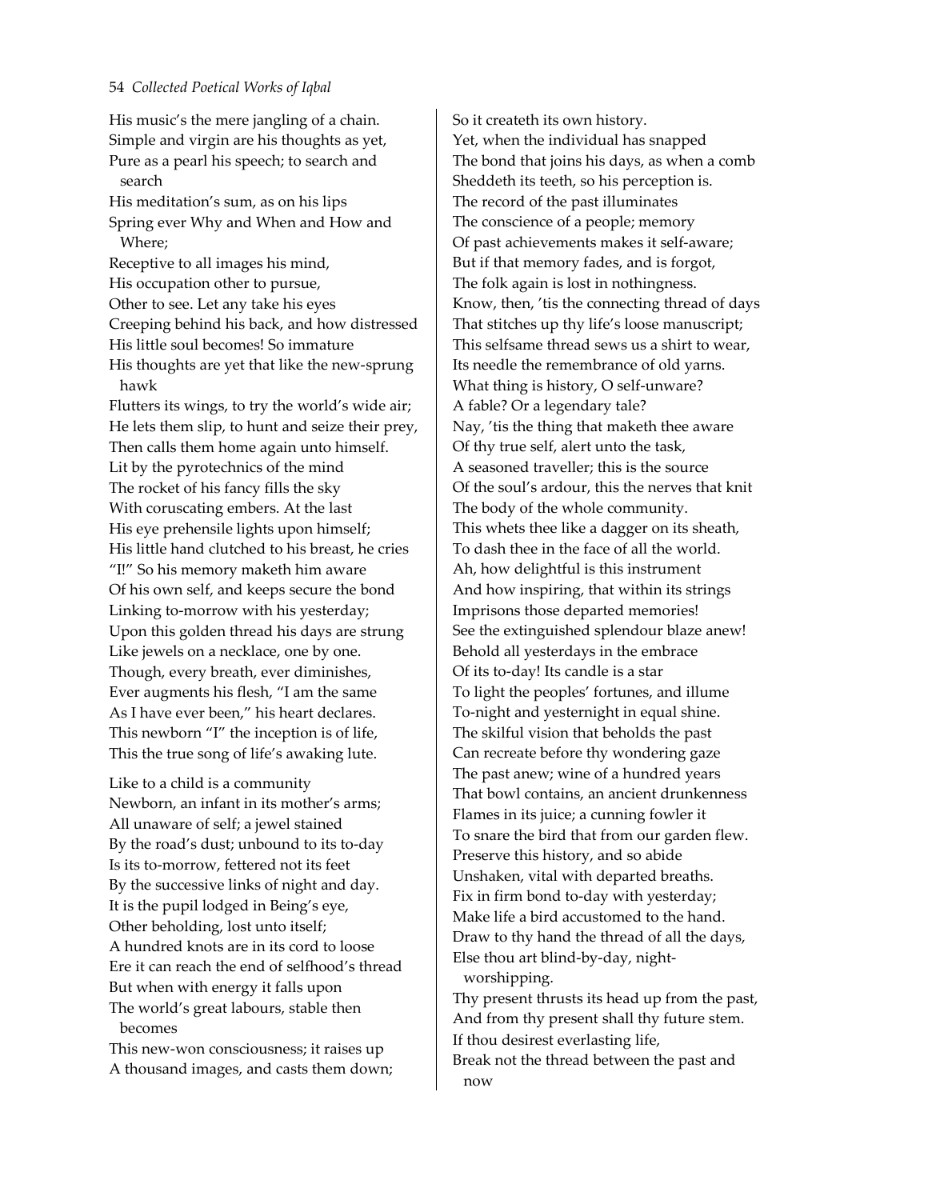His music's the mere jangling of a chain.
Simple and virgin are his thoughts as yet,
Pure as a pearl his speech; to search and search
His meditation's sum, as on his lips
Spring ever Why and When and How and Where;
Receptive to all images his mind,
His occupation other to pursue,
Other to see. Let any take his eyes
Creeping behind his back, and how distressed
His little soul becomes! So immature
His thoughts are yet that like the new-sprung hawk
Flutters its wings, to try the world's wide air;
He lets them slip, to hunt and seize their prey,
Then calls them home again unto himself.
Lit by the pyrotechnics of the mind
The rocket of his fancy fills the sky
With coruscating embers. At the last
His eye prehensile lights upon himself;
His little hand clutched to his breast, he cries
"I!" So his memory maketh him aware
Of his own self, and keeps secure the bond
Linking to-morrow with his yesterday;
Upon this golden thread his days are strung
Like jewels on a necklace, one by one.
Though, every breath, ever diminishes,
Ever augments his flesh, "I am the same
As I have ever been," his heart declares.
This newborn "I" the inception is of life,
This the true song of life's awaking lute.

Like to a child is a community
Newborn, an infant in its mother's arms;
All unaware of self; a jewel stained
By the road's dust; unbound to its to-day
Is its to-morrow, fettered not its feet
By the successive links of night and day.
It is the pupil lodged in Being's eye,
Other beholding, lost unto itself;
A hundred knots are in its cord to loose
Ere it can reach the end of selfhood's thread
But when with energy it falls upon
The world's great labours, stable then becomes
This new-won consciousness; it raises up
A thousand images, and casts them down;
So it createth its own history.
Yet, when the individual has snapped
The bond that joins his days, as when a comb
Sheddeth its teeth, so his perception is.
The record of the past illuminates
The conscience of a people; memory
Of past achievements makes it self-aware;
But if that memory fades, and is forgot,
The folk again is lost in nothingness.
Know, then, 'tis the connecting thread of days
That stitches up thy life's loose manuscript;
This selfsame thread sews us a shirt to wear,
Its needle the remembrance of old yarns.
What thing is history, O self-unware?
A fable? Or a legendary tale?
Nay, 'tis the thing that maketh thee aware
Of thy true self, alert unto the task,
A seasoned traveller; this is the source
Of the soul's ardour, this the nerves that knit
The body of the whole community.
This whets thee like a dagger on its sheath,
To dash thee in the face of all the world.
Ah, how delightful is this instrument
And how inspiring, that within its strings
Imprisons those departed memories!
See the extinguished splendour blaze anew!
Behold all yesterdays in the embrace
Of its to-day! Its candle is a star
To light the peoples' fortunes, and illume
To-night and yesternight in equal shine.
The skilful vision that beholds the past
Can recreate before thy wondering gaze
The past anew; wine of a hundred years
That bowl contains, an ancient drunkenness
Flames in its juice; a cunning fowler it
To snare the bird that from our garden flew.
Preserve this history, and so abide
Unshaken, vital with departed breaths.
Fix in firm bond to-day with yesterday;
Make life a bird accustomed to the hand.
Draw to thy hand the thread of all the days,
Else thou art blind-by-day, night-worshipping.
Thy present thrusts its head up from the past,
And from thy present shall thy future stem.
If thou desirest everlasting life,
Break not the thread between the past and now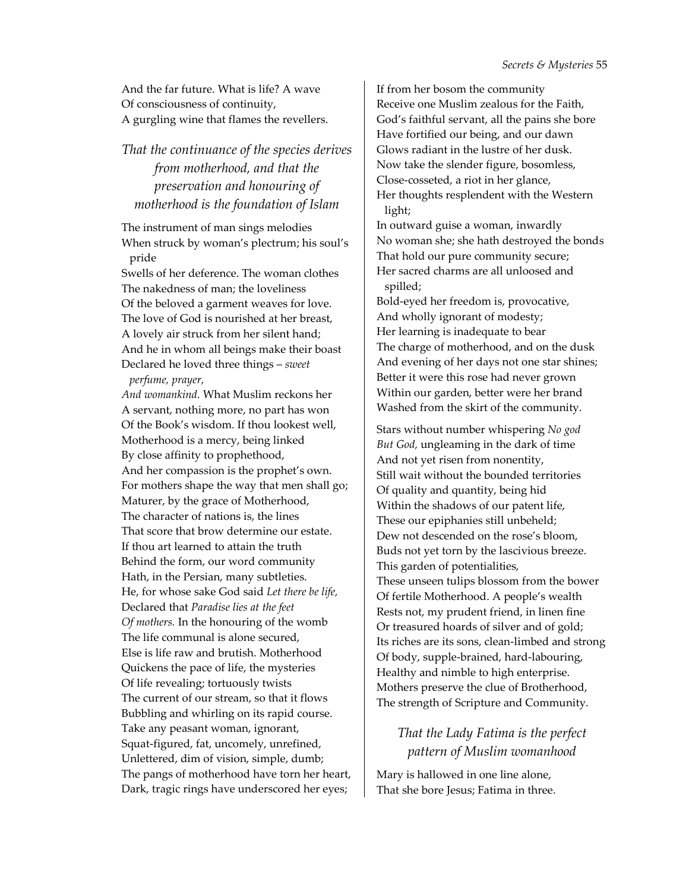And the far future. What is life? A wave
Of consciousness of continuity,
A gurgling wine that flames the revellers.

### *That the continuance of the species derives from motherhood, and that the preservation and honouring of motherhood is the foundation of Islam*

The instrument of man sings melodies
When struck by woman's plectrum; his soul's pride
Swells of her deference. The woman clothes
The nakedness of man; the loveliness
Of the beloved a garment weaves for love.
The love of God is nourished at her breast,
A lovely air struck from her silent hand;
And he in whom all beings make their boast
Declared he loved three things – *sweet perfume, prayer,*
*And womankind.* What Muslim reckons her
A servant, nothing more, no part has won
Of the Book's wisdom. If thou lookest well,
Motherhood is a mercy, being linked
By close affinity to prophethood,
And her compassion is the prophet's own.
For mothers shape the way that men shall go;
Maturer, by the grace of Motherhood,
The character of nations is, the lines
That score that brow determine our estate.
If thou art learned to attain the truth
Behind the form, our word community
Hath, in the Persian, many subtleties.
He, for whose sake God said *Let there be life,*
Declared that *Paradise lies at the feet*
*Of mothers.* In the honouring of the womb
The life communal is alone secured,
Else is life raw and brutish. Motherhood
Quickens the pace of life, the mysteries
Of life revealing; tortuously twists
The current of our stream, so that it flows
Bubbling and whirling on its rapid course.
Take any peasant woman, ignorant,
Squat-figured, fat, uncomely, unrefined,
Unlettered, dim of vision, simple, dumb;
The pangs of motherhood have torn her heart,
Dark, tragic rings have underscored her eyes;
If from her bosom the community
Receive one Muslim zealous for the Faith,
God's faithful servant, all the pains she bore
Have fortified our being, and our dawn
Glows radiant in the lustre of her dusk.
Now take the slender figure, bosomless,
Close-cosseted, a riot in her glance,
Her thoughts resplendent with the Western light;
In outward guise a woman, inwardly
No woman she; she hath destroyed the bonds
That hold our pure community secure;
Her sacred charms are all unloosed and spilled;
Bold-eyed her freedom is, provocative,
And wholly ignorant of modesty;
Her learning is inadequate to bear
The charge of motherhood, and on the dusk
And evening of her days not one star shines;
Better it were this rose had never grown
Within our garden, better were her brand
Washed from the skirt of the community.

Stars without number whispering *No god*
*But God,* ungleaming in the dark of time
And not yet risen from nonentity,
Still wait without the bounded territories
Of quality and quantity, being hid
Within the shadows of our patent life,
These our epiphanies still unbeheld;
Dew not descended on the rose's bloom,
Buds not yet torn by the lascivious breeze.
This garden of potentialities,
These unseen tulips blossom from the bower
Of fertile Motherhood. A people's wealth
Rests not, my prudent friend, in linen fine
Or treasured hoards of silver and of gold;
Its riches are its sons, clean-limbed and strong
Of body, supple-brained, hard-labouring,
Healthy and nimble to high enterprise.
Mothers preserve the clue of Brotherhood,
The strength of Scripture and Community.

### *That the Lady Fatima is the perfect pattern of Muslim womanhood*

Mary is hallowed in one line alone,
That she bore Jesus; Fatima in three.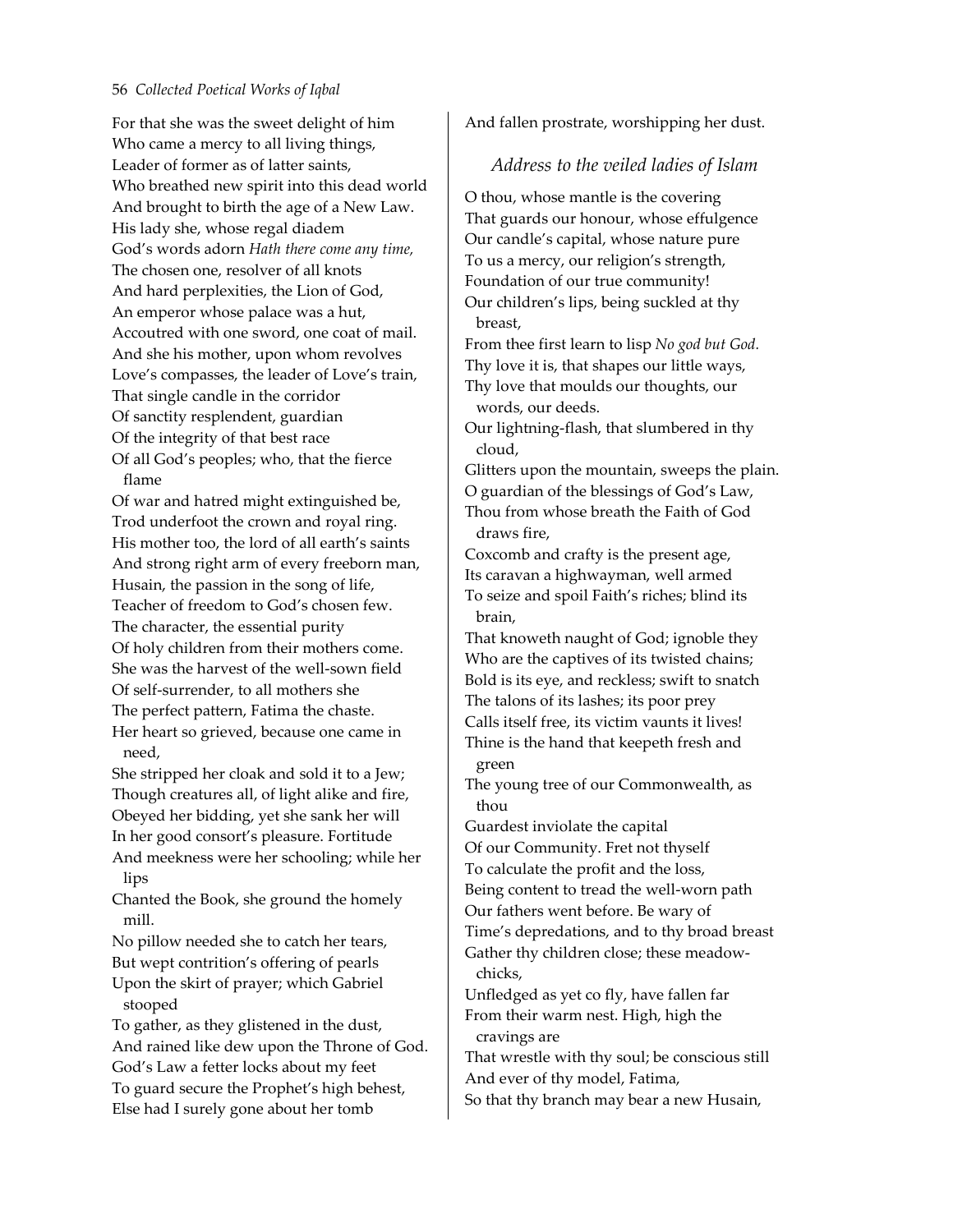For that she was the sweet delight of him
Who came a mercy to all living things,
Leader of former as of latter saints,
Who breathed new spirit into this dead world
And brought to birth the age of a New Law.
His lady she, whose regal diadem
God's words adorn *Hath there come any time,*
The chosen one, resolver of all knots
And hard perplexities, the Lion of God,
An emperor whose palace was a hut,
Accoutred with one sword, one coat of mail.
And she his mother, upon whom revolves
Love's compasses, the leader of Love's train,
That single candle in the corridor
Of sanctity resplendent, guardian
Of the integrity of that best race
Of all God's peoples; who, that the fierce flame
Of war and hatred might extinguished be,
Trod underfoot the crown and royal ring.
His mother too, the lord of all earth's saints
And strong right arm of every freeborn man,
Husain, the passion in the song of life,
Teacher of freedom to God's chosen few.
The character, the essential purity
Of holy children from their mothers come.
She was the harvest of the well-sown field
Of self-surrender, to all mothers she
The perfect pattern, Fatima the chaste.
Her heart so grieved, because one came in need,
She stripped her cloak and sold it to a Jew;
Though creatures all, of light alike and fire,
Obeyed her bidding, yet she sank her will
In her good consort's pleasure. Fortitude
And meekness were her schooling; while her lips
Chanted the Book, she ground the homely mill.
No pillow needed she to catch her tears,
But wept contrition's offering of pearls
Upon the skirt of prayer; which Gabriel stooped
To gather, as they glistened in the dust,
And rained like dew upon the Throne of God.
God's Law a fetter locks about my feet
To guard secure the Prophet's high behest,
Else had I surely gone about her tomb
And fallen prostrate, worshipping her dust.

### *Address to the veiled ladies of Islam*

O thou, whose mantle is the covering
That guards our honour, whose effulgence
Our candle's capital, whose nature pure
To us a mercy, our religion's strength,
Foundation of our true community!
Our children's lips, being suckled at thy breast,
From thee first learn to lisp *No god but God.*
Thy love it is, that shapes our little ways,
Thy love that moulds our thoughts, our words, our deeds.
Our lightning-flash, that slumbered in thy cloud,
Glitters upon the mountain, sweeps the plain.
O guardian of the blessings of God's Law,
Thou from whose breath the Faith of God draws fire,
Coxcomb and crafty is the present age,
Its caravan a highwayman, well armed
To seize and spoil Faith's riches; blind its brain,
That knoweth naught of God; ignoble they
Who are the captives of its twisted chains;
Bold is its eye, and reckless; swift to snatch
The talons of its lashes; its poor prey
Calls itself free, its victim vaunts it lives!
Thine is the hand that keepeth fresh and green
The young tree of our Commonwealth, as thou
Guardest inviolate the capital
Of our Community. Fret not thyself
To calculate the profit and the loss,
Being content to tread the well-worn path
Our fathers went before. Be wary of
Time's depredations, and to thy broad breast
Gather thy children close; these meadow-chicks,
Unfledged as yet co fly, have fallen far
From their warm nest. High, high the cravings are
That wrestle with thy soul; be conscious still
And ever of thy model, Fatima,
So that thy branch may bear a new Husain,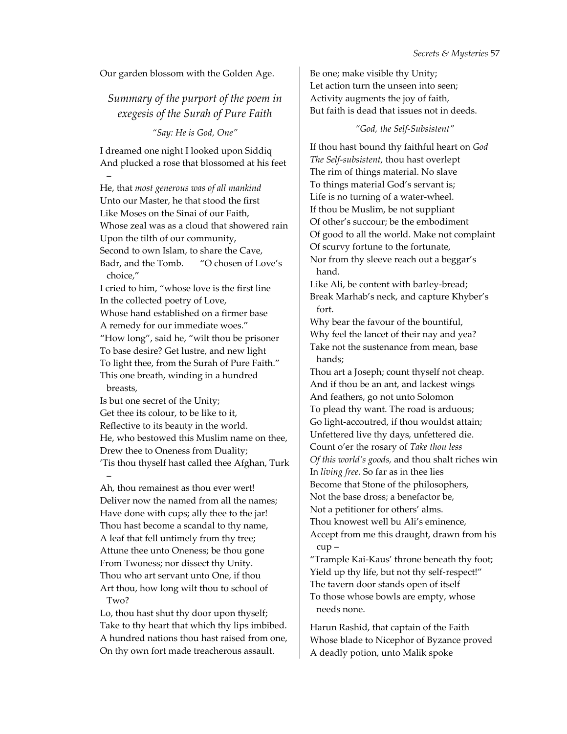Our garden blossom with the Golden Age.

## *Summary of the purport of the poem in exegesis of the Surah of Pure Faith*

*"Say: He is God, One"*

I dreamed one night I looked upon Siddiq
And plucked a rose that blossomed at his feet –
He, that *most generous was of all mankind*
Unto our Master, he that stood the first
Like Moses on the Sinai of our Faith,
Whose zeal was as a cloud that showered rain
Upon the tilth of our community,
Second to own Islam, to share the Cave,
Badr, and the Tomb. "O chosen of Love's choice,"
I cried to him, "whose love is the first line
In the collected poetry of Love,
Whose hand established on a firmer base
A remedy for our immediate woes."
"How long", said he, "wilt thou be prisoner
To base desire? Get lustre, and new light
To light thee, from the Surah of Pure Faith."
This one breath, winding in a hundred breasts,
Is but one secret of the Unity;
Get thee its colour, to be like to it,
Reflective to its beauty in the world.
He, who bestowed this Muslim name on thee,
Drew thee to Oneness from Duality;
'Tis thou thyself hast called thee Afghan, Turk –
Ah, thou remainest as thou ever wert!
Deliver now the named from all the names;
Have done with cups; ally thee to the jar!
Thou hast become a scandal to thy name,
A leaf that fell untimely from thy tree;
Attune thee unto Oneness; be thou gone
From Twoness; nor dissect thy Unity.
Thou who art servant unto One, if thou
Art thou, how long wilt thou to school of Two?
Lo, thou hast shut thy door upon thyself;
Take to thy heart that which thy lips imbibed.
A hundred nations thou hast raised from one,
On thy own fort made treacherous assault.
Be one; make visible thy Unity;
Let action turn the unseen into seen;
Activity augments the joy of faith,
But faith is dead that issues not in deeds.

*"God, the Self-Subsistent"*

If thou hast bound thy faithful heart on *God The Self-subsistent,* thou hast overlept
The rim of things material. No slave
To things material God's servant is;
Life is no turning of a water-wheel.
If thou be Muslim, be not suppliant
Of other's succour; be the embodiment
Of good to all the world. Make not complaint
Of scurvy fortune to the fortunate,
Nor from thy sleeve reach out a beggar's hand.
Like Ali, be content with barley-bread;
Break Marhab's neck, and capture Khyber's fort.
Why bear the favour of the bountiful,
Why feel the lancet of their nay and yea?
Take not the sustenance from mean, base hands;
Thou art a Joseph; count thyself not cheap.
And if thou be an ant, and lackest wings
And feathers, go not unto Solomon
To plead thy want. The road is arduous;
Go light-accoutred, if thou wouldst attain;
Unfettered live thy days, unfettered die.
Count o'er the rosary of *Take thou less Of this world's goods,* and thou shalt riches win
In *living free.* So far as in thee lies
Become that Stone of the philosophers,
Not the base dross; a benefactor be,
Not a petitioner for others' alms.
Thou knowest well bu Ali's eminence,
Accept from me this draught, drawn from his cup –
"Trample Kai-Kaus' throne beneath thy foot;
Yield up thy life, but not thy self-respect!"
The tavern door stands open of itself
To those whose bowls are empty, whose needs none.

Harun Rashid, that captain of the Faith
Whose blade to Nicephor of Byzance proved
A deadly potion, unto Malik spoke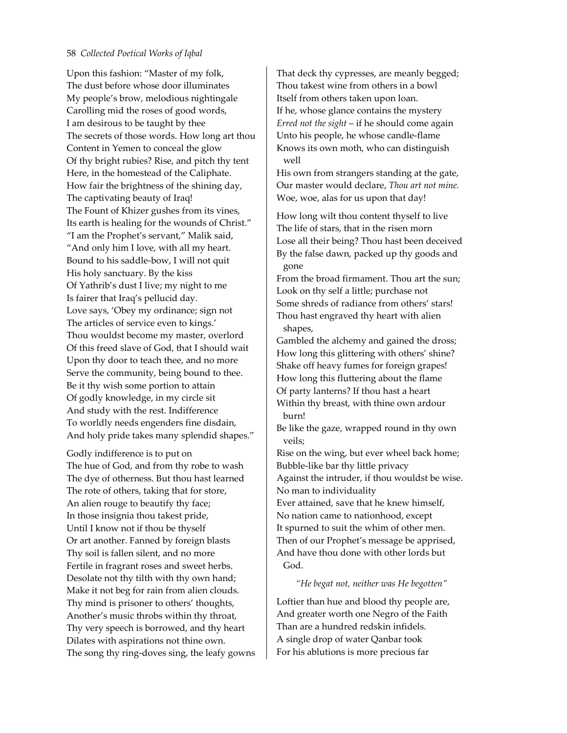Upon this fashion: "Master of my folk,
The dust before whose door illuminates
My people's brow, melodious nightingale
Carolling mid the roses of good words,
I am desirous to be taught by thee
The secrets of those words. How long art thou
Content in Yemen to conceal the glow
Of thy bright rubies? Rise, and pitch thy tent
Here, in the homestead of the Caliphate.
How fair the brightness of the shining day,
The captivating beauty of Iraq!
The Fount of Khizer gushes from its vines,
Its earth is healing for the wounds of Christ."
"I am the Prophet's servant," Malik said,
"And only him I love, with all my heart.
Bound to his saddle-bow, I will not quit
His holy sanctuary. By the kiss
Of Yathrib's dust I live; my night to me
Is fairer that Iraq's pellucid day.
Love says, 'Obey my ordinance; sign not
The articles of service even to kings.'
Thou wouldst become my master, overlord
Of this freed slave of God, that I should wait
Upon thy door to teach thee, and no more
Serve the community, being bound to thee.
Be it thy wish some portion to attain
Of godly knowledge, in my circle sit
And study with the rest. Indifference
To worldly needs engenders fine disdain,
And holy pride takes many splendid shapes."

Godly indifference is to put on
The hue of God, and from thy robe to wash
The dye of otherness. But thou hast learned
The rote of others, taking that for store,
An alien rouge to beautify thy face;
In those insignia thou takest pride,
Until I know not if thou be thyself
Or art another. Fanned by foreign blasts
Thy soil is fallen silent, and no more
Fertile in fragrant roses and sweet herbs.
Desolate not thy tilth with thy own hand;
Make it not beg for rain from alien clouds.
Thy mind is prisoner to others' thoughts,
Another's music throbs within thy throat,
Thy very speech is borrowed, and thy heart
Dilates with aspirations not thine own.
The song thy ring-doves sing, the leafy gowns
That deck thy cypresses, are meanly begged;
Thou takest wine from others in a bowl
Itself from others taken upon loan.
If he, whose glance contains the mystery
*Erred not the sight* – if he should come again
Unto his people, he whose candle-flame
Knows its own moth, who can distinguish well
His own from strangers standing at the gate,
Our master would declare, *Thou art not mine.*
Woe, woe, alas for us upon that day!

How long wilt thou content thyself to live
The life of stars, that in the risen morn
Lose all their being? Thou hast been deceived
By the false dawn, packed up thy goods and gone
From the broad firmament. Thou art the sun;
Look on thy self a little; purchase not
Some shreds of radiance from others' stars!
Thou hast engraved thy heart with alien shapes,
Gambled the alchemy and gained the dross;
How long this glittering with others' shine?
Shake off heavy fumes for foreign grapes!
How long this fluttering about the flame
Of party lanterns? If thou hast a heart
Within thy breast, with thine own ardour burn!
Be like the gaze, wrapped round in thy own veils;
Rise on the wing, but ever wheel back home;
Bubble-like bar thy little privacy
Against the intruder, if thou wouldst be wise.
No man to individuality
Ever attained, save that he knew himself,
No nation came to nationhood, except
It spurned to suit the whim of other men.
Then of our Prophet's message be apprised,
And have thou done with other lords but God.

*"He begat not, neither was He begotten"*

Loftier than hue and blood thy people are,
And greater worth one Negro of the Faith
Than are a hundred redskin infidels.
A single drop of water Qanbar took
For his ablutions is more precious far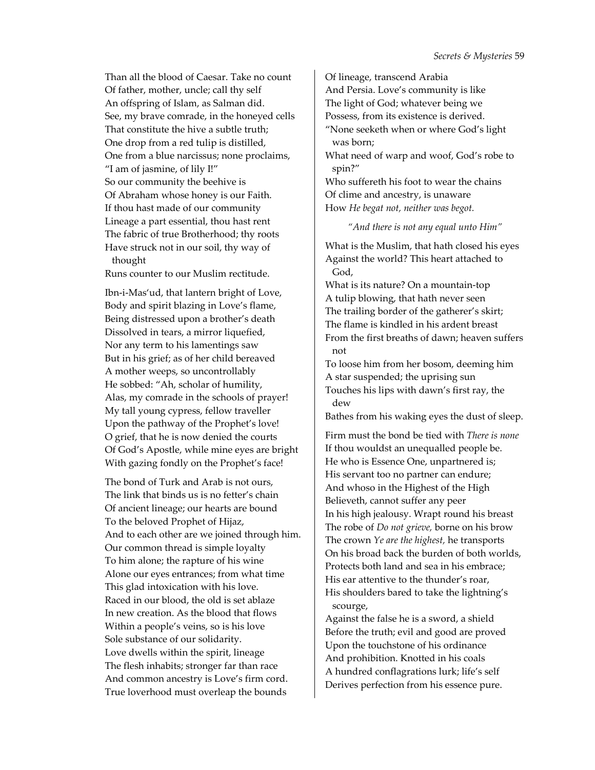Than all the blood of Caesar. Take no count
Of father, mother, uncle; call thy self
An offspring of Islam, as Salman did.
See, my brave comrade, in the honeyed cells
That constitute the hive a subtle truth;
One drop from a red tulip is distilled,
One from a blue narcissus; none proclaims,
"I am of jasmine, of lily I!"
So our community the beehive is
Of Abraham whose honey is our Faith.
If thou hast made of our community
Lineage a part essential, thou hast rent
The fabric of true Brotherhood; thy roots
Have struck not in our soil, thy way of thought
Runs counter to our Muslim rectitude.

Ibn-i-Mas'ud, that lantern bright of Love,
Body and spirit blazing in Love's flame,
Being distressed upon a brother's death
Dissolved in tears, a mirror liquefied,
Nor any term to his lamentings saw
But in his grief; as of her child bereaved
A mother weeps, so uncontrollably
He sobbed: "Ah, scholar of humility,
Alas, my comrade in the schools of prayer!
My tall young cypress, fellow traveller
Upon the pathway of the Prophet's love!
O grief, that he is now denied the courts
Of God's Apostle, while mine eyes are bright
With gazing fondly on the Prophet's face!

The bond of Turk and Arab is not ours,
The link that binds us is no fetter's chain
Of ancient lineage; our hearts are bound
To the beloved Prophet of Hijaz,
And to each other are we joined through him.
Our common thread is simple loyalty
To him alone; the rapture of his wine
Alone our eyes entrances; from what time
This glad intoxication with his love.
Raced in our blood, the old is set ablaze
In new creation. As the blood that flows
Within a people's veins, so is his love
Sole substance of our solidarity.
Love dwells within the spirit, lineage
The flesh inhabits; stronger far than race
And common ancestry is Love's firm cord.
True loverhood must overleap the bounds
Of lineage, transcend Arabia
And Persia. Love's community is like
The light of God; whatever being we
Possess, from its existence is derived.
"None seeketh when or where God's light was born;
What need of warp and woof, God's robe to spin?"
Who suffereth his foot to wear the chains
Of clime and ancestry, is unaware
How *He begat not, neither was begot.*

*"And there is not any equal unto Him"*

What is the Muslim, that hath closed his eyes
Against the world? This heart attached to God,
What is its nature? On a mountain-top
A tulip blowing, that hath never seen
The trailing border of the gatherer's skirt;
The flame is kindled in his ardent breast
From the first breaths of dawn; heaven suffers not
To loose him from her bosom, deeming him
A star suspended; the uprising sun
Touches his lips with dawn's first ray, the dew
Bathes from his waking eyes the dust of sleep.

Firm must the bond be tied with *There is none*
If thou wouldst an unequalled people be.
He who is Essence One, unpartnered is;
His servant too no partner can endure;
And whoso in the Highest of the High
Believeth, cannot suffer any peer
In his high jealousy. Wrapt round his breast
The robe of *Do not grieve,* borne on his brow
The crown *Ye are the highest,* he transports
On his broad back the burden of both worlds,
Protects both land and sea in his embrace;
His ear attentive to the thunder's roar,
His shoulders bared to take the lightning's scourge,
Against the false he is a sword, a shield
Before the truth; evil and good are proved
Upon the touchstone of his ordinance
And prohibition. Knotted in his coals
A hundred conflagrations lurk; life's self
Derives perfection from his essence pure.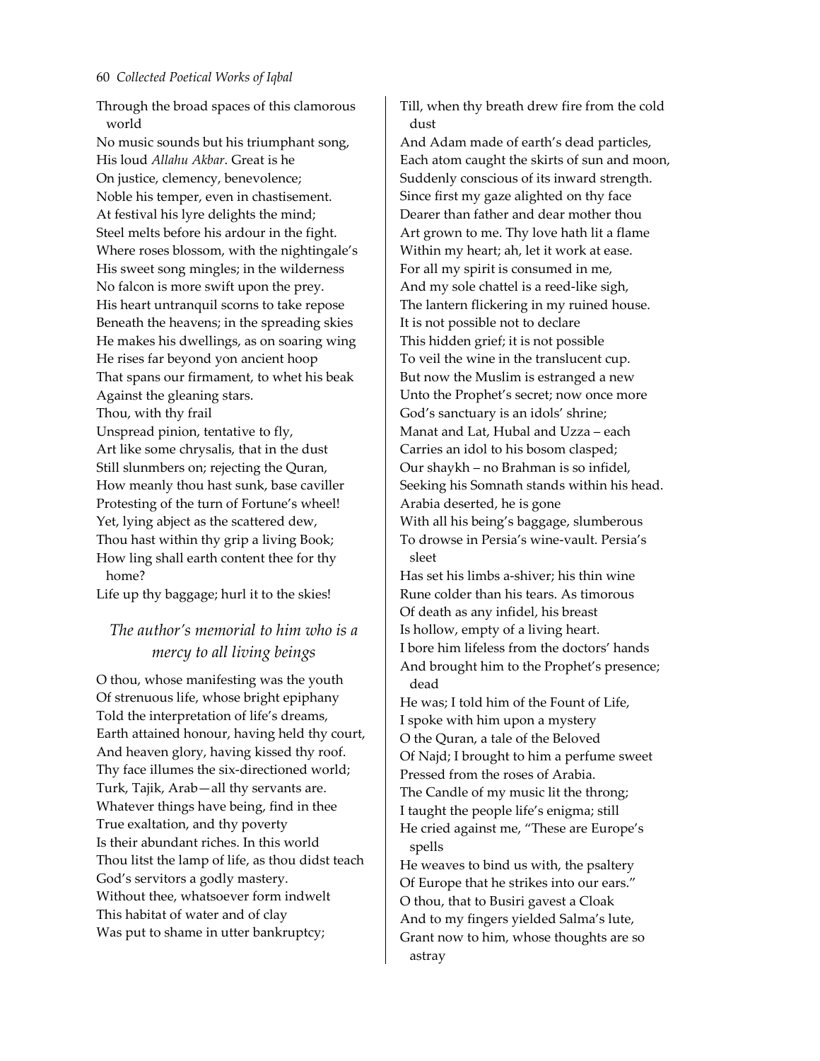Through the broad spaces of this clamorous world
No music sounds but his triumphant song,
His loud *Allahu Akbar*. Great is he
On justice, clemency, benevolence;
Noble his temper, even in chastisement.
At festival his lyre delights the mind;
Steel melts before his ardour in the fight.
Where roses blossom, with the nightingale's
His sweet song mingles; in the wilderness
No falcon is more swift upon the prey.
His heart untranquil scorns to take repose
Beneath the heavens; in the spreading skies
He makes his dwellings, as on soaring wing
He rises far beyond yon ancient hoop
That spans our firmament, to whet his beak
Against the gleaning stars.
Thou, with thy frail
Unspread pinion, tentative to fly,
Art like some chrysalis, that in the dust
Still slunmbers on; rejecting the Quran,
How meanly thou hast sunk, base caviller
Protesting of the turn of Fortune's wheel!
Yet, lying abject as the scattered dew,
Thou hast within thy grip a living Book;
How ling shall earth content thee for thy home?
Life up thy baggage; hurl it to the skies!

### *The author's memorial to him who is a mercy to all living beings*

O thou, whose manifesting was the youth
Of strenuous life, whose bright epiphany
Told the interpretation of life's dreams,
Earth attained honour, having held thy court,
And heaven glory, having kissed thy roof.
Thy face illumes the six-directioned world;
Turk, Tajik, Arab—all thy servants are.
Whatever things have being, find in thee
True exaltation, and thy poverty
Is their abundant riches. In this world
Thou litst the lamp of life, as thou didst teach
God's servitors a godly mastery.
Without thee, whatsoever form indwelt
This habitat of water and of clay
Was put to shame in utter bankruptcy;
Till, when thy breath drew fire from the cold dust
And Adam made of earth's dead particles,
Each atom caught the skirts of sun and moon,
Suddenly conscious of its inward strength.
Since first my gaze alighted on thy face
Dearer than father and dear mother thou
Art grown to me. Thy love hath lit a flame
Within my heart; ah, let it work at ease.
For all my spirit is consumed in me,
And my sole chattel is a reed-like sigh,
The lantern flickering in my ruined house.
It is not possible not to declare
This hidden grief; it is not possible
To veil the wine in the translucent cup.
But now the Muslim is estranged a new
Unto the Prophet's secret; now once more
God's sanctuary is an idols' shrine;
Manat and Lat, Hubal and Uzza – each
Carries an idol to his bosom clasped;
Our shaykh – no Brahman is so infidel,
Seeking his Somnath stands within his head.
Arabia deserted, he is gone
With all his being's baggage, slumberous
To drowse in Persia's wine-vault. Persia's sleet
Has set his limbs a-shiver; his thin wine
Rune colder than his tears. As timorous
Of death as any infidel, his breast
Is hollow, empty of a living heart.
I bore him lifeless from the doctors' hands
And brought him to the Prophet's presence; dead
He was; I told him of the Fount of Life,
I spoke with him upon a mystery
O the Quran, a tale of the Beloved
Of Najd; I brought to him a perfume sweet
Pressed from the roses of Arabia.
The Candle of my music lit the throng;
I taught the people life's enigma; still
He cried against me, "These are Europe's spells
He weaves to bind us with, the psaltery
Of Europe that he strikes into our ears."
O thou, that to Busiri gavest a Cloak
And to my fingers yielded Salma's lute,
Grant now to him, whose thoughts are so astray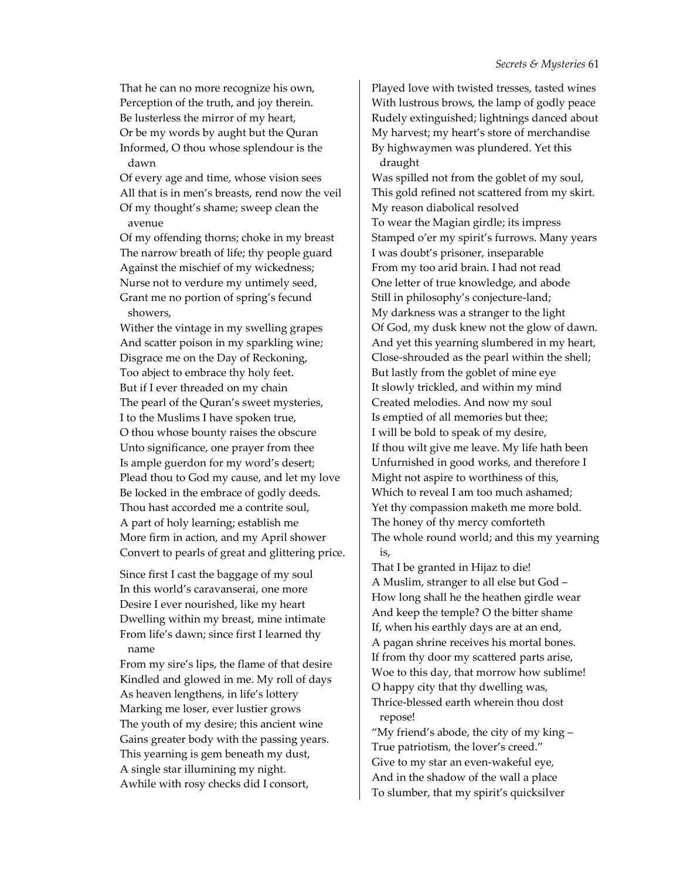That he can no more recognize his own,
Perception of the truth, and joy therein.
Be lusterless the mirror of my heart,
Or be my words by aught but the Quran
Informed, O thou whose splendour is the dawn
Of every age and time, whose vision sees
All that is in men's breasts, rend now the veil
Of my thought's shame; sweep clean the avenue
Of my offending thorns; choke in my breast
The narrow breath of life; thy people guard
Against the mischief of my wickedness;
Nurse not to verdure my untimely seed,
Grant me no portion of spring's fecund showers,
Wither the vintage in my swelling grapes
And scatter poison in my sparkling wine;
Disgrace me on the Day of Reckoning,
Too abject to embrace thy holy feet.
But if I ever threaded on my chain
The pearl of the Quran's sweet mysteries,
I to the Muslims I have spoken true,
O thou whose bounty raises the obscure
Unto significance, one prayer from thee
Is ample guerdon for my word's desert;
Plead thou to God my cause, and let my love
Be locked in the embrace of godly deeds.
Thou hast accorded me a contrite soul,
A part of holy learning; establish me
More firm in action, and my April shower
Convert to pearls of great and glittering price.

Since first I cast the baggage of my soul
In this world's caravanserai, one more
Desire I ever nourished, like my heart
Dwelling within my breast, mine intimate
From life's dawn; since first I learned thy name
From my sire's lips, the flame of that desire
Kindled and glowed in me. My roll of days
As heaven lengthens, in life's lottery
Marking me loser, ever lustier grows
The youth of my desire; this ancient wine
Gains greater body with the passing years.
This yearning is gem beneath my dust,
A single star illumining my night.
Awhile with rosy checks did I consort,
Played love with twisted tresses, tasted wines
With lustrous brows, the lamp of godly peace
Rudely extinguished; lightnings danced about
My harvest; my heart's store of merchandise
By highwaymen was plundered. Yet this draught
Was spilled not from the goblet of my soul,
This gold refined not scattered from my skirt.
My reason diabolical resolved
To wear the Magian girdle; its impress
Stamped o'er my spirit's furrows. Many years
I was doubt's prisoner, inseparable
From my too arid brain. I had not read
One letter of true knowledge, and abode
Still in philosophy's conjecture-land;
My darkness was a stranger to the light
Of God, my dusk knew not the glow of dawn.
And yet this yearning slumbered in my heart,
Close-shrouded as the pearl within the shell;
But lastly from the goblet of mine eye
It slowly trickled, and within my mind
Created melodies. And now my soul
Is emptied of all memories but thee;
I will be bold to speak of my desire,
If thou wilt give me leave. My life hath been
Unfurnished in good works, and therefore I
Might not aspire to worthiness of this,
Which to reveal I am too much ashamed;
Yet thy compassion maketh me more bold.
The honey of thy mercy comforteth
The whole round world; and this my yearning is,
That I be granted in Hijaz to die!
A Muslim, stranger to all else but God –
How long shall he the heathen girdle wear
And keep the temple? O the bitter shame
If, when his earthly days are at an end,
A pagan shrine receives his mortal bones.
If from thy door my scattered parts arise,
Woe to this day, that morrow how sublime!
O happy city that thy dwelling was,
Thrice-blessed earth wherein thou dost repose!
"My friend's abode, the city of my king –
True patriotism, the lover's creed."
Give to my star an even-wakeful eye,
And in the shadow of the wall a place
To slumber, that my spirit's quicksilver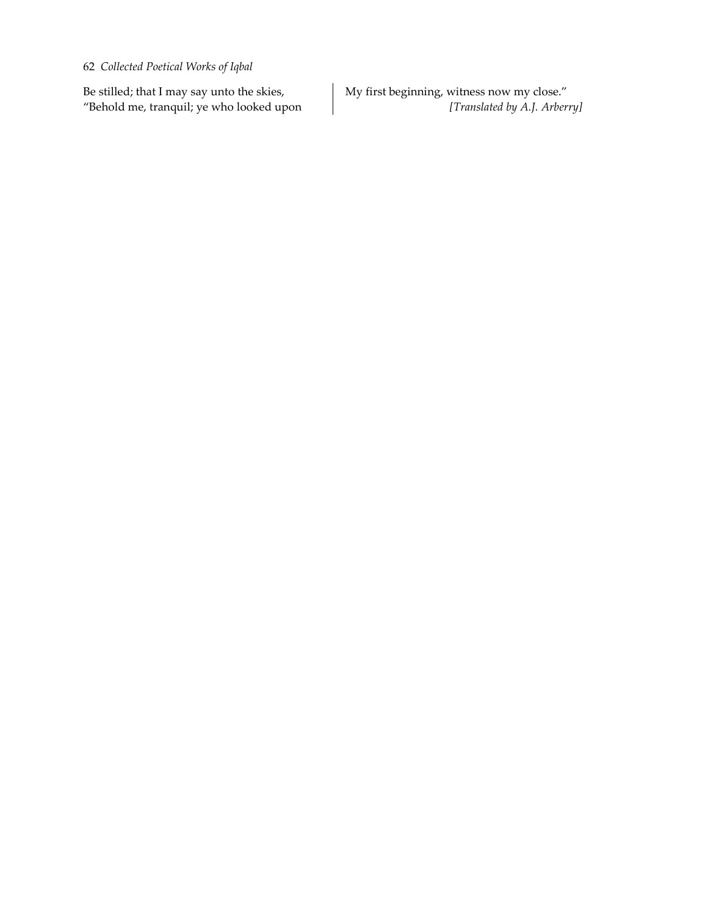Be stilled; that I may say unto the skies,
"Behold me, tranquil; ye who looked upon
My first beginning, witness now my close."

*[Translated by A.J. Arberry]*